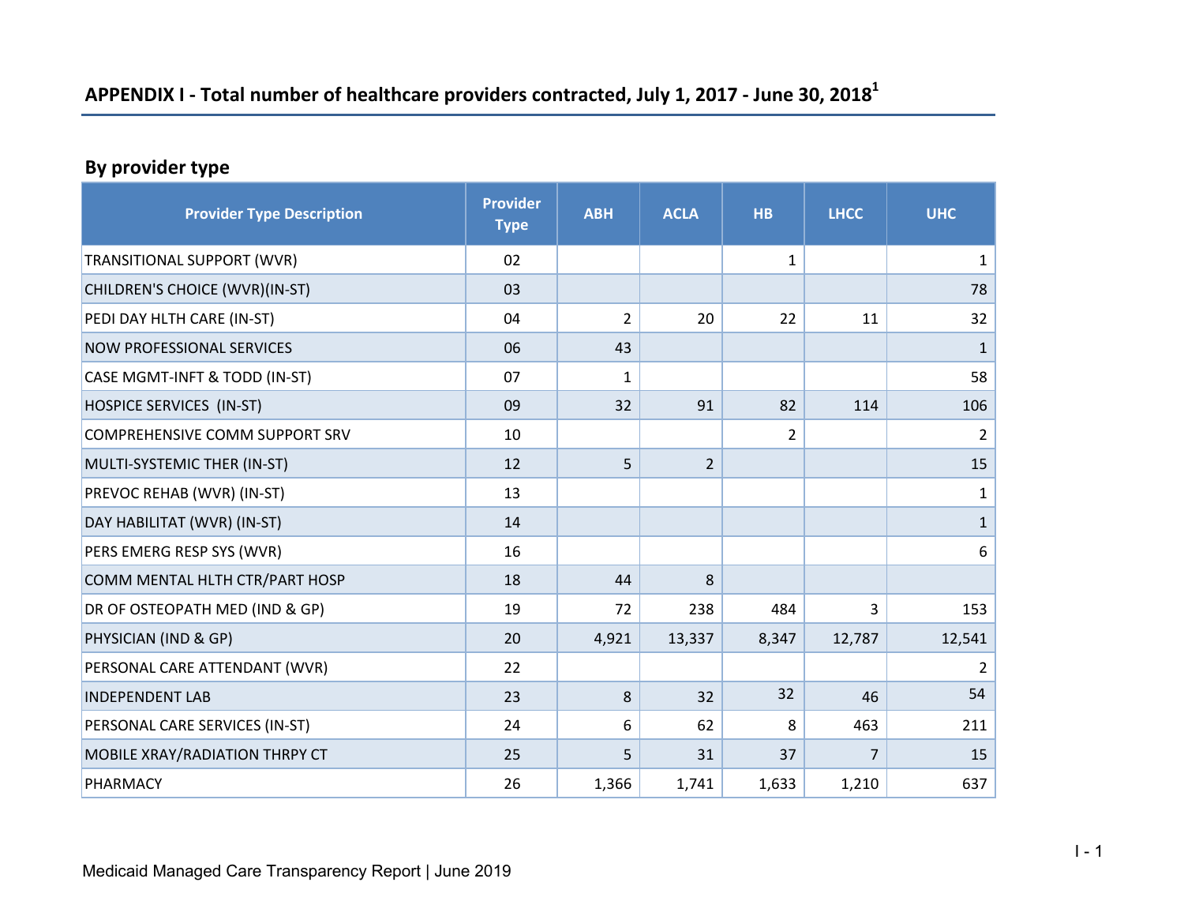# APPENDIX I - Total number of healthcare providers contracted, July 1, 2017 - June 30, 2018[1]

## By provider type

| Provider Type Description | Provider Type | ABH | ACLA | HB | LHCC | UHC |
|---|---|---|---|---|---|---|
| TRANSITIONAL SUPPORT (WVR) | 02 | | | 1 | | 1 |
| CHILDREN'S CHOICE (WVR)(IN-ST) | 03 | | | | | 78 |
| PEDI DAY HLTH CARE (IN-ST) | 04 | 2 | 20 | 22 | 11 | 32 |
| NOW PROFESSIONAL SERVICES | 06 | 43 | | | | 1 |
| CASE MGMT-INFT & TODD (IN-ST) | 07 | 1 | | | | 58 |
| HOSPICE SERVICES (IN-ST) | 09 | 32 | 91 | 82 | 114 | 106 |
| COMPREHENSIVE COMM SUPPORT SRV | 10 | | | 2 | | 2 |
| MULTI-SYSTEMIC THER (IN-ST) | 12 | 5 | 2 | | | 15 |
| PREVOC REHAB (WVR) (IN-ST) | 13 | | | | | 1 |
| DAY HABILITAT (WVR) (IN-ST) | 14 | | | | | 1 |
| PERS EMERG RESP SYS (WVR) | 16 | | | | | 6 |
| COMM MENTAL HLTH CTR/PART HOSP | 18 | 44 | 8 | | | |
| DR OF OSTEOPATH MED (IND & GP) | 19 | 72 | 238 | 484 | 3 | 153 |
| PHYSICIAN (IND & GP) | 20 | 4,921 | 13,337 | 8,347 | 12,787 | 12,541 |
| PERSONAL CARE ATTENDANT (WVR) | 22 | | | | | 2 |
| INDEPENDENT LAB | 23 | 8 | 32 | 32 | 46 | 54 |
| PERSONAL CARE SERVICES (IN-ST) | 24 | 6 | 62 | 8 | 463 | 211 |
| MOBILE XRAY/RADIATION THRPY CT | 25 | 5 | 31 | 37 | 7 | 15 |
| PHARMACY | 26 | 1,366 | 1,741 | 1,633 | 1,210 | 637 |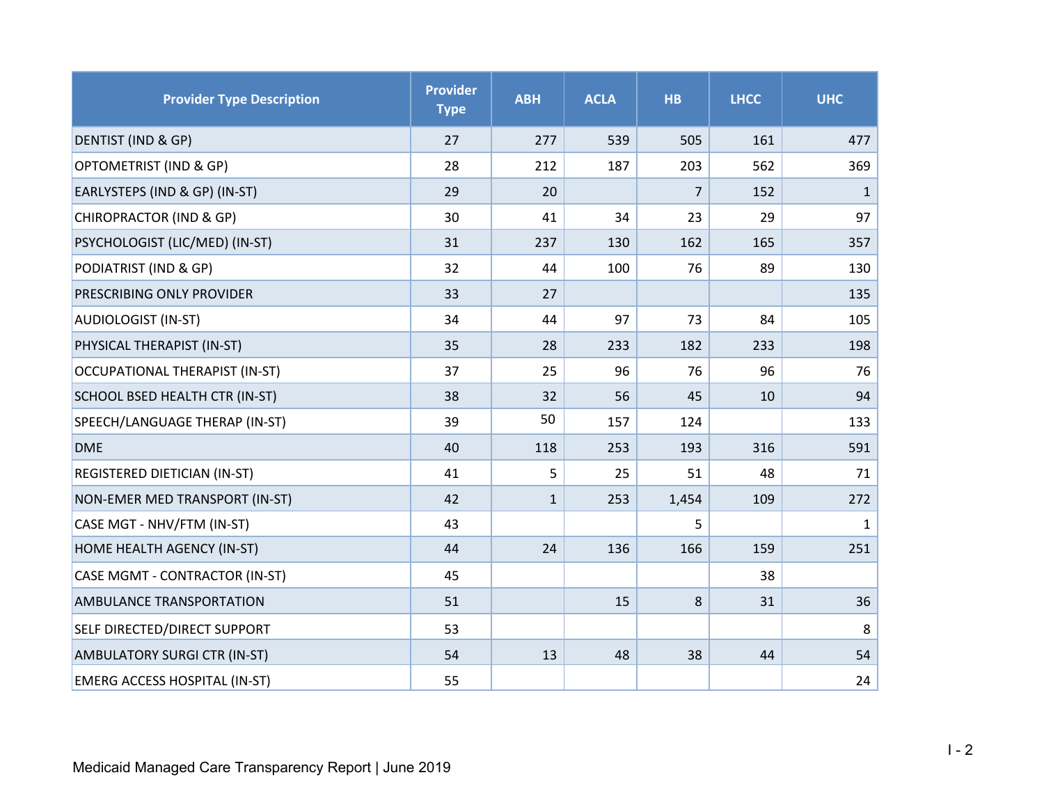| Provider Type Description | Provider Type | ABH | ACLA | HB | LHCC | UHC |
|---|---|---|---|---|---|---|
| DENTIST (IND & GP) | 27 | 277 | 539 | 505 | 161 | 477 |
| OPTOMETRIST (IND & GP) | 28 | 212 | 187 | 203 | 562 | 369 |
| EARLYSTEPS (IND & GP) (IN-ST) | 29 | 20 | | 7 | 152 | 1 |
| CHIROPRACTOR (IND & GP) | 30 | 41 | 34 | 23 | 29 | 97 |
| PSYCHOLOGIST (LIC/MED) (IN-ST) | 31 | 237 | 130 | 162 | 165 | 357 |
| PODIATRIST (IND & GP) | 32 | 44 | 100 | 76 | 89 | 130 |
| PRESCRIBING ONLY PROVIDER | 33 | 27 | | | | 135 |
| AUDIOLOGIST (IN-ST) | 34 | 44 | 97 | 73 | 84 | 105 |
| PHYSICAL THERAPIST (IN-ST) | 35 | 28 | 233 | 182 | 233 | 198 |
| OCCUPATIONAL THERAPIST (IN-ST) | 37 | 25 | 96 | 76 | 96 | 76 |
| SCHOOL BSED HEALTH CTR (IN-ST) | 38 | 32 | 56 | 45 | 10 | 94 |
| SPEECH/LANGUAGE THERAP (IN-ST) | 39 | 50 | 157 | 124 | | 133 |
| DME | 40 | 118 | 253 | 193 | 316 | 591 |
| REGISTERED DIETICIAN (IN-ST) | 41 | 5 | 25 | 51 | 48 | 71 |
| NON-EMER MED TRANSPORT (IN-ST) | 42 | 1 | 253 | 1,454 | 109 | 272 |
| CASE MGT - NHV/FTM (IN-ST) | 43 | | | 5 | | 1 |
| HOME HEALTH AGENCY (IN-ST) | 44 | 24 | 136 | 166 | 159 | 251 |
| CASE MGMT - CONTRACTOR (IN-ST) | 45 | | | | 38 | |
| AMBULANCE TRANSPORTATION | 51 | | 15 | 8 | 31 | 36 |
| SELF DIRECTED/DIRECT SUPPORT | 53 | | | | | 8 |
| AMBULATORY SURGI CTR (IN-ST) | 54 | 13 | 48 | 38 | 44 | 54 |
| EMERG ACCESS HOSPITAL (IN-ST) | 55 | | | | | 24 |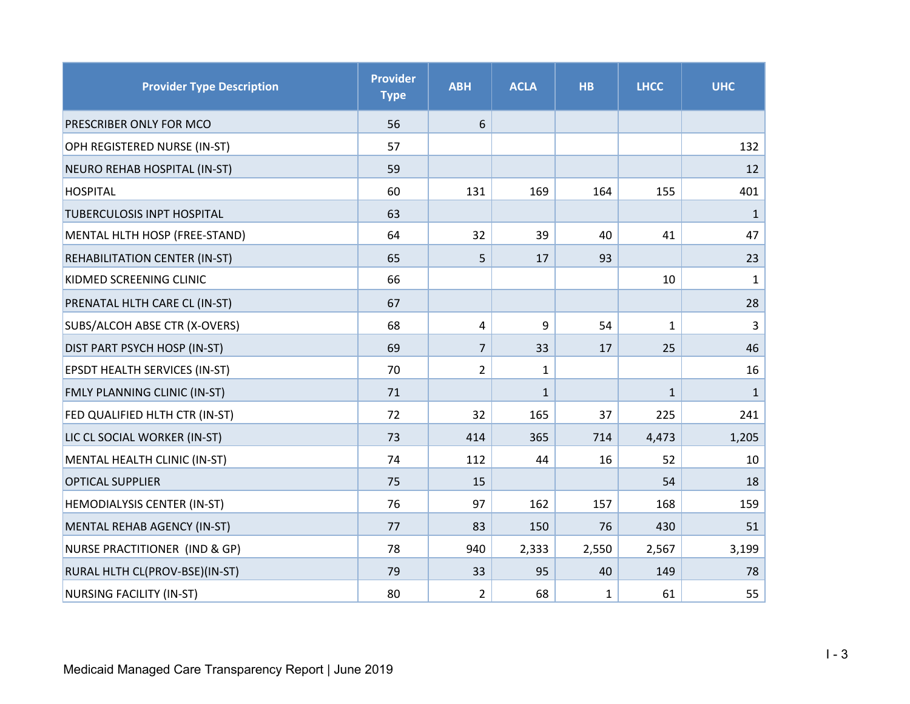| Provider Type Description | Provider Type | ABH | ACLA | HB | LHCC | UHC |
|---|---|---|---|---|---|---|
| PRESCRIBER ONLY FOR MCO | 56 | 6 | | | | |
| OPH REGISTERED NURSE (IN-ST) | 57 | | | | | 132 |
| NEURO REHAB HOSPITAL (IN-ST) | 59 | | | | | 12 |
| HOSPITAL | 60 | 131 | 169 | 164 | 155 | 401 |
| TUBERCULOSIS INPT HOSPITAL | 63 | | | | | 1 |
| MENTAL HLTH HOSP (FREE-STAND) | 64 | 32 | 39 | 40 | 41 | 47 |
| REHABILITATION CENTER (IN-ST) | 65 | 5 | 17 | 93 | | 23 |
| KIDMED SCREENING CLINIC | 66 | | | | 10 | 1 |
| PRENATAL HLTH CARE CL (IN-ST) | 67 | | | | | 28 |
| SUBS/ALCOH ABSE CTR (X-OVERS) | 68 | 4 | 9 | 54 | 1 | 3 |
| DIST PART PSYCH HOSP (IN-ST) | 69 | 7 | 33 | 17 | 25 | 46 |
| EPSDT HEALTH SERVICES (IN-ST) | 70 | 2 | 1 | | | 16 |
| FMLY PLANNING CLINIC (IN-ST) | 71 | | 1 | | 1 | 1 |
| FED QUALIFIED HLTH CTR (IN-ST) | 72 | 32 | 165 | 37 | 225 | 241 |
| LIC CL SOCIAL WORKER (IN-ST) | 73 | 414 | 365 | 714 | 4,473 | 1,205 |
| MENTAL HEALTH CLINIC (IN-ST) | 74 | 112 | 44 | 16 | 52 | 10 |
| OPTICAL SUPPLIER | 75 | 15 | | | 54 | 18 |
| HEMODIALYSIS CENTER (IN-ST) | 76 | 97 | 162 | 157 | 168 | 159 |
| MENTAL REHAB AGENCY (IN-ST) | 77 | 83 | 150 | 76 | 430 | 51 |
| NURSE PRACTITIONER (IND & GP) | 78 | 940 | 2,333 | 2,550 | 2,567 | 3,199 |
| RURAL HLTH CL(PROV-BSE)(IN-ST) | 79 | 33 | 95 | 40 | 149 | 78 |
| NURSING FACILITY (IN-ST) | 80 | 2 | 68 | 1 | 61 | 55 |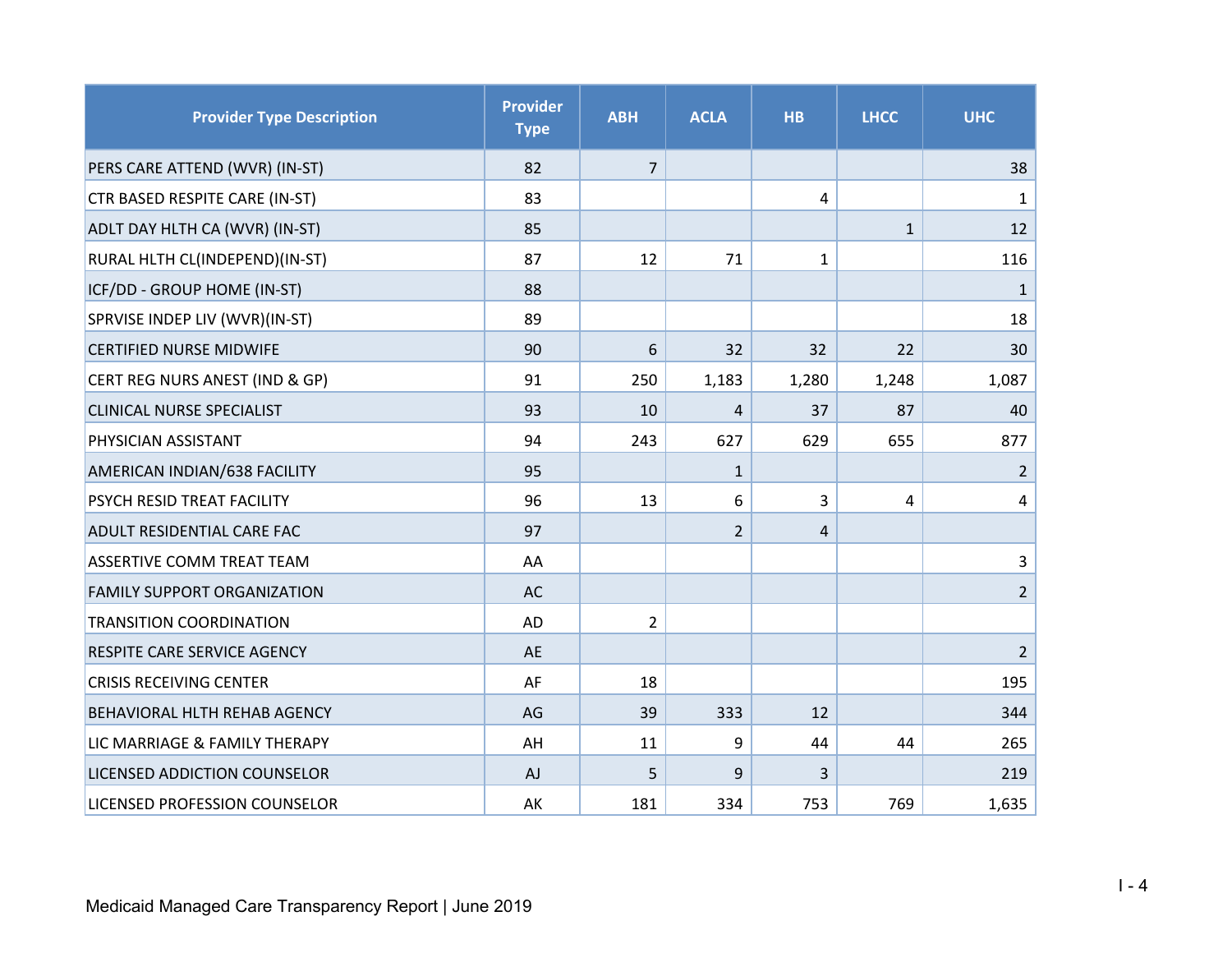| Provider Type Description | Provider Type | ABH | ACLA | HB | LHCC | UHC |
|---|---|---|---|---|---|---|
| PERS CARE ATTEND (WVR) (IN-ST) | 82 | 7 | | | | 38 |
| CTR BASED RESPITE CARE (IN-ST) | 83 | | | 4 | | 1 |
| ADLT DAY HLTH CA (WVR) (IN-ST) | 85 | | | | 1 | 12 |
| RURAL HLTH CL(INDEPEND)(IN-ST) | 87 | 12 | 71 | 1 | | 116 |
| ICF/DD - GROUP HOME (IN-ST) | 88 | | | | | 1 |
| SPRVISE INDEP LIV (WVR)(IN-ST) | 89 | | | | | 18 |
| CERTIFIED NURSE MIDWIFE | 90 | 6 | 32 | 32 | 22 | 30 |
| CERT REG NURS ANEST (IND & GP) | 91 | 250 | 1,183 | 1,280 | 1,248 | 1,087 |
| CLINICAL NURSE SPECIALIST | 93 | 10 | 4 | 37 | 87 | 40 |
| PHYSICIAN ASSISTANT | 94 | 243 | 627 | 629 | 655 | 877 |
| AMERICAN INDIAN/638 FACILITY | 95 | | 1 | | | 2 |
| PSYCH RESID TREAT FACILITY | 96 | 13 | 6 | 3 | 4 | 4 |
| ADULT RESIDENTIAL CARE FAC | 97 | | 2 | 4 | | |
| ASSERTIVE COMM TREAT TEAM | AA | | | | | 3 |
| FAMILY SUPPORT ORGANIZATION | AC | | | | | 2 |
| TRANSITION COORDINATION | AD | 2 | | | | |
| RESPITE CARE SERVICE AGENCY | AE | | | | | 2 |
| CRISIS RECEIVING CENTER | AF | 18 | | | | 195 |
| BEHAVIORAL HLTH REHAB AGENCY | AG | 39 | 333 | 12 | | 344 |
| LIC MARRIAGE & FAMILY THERAPY | AH | 11 | 9 | 44 | 44 | 265 |
| LICENSED ADDICTION COUNSELOR | AJ | 5 | 9 | 3 | | 219 |
| LICENSED PROFESSION COUNSELOR | AK | 181 | 334 | 753 | 769 | 1,635 |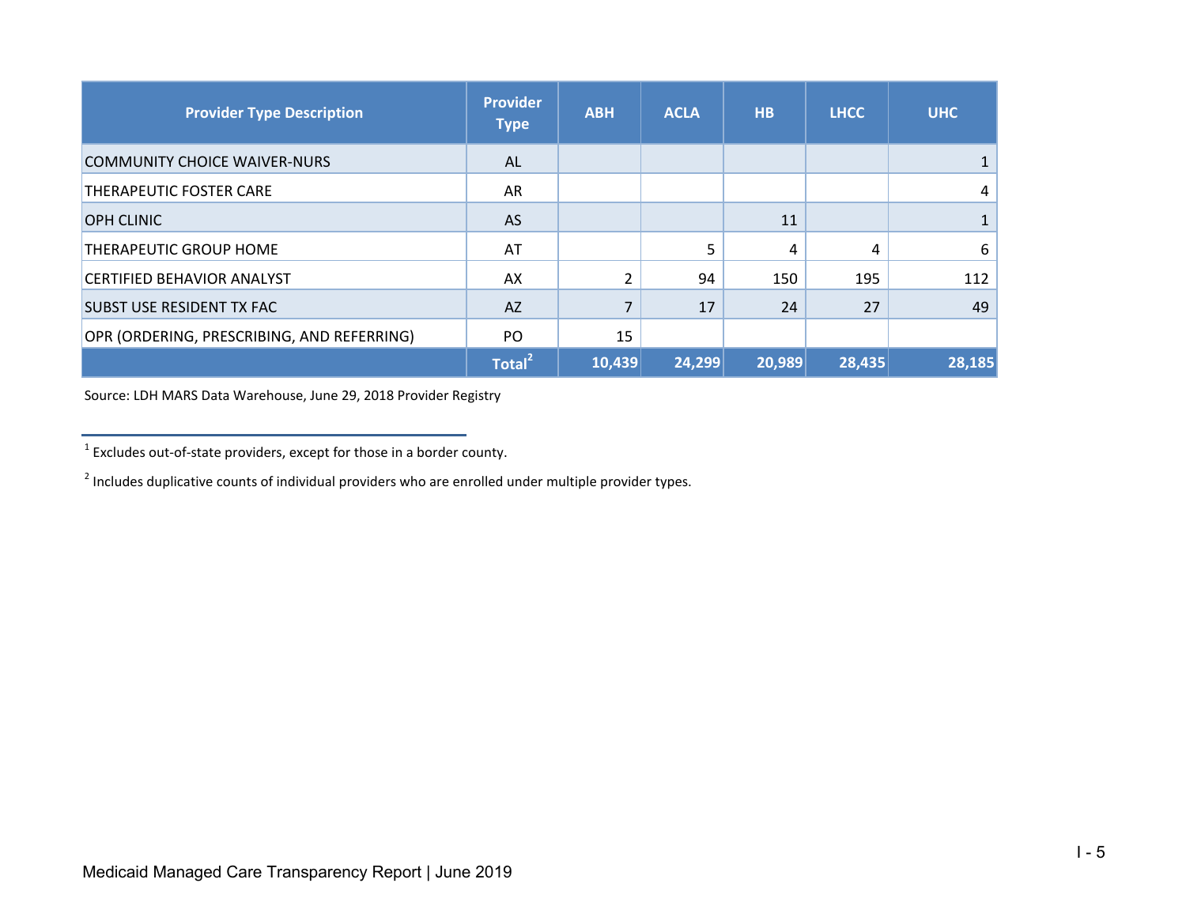| Provider Type Description | Provider Type | ABH | ACLA | HB | LHCC | UHC |
|---|---|---|---|---|---|---|
| COMMUNITY CHOICE WAIVER-NURS | AL | | | | | 1 |
| THERAPEUTIC FOSTER CARE | AR | | | | | 4 |
| OPH CLINIC | AS | | | 11 | | 1 |
| THERAPEUTIC GROUP HOME | AT | | 5 | 4 | 4 | 6 |
| CERTIFIED BEHAVIOR ANALYST | AX | 2 | 94 | 150 | 195 | 112 |
| SUBST USE RESIDENT TX FAC | AZ | 7 | 17 | 24 | 27 | 49 |
| OPR (ORDERING, PRESCRIBING, AND REFERRING) | PO | 15 | | | | |
| | **Total[2]** | **10,439** | **24,299** | **20,989** | **28,435** | **28,185** |

Source: LDH MARS Data Warehouse, June 29, 2018 Provider Registry

[1] Excludes out-of-state providers, except for those in a border county.

[2] Includes duplicative counts of individual providers who are enrolled under multiple provider types.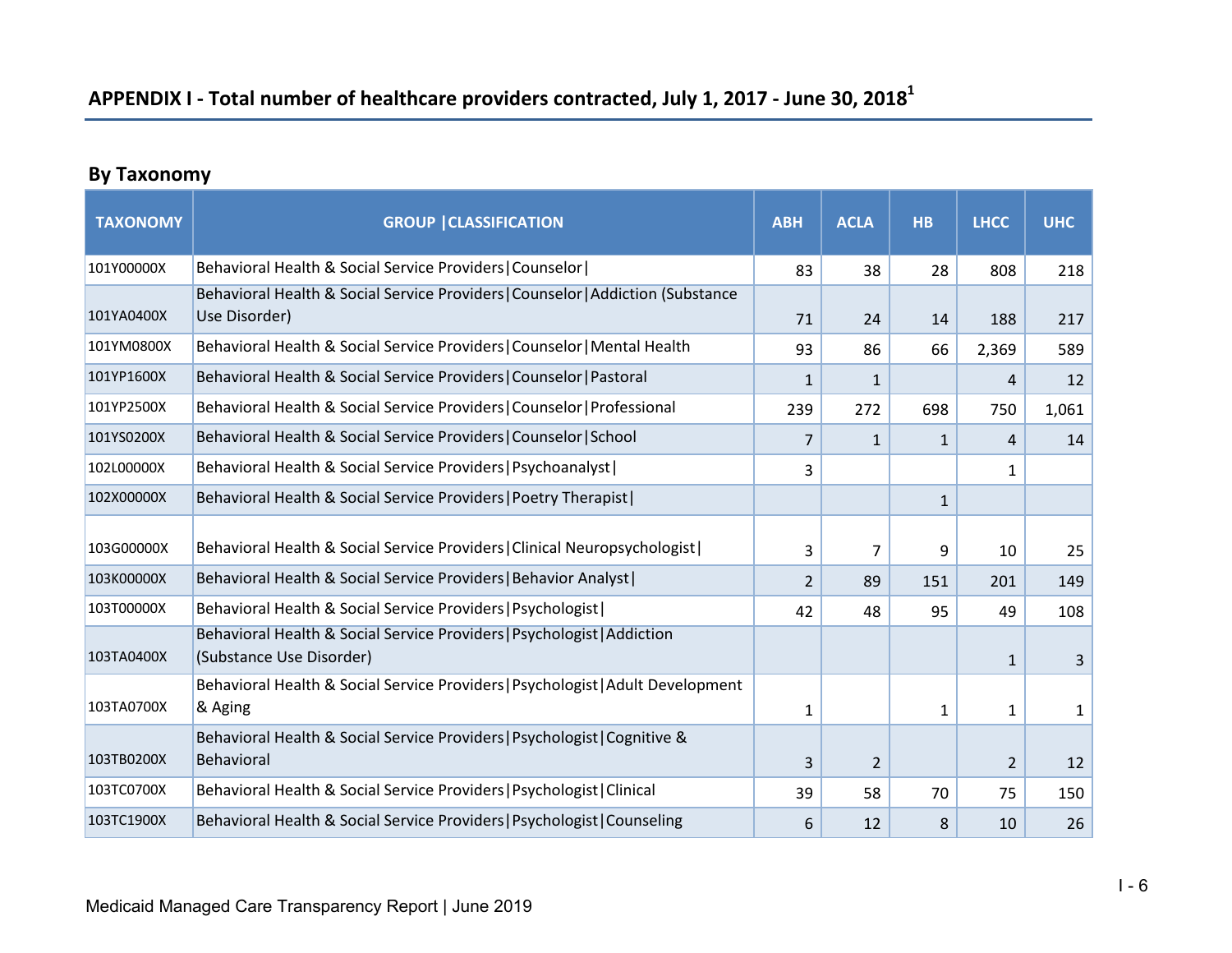## APPENDIX I - Total number of healthcare providers contracted, July 1, 2017 - June 30, 2018[1]

### By Taxonomy

| TAXONOMY | GROUP \|CLASSIFICATION | ABH | ACLA | HB | LHCC | UHC |
|---|---|---|---|---|---|---|
| 101Y00000X | Behavioral Health & Social Service Providers\|Counselor\| | 83 | 38 | 28 | 808 | 218 |
| 101YA0400X | Behavioral Health & Social Service Providers\|Counselor\|Addiction (Substance Use Disorder) | 71 | 24 | 14 | 188 | 217 |
| 101YM0800X | Behavioral Health & Social Service Providers\|Counselor\|Mental Health | 93 | 86 | 66 | 2,369 | 589 |
| 101YP1600X | Behavioral Health & Social Service Providers\|Counselor\|Pastoral | 1 | 1 | | 4 | 12 |
| 101YP2500X | Behavioral Health & Social Service Providers\|Counselor\|Professional | 239 | 272 | 698 | 750 | 1,061 |
| 101YS0200X | Behavioral Health & Social Service Providers\|Counselor\|School | 7 | 1 | 1 | 4 | 14 |
| 102L00000X | Behavioral Health & Social Service Providers\|Psychoanalyst\| | 3 | | | 1 | |
| 102X00000X | Behavioral Health & Social Service Providers\|Poetry Therapist\| | | | 1 | | |
| 103G00000X | Behavioral Health & Social Service Providers\|Clinical Neuropsychologist\| | 3 | 7 | 9 | 10 | 25 |
| 103K00000X | Behavioral Health & Social Service Providers\|Behavior Analyst\| | 2 | 89 | 151 | 201 | 149 |
| 103T00000X | Behavioral Health & Social Service Providers\|Psychologist\| | 42 | 48 | 95 | 49 | 108 |
| 103TA0400X | Behavioral Health & Social Service Providers\|Psychologist\|Addiction (Substance Use Disorder) | | | | 1 | 3 |
| 103TA0700X | Behavioral Health & Social Service Providers\|Psychologist\|Adult Development & Aging | 1 | | 1 | 1 | 1 |
| 103TB0200X | Behavioral Health & Social Service Providers\|Psychologist\|Cognitive & Behavioral | 3 | 2 | | 2 | 12 |
| 103TC0700X | Behavioral Health & Social Service Providers\|Psychologist\|Clinical | 39 | 58 | 70 | 75 | 150 |
| 103TC1900X | Behavioral Health & Social Service Providers\|Psychologist\|Counseling | 6 | 12 | 8 | 10 | 26 |

Medicaid Managed Care Transparency Report | June 2019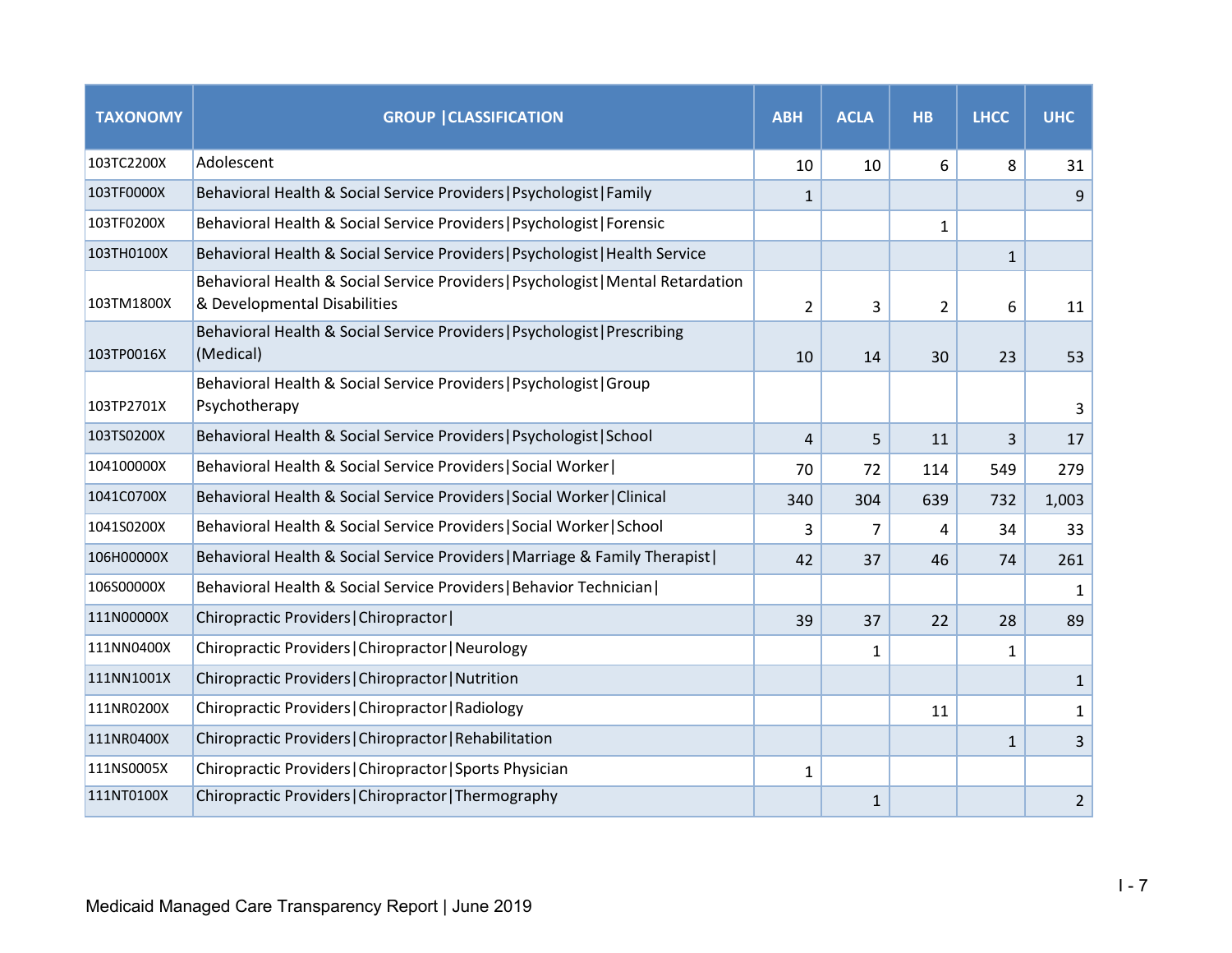| TAXONOMY | GROUP \|CLASSIFICATION | ABH | ACLA | HB | LHCC | UHC |
|---|---|---|---|---|---|---|
| 103TC2200X | Adolescent | 10 | 10 | 6 | 8 | 31 |
| 103TF0000X | Behavioral Health & Social Service Providers\|Psychologist\|Family | 1 | | | | 9 |
| 103TF0200X | Behavioral Health & Social Service Providers\|Psychologist\|Forensic | | | 1 | | |
| 103TH0100X | Behavioral Health & Social Service Providers\|Psychologist\|Health Service | | | | 1 | |
| 103TM1800X | Behavioral Health & Social Service Providers\|Psychologist\|Mental Retardation & Developmental Disabilities | 2 | 3 | 2 | 6 | 11 |
| 103TP0016X | Behavioral Health & Social Service Providers\|Psychologist\|Prescribing (Medical) | 10 | 14 | 30 | 23 | 53 |
| 103TP2701X | Behavioral Health & Social Service Providers\|Psychologist\|Group Psychotherapy | | | | | 3 |
| 103TS0200X | Behavioral Health & Social Service Providers\|Psychologist\|School | 4 | 5 | 11 | 3 | 17 |
| 104100000X | Behavioral Health & Social Service Providers\|Social Worker\| | 70 | 72 | 114 | 549 | 279 |
| 1041C0700X | Behavioral Health & Social Service Providers\|Social Worker\|Clinical | 340 | 304 | 639 | 732 | 1,003 |
| 1041S0200X | Behavioral Health & Social Service Providers\|Social Worker\|School | 3 | 7 | 4 | 34 | 33 |
| 106H00000X | Behavioral Health & Social Service Providers\|Marriage & Family Therapist\| | 42 | 37 | 46 | 74 | 261 |
| 106S00000X | Behavioral Health & Social Service Providers\|Behavior Technician\| | | | | | 1 |
| 111N00000X | Chiropractic Providers\|Chiropractor\| | 39 | 37 | 22 | 28 | 89 |
| 111NN0400X | Chiropractic Providers\|Chiropractor\|Neurology | | 1 | | 1 | |
| 111NN1001X | Chiropractic Providers\|Chiropractor\|Nutrition | | | | | 1 |
| 111NR0200X | Chiropractic Providers\|Chiropractor\|Radiology | | | 11 | | 1 |
| 111NR0400X | Chiropractic Providers\|Chiropractor\|Rehabilitation | | | | 1 | 3 |
| 111NS0005X | Chiropractic Providers\|Chiropractor\|Sports Physician | 1 | | | | |
| 111NT0100X | Chiropractic Providers\|Chiropractor\|Thermography | | 1 | | | 2 |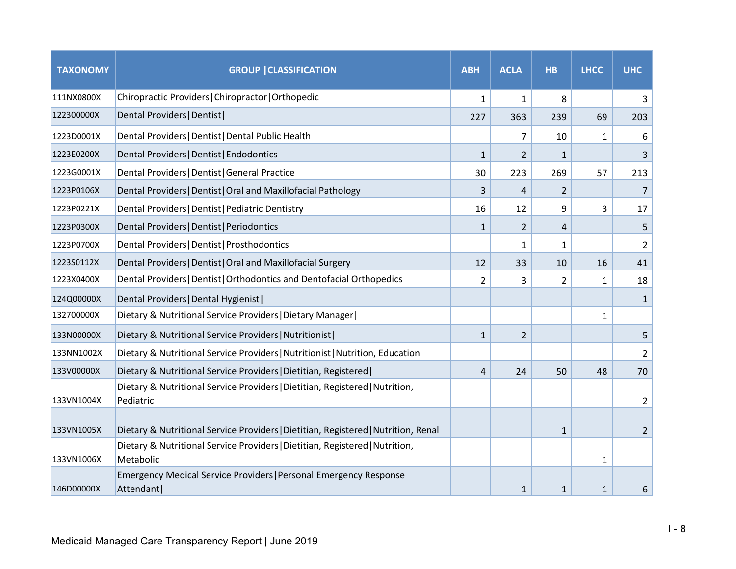| TAXONOMY | GROUP \|CLASSIFICATION | ABH | ACLA | HB | LHCC | UHC |
|---|---|---|---|---|---|---|
| 111NX0800X | Chiropractic Providers\|Chiropractor\|Orthopedic | 1 | 1 | 8 | | 3 |
| 122300000X | Dental Providers\|Dentist\| | 227 | 363 | 239 | 69 | 203 |
| 1223D0001X | Dental Providers\|Dentist\|Dental Public Health | | 7 | 10 | 1 | 6 |
| 1223E0200X | Dental Providers\|Dentist\|Endodontics | 1 | 2 | 1 | | 3 |
| 1223G0001X | Dental Providers\|Dentist\|General Practice | 30 | 223 | 269 | 57 | 213 |
| 1223P0106X | Dental Providers\|Dentist\|Oral and Maxillofacial Pathology | 3 | 4 | 2 | | 7 |
| 1223P0221X | Dental Providers\|Dentist\|Pediatric Dentistry | 16 | 12 | 9 | 3 | 17 |
| 1223P0300X | Dental Providers\|Dentist\|Periodontics | 1 | 2 | 4 | | 5 |
| 1223P0700X | Dental Providers\|Dentist\|Prosthodontics | | 1 | 1 | | 2 |
| 1223S0112X | Dental Providers\|Dentist\|Oral and Maxillofacial Surgery | 12 | 33 | 10 | 16 | 41 |
| 1223X0400X | Dental Providers\|Dentist\|Orthodontics and Dentofacial Orthopedics | 2 | 3 | 2 | 1 | 18 |
| 124Q00000X | Dental Providers\|Dental Hygienist\| | | | | | 1 |
| 132700000X | Dietary & Nutritional Service Providers\|Dietary Manager\| | | | | 1 | |
| 133N00000X | Dietary & Nutritional Service Providers\|Nutritionist\| | 1 | 2 | | | 5 |
| 133NN1002X | Dietary & Nutritional Service Providers\|Nutritionist\|Nutrition, Education | | | | | 2 |
| 133V00000X | Dietary & Nutritional Service Providers\|Dietitian, Registered\| | 4 | 24 | 50 | 48 | 70 |
| 133VN1004X | Dietary & Nutritional Service Providers\|Dietitian, Registered\|Nutrition, Pediatric | | | | | 2 |
| 133VN1005X | Dietary & Nutritional Service Providers\|Dietitian, Registered\|Nutrition, Renal | | | 1 | | 2 |
| 133VN1006X | Dietary & Nutritional Service Providers\|Dietitian, Registered\|Nutrition, Metabolic | | | | 1 | |
| 146D00000X | Emergency Medical Service Providers\|Personal Emergency Response Attendant\| | | 1 | 1 | 1 | 6 |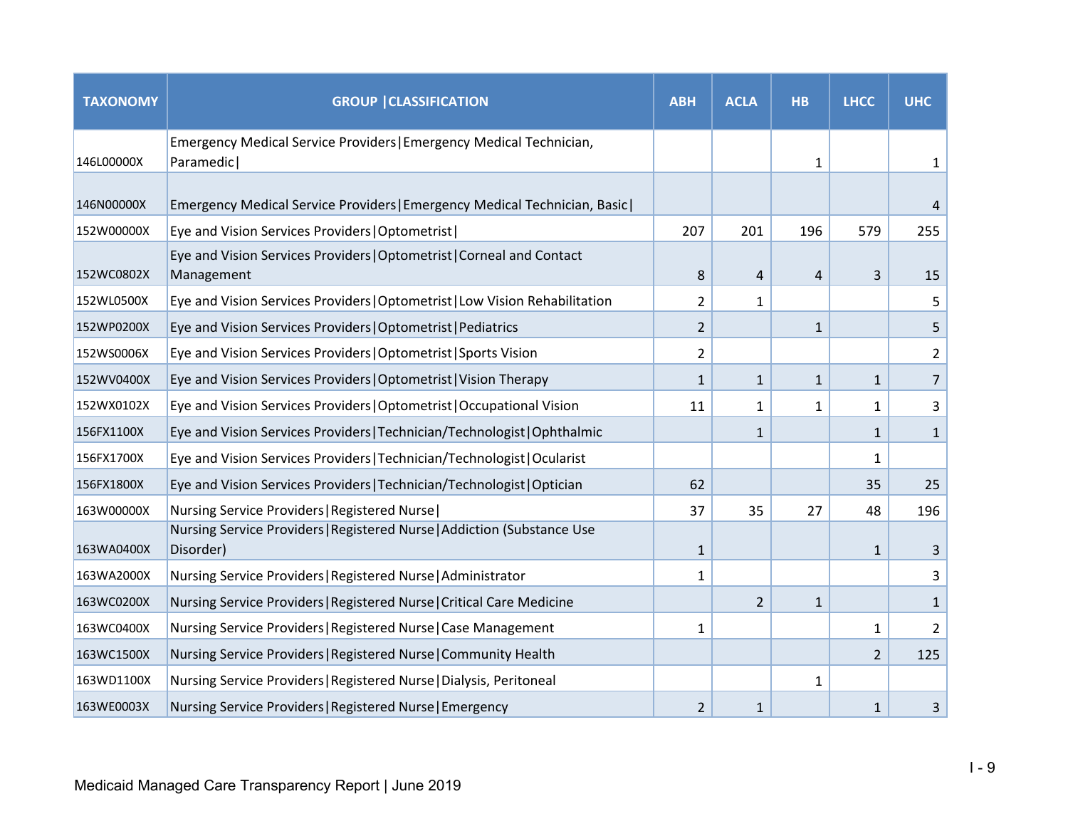| TAXONOMY | GROUP \|CLASSIFICATION | ABH | ACLA | HB | LHCC | UHC |
|---|---|---|---|---|---|---|
| 146L00000X | Emergency Medical Service Providers\|Emergency Medical Technician, Paramedic\| | | | 1 | | 1 |
| 146N00000X | Emergency Medical Service Providers\|Emergency Medical Technician, Basic\| | | | | | 4 |
| 152W00000X | Eye and Vision Services Providers\|Optometrist\| | 207 | 201 | 196 | 579 | 255 |
| 152WC0802X | Eye and Vision Services Providers\|Optometrist\|Corneal and Contact Management | 8 | 4 | 4 | 3 | 15 |
| 152WL0500X | Eye and Vision Services Providers\|Optometrist\|Low Vision Rehabilitation | 2 | 1 | | | 5 |
| 152WP0200X | Eye and Vision Services Providers\|Optometrist\|Pediatrics | 2 | | 1 | | 5 |
| 152WS0006X | Eye and Vision Services Providers\|Optometrist\|Sports Vision | 2 | | | | 2 |
| 152WV0400X | Eye and Vision Services Providers\|Optometrist\|Vision Therapy | 1 | 1 | 1 | 1 | 7 |
| 152WX0102X | Eye and Vision Services Providers\|Optometrist\|Occupational Vision | 11 | 1 | 1 | 1 | 3 |
| 156FX1100X | Eye and Vision Services Providers\|Technician/Technologist\|Ophthalmic | | 1 | | 1 | 1 |
| 156FX1700X | Eye and Vision Services Providers\|Technician/Technologist\|Ocularist | | | | 1 | |
| 156FX1800X | Eye and Vision Services Providers\|Technician/Technologist\|Optician | 62 | | | 35 | 25 |
| 163W00000X | Nursing Service Providers\|Registered Nurse\| | 37 | 35 | 27 | 48 | 196 |
| 163WA0400X | Nursing Service Providers\|Registered Nurse\|Addiction (Substance Use Disorder) | 1 | | | 1 | 3 |
| 163WA2000X | Nursing Service Providers\|Registered Nurse\|Administrator | 1 | | | | 3 |
| 163WC0200X | Nursing Service Providers\|Registered Nurse\|Critical Care Medicine | | 2 | 1 | | 1 |
| 163WC0400X | Nursing Service Providers\|Registered Nurse\|Case Management | 1 | | | 1 | 2 |
| 163WC1500X | Nursing Service Providers\|Registered Nurse\|Community Health | | | | 2 | 125 |
| 163WD1100X | Nursing Service Providers\|Registered Nurse\|Dialysis, Peritoneal | | | 1 | | |
| 163WE0003X | Nursing Service Providers\|Registered Nurse\|Emergency | 2 | 1 | | 1 | 3 |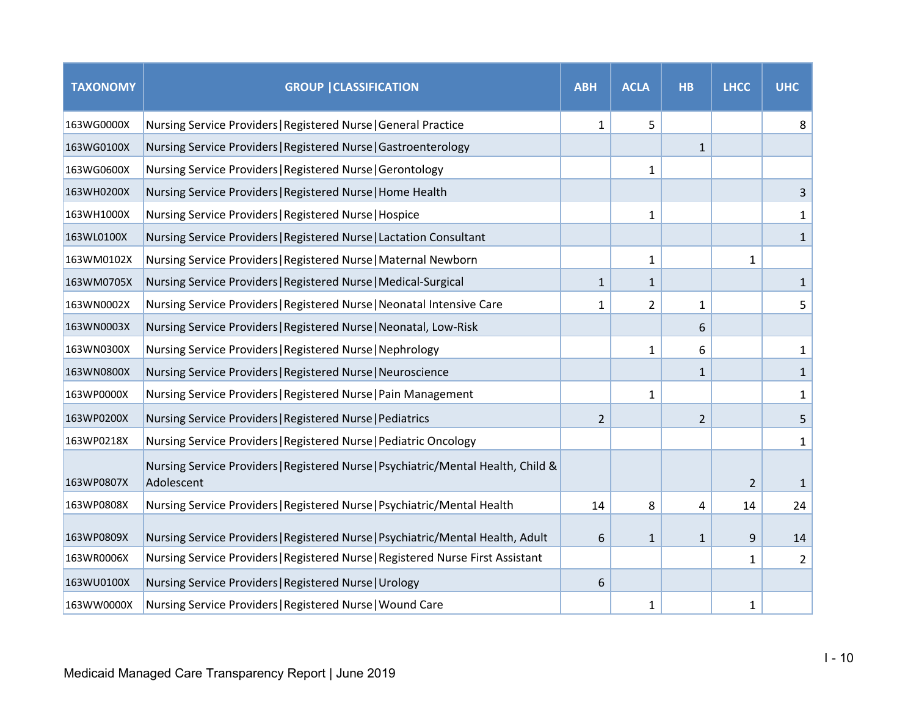| TAXONOMY | GROUP \|CLASSIFICATION | ABH | ACLA | HB | LHCC | UHC |
|---|---|---|---|---|---|---|
| 163WG0000X | Nursing Service Providers\|Registered Nurse\|General Practice | 1 | 5 | | | 8 |
| 163WG0100X | Nursing Service Providers\|Registered Nurse\|Gastroenterology | | | 1 | | |
| 163WG0600X | Nursing Service Providers\|Registered Nurse\|Gerontology | | 1 | | | |
| 163WH0200X | Nursing Service Providers\|Registered Nurse\|Home Health | | | | | 3 |
| 163WH1000X | Nursing Service Providers\|Registered Nurse\|Hospice | | 1 | | | 1 |
| 163WL0100X | Nursing Service Providers\|Registered Nurse\|Lactation Consultant | | | | | 1 |
| 163WM0102X | Nursing Service Providers\|Registered Nurse\|Maternal Newborn | | 1 | | 1 | |
| 163WM0705X | Nursing Service Providers\|Registered Nurse\|Medical-Surgical | 1 | 1 | | | 1 |
| 163WN0002X | Nursing Service Providers\|Registered Nurse\|Neonatal Intensive Care | 1 | 2 | 1 | | 5 |
| 163WN0003X | Nursing Service Providers\|Registered Nurse\|Neonatal, Low-Risk | | | 6 | | |
| 163WN0300X | Nursing Service Providers\|Registered Nurse\|Nephrology | | 1 | 6 | | 1 |
| 163WN0800X | Nursing Service Providers\|Registered Nurse\|Neuroscience | | | 1 | | 1 |
| 163WP0000X | Nursing Service Providers\|Registered Nurse\|Pain Management | | 1 | | | 1 |
| 163WP0200X | Nursing Service Providers\|Registered Nurse\|Pediatrics | 2 | | 2 | | 5 |
| 163WP0218X | Nursing Service Providers\|Registered Nurse\|Pediatric Oncology | | | | | 1 |
| 163WP0807X | Nursing Service Providers\|Registered Nurse\|Psychiatric/Mental Health, Child & Adolescent | | | | 2 | 1 |
| 163WP0808X | Nursing Service Providers\|Registered Nurse\|Psychiatric/Mental Health | 14 | 8 | 4 | 14 | 24 |
| 163WP0809X | Nursing Service Providers\|Registered Nurse\|Psychiatric/Mental Health, Adult | 6 | 1 | 1 | 9 | 14 |
| 163WR0006X | Nursing Service Providers\|Registered Nurse\|Registered Nurse First Assistant | | | | 1 | 2 |
| 163WU0100X | Nursing Service Providers\|Registered Nurse\|Urology | 6 | | | | |
| 163WW0000X | Nursing Service Providers\|Registered Nurse\|Wound Care | | 1 | | 1 | |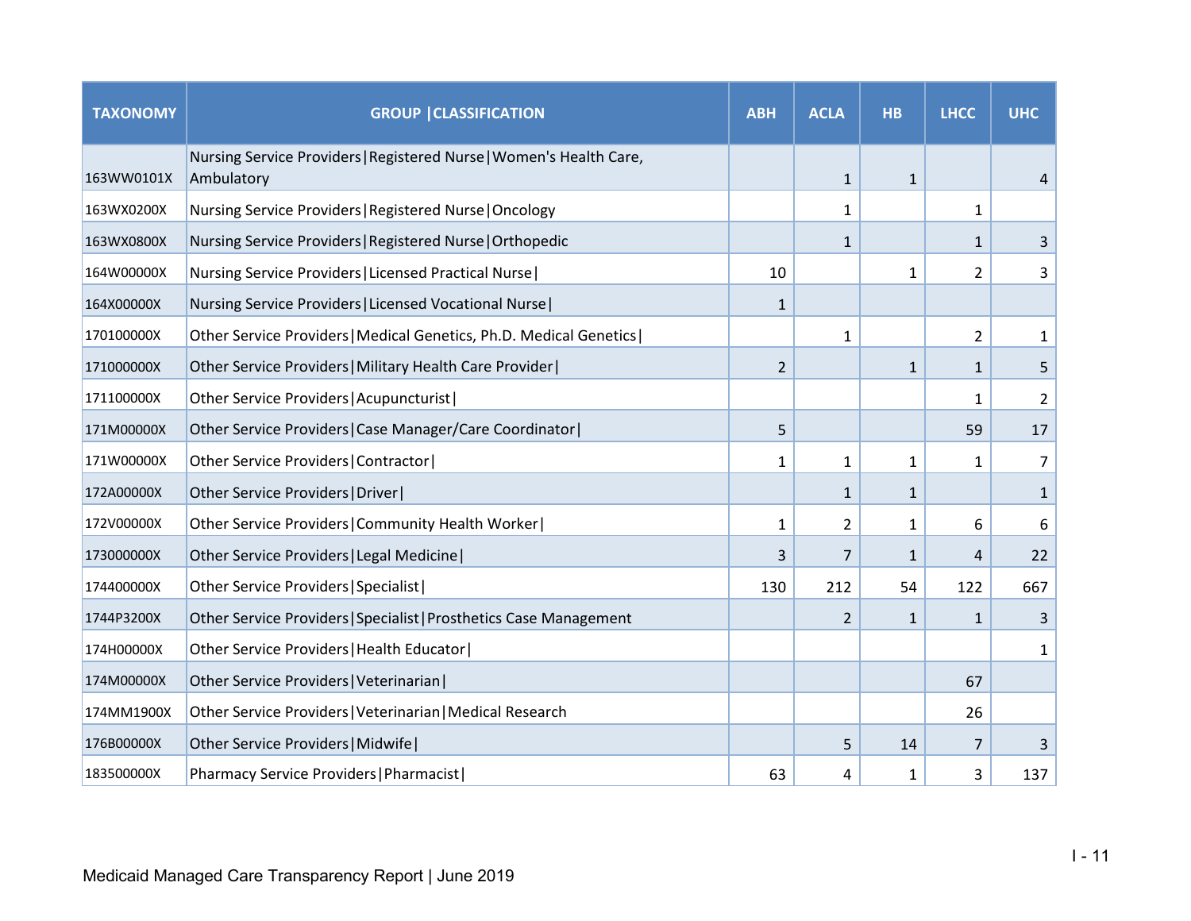| TAXONOMY | GROUP \|CLASSIFICATION | ABH | ACLA | HB | LHCC | UHC |
|---|---|---|---|---|---|---|
| 163WW0101X | Nursing Service Providers\|Registered Nurse\|Women's Health Care, Ambulatory | | 1 | 1 | | 4 |
| 163WX0200X | Nursing Service Providers\|Registered Nurse\|Oncology | | 1 | | 1 | |
| 163WX0800X | Nursing Service Providers\|Registered Nurse\|Orthopedic | | 1 | | 1 | 3 |
| 164W00000X | Nursing Service Providers\|Licensed Practical Nurse\| | 10 | | 1 | 2 | 3 |
| 164X00000X | Nursing Service Providers\|Licensed Vocational Nurse\| | 1 | | | | |
| 170100000X | Other Service Providers\|Medical Genetics, Ph.D. Medical Genetics\| | | 1 | | 2 | 1 |
| 171000000X | Other Service Providers\|Military Health Care Provider\| | 2 | | 1 | 1 | 5 |
| 171100000X | Other Service Providers\|Acupuncturist\| | | | | 1 | 2 |
| 171M00000X | Other Service Providers\|Case Manager/Care Coordinator\| | 5 | | | 59 | 17 |
| 171W00000X | Other Service Providers\|Contractor\| | 1 | 1 | 1 | 1 | 7 |
| 172A00000X | Other Service Providers\|Driver\| | | 1 | 1 | | 1 |
| 172V00000X | Other Service Providers\|Community Health Worker\| | 1 | 2 | 1 | 6 | 6 |
| 173000000X | Other Service Providers\|Legal Medicine\| | 3 | 7 | 1 | 4 | 22 |
| 174400000X | Other Service Providers\|Specialist\| | 130 | 212 | 54 | 122 | 667 |
| 1744P3200X | Other Service Providers\|Specialist\|Prosthetics Case Management | | 2 | 1 | 1 | 3 |
| 174H00000X | Other Service Providers\|Health Educator\| | | | | | 1 |
| 174M00000X | Other Service Providers\|Veterinarian\| | | | | 67 | |
| 174MM1900X | Other Service Providers\|Veterinarian\|Medical Research | | | | 26 | |
| 176B00000X | Other Service Providers\|Midwife\| | | 5 | 14 | 7 | 3 |
| 183500000X | Pharmacy Service Providers\|Pharmacist\| | 63 | 4 | 1 | 3 | 137 |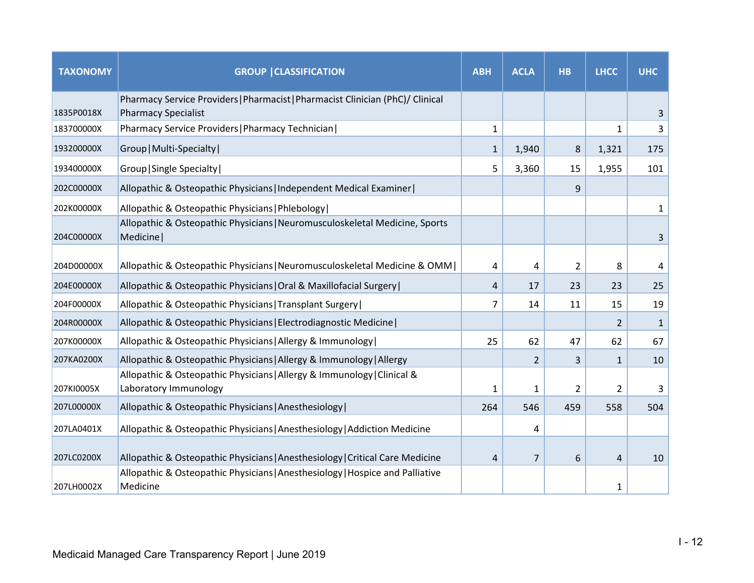| TAXONOMY | GROUP \|CLASSIFICATION | ABH | ACLA | HB | LHCC | UHC |
|---|---|---|---|---|---|---|
| 1835P0018X | Pharmacy Service Providers\|Pharmacist\|Pharmacist Clinician (PhC)/ Clinical Pharmacy Specialist | | | | | 3 |
| 183700000X | Pharmacy Service Providers\|Pharmacy Technician\| | 1 | | | 1 | 3 |
| 193200000X | Group\|Multi-Specialty\| | 1 | 1,940 | 8 | 1,321 | 175 |
| 193400000X | Group\|Single Specialty\| | 5 | 3,360 | 15 | 1,955 | 101 |
| 202C00000X | Allopathic & Osteopathic Physicians\|Independent Medical Examiner\| | | | 9 | | |
| 202K00000X | Allopathic & Osteopathic Physicians\|Phlebology\| | | | | | 1 |
| 204C00000X | Allopathic & Osteopathic Physicians\|Neuromusculoskeletal Medicine, Sports Medicine\| | | | | | 3 |
| 204D00000X | Allopathic & Osteopathic Physicians\|Neuromusculoskeletal Medicine & OMM\| | 4 | 4 | 2 | 8 | 4 |
| 204E00000X | Allopathic & Osteopathic Physicians\|Oral & Maxillofacial Surgery\| | 4 | 17 | 23 | 23 | 25 |
| 204F00000X | Allopathic & Osteopathic Physicians\|Transplant Surgery\| | 7 | 14 | 11 | 15 | 19 |
| 204R00000X | Allopathic & Osteopathic Physicians\|Electrodiagnostic Medicine\| | | | | 2 | 1 |
| 207K00000X | Allopathic & Osteopathic Physicians\|Allergy & Immunology\| | 25 | 62 | 47 | 62 | 67 |
| 207KA0200X | Allopathic & Osteopathic Physicians\|Allergy & Immunology\|Allergy | | 2 | 3 | 1 | 10 |
| 207KI0005X | Allopathic & Osteopathic Physicians\|Allergy & Immunology\|Clinical & Laboratory Immunology | 1 | 1 | 2 | 2 | 3 |
| 207L00000X | Allopathic & Osteopathic Physicians\|Anesthesiology\| | 264 | 546 | 459 | 558 | 504 |
| 207LA0401X | Allopathic & Osteopathic Physicians\|Anesthesiology\|Addiction Medicine | | 4 | | | |
| 207LC0200X | Allopathic & Osteopathic Physicians\|Anesthesiology\|Critical Care Medicine | 4 | 7 | 6 | 4 | 10 |
| 207LH0002X | Allopathic & Osteopathic Physicians\|Anesthesiology\|Hospice and Palliative Medicine | | | | 1 | |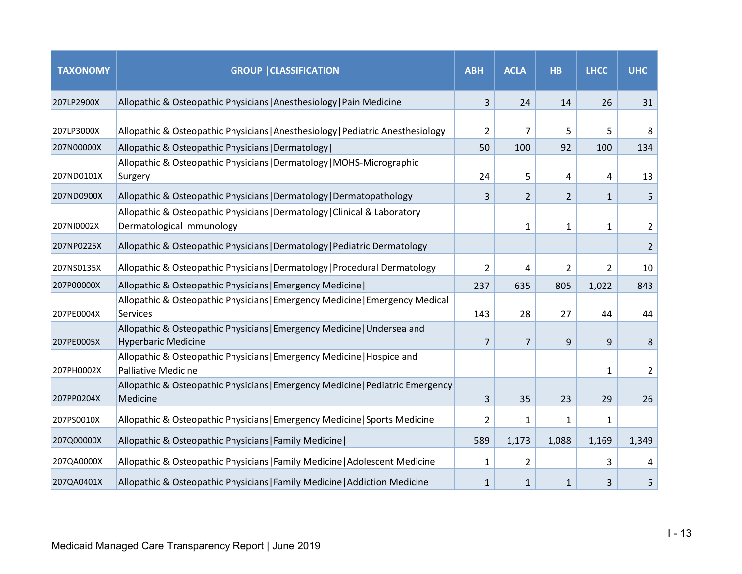| TAXONOMY | GROUP \|CLASSIFICATION | ABH | ACLA | HB | LHCC | UHC |
|---|---|---|---|---|---|---|
| 207LP2900X | Allopathic & Osteopathic Physicians\|Anesthesiology\|Pain Medicine | 3 | 24 | 14 | 26 | 31 |
| 207LP3000X | Allopathic & Osteopathic Physicians\|Anesthesiology\|Pediatric Anesthesiology | 2 | 7 | 5 | 5 | 8 |
| 207N00000X | Allopathic & Osteopathic Physicians\|Dermatology\| | 50 | 100 | 92 | 100 | 134 |
| 207ND0101X | Allopathic & Osteopathic Physicians\|Dermatology\|MOHS-Micrographic Surgery | 24 | 5 | 4 | 4 | 13 |
| 207ND0900X | Allopathic & Osteopathic Physicians\|Dermatology\|Dermatopathology | 3 | 2 | 2 | 1 | 5 |
| 207NI0002X | Allopathic & Osteopathic Physicians\|Dermatology\|Clinical & Laboratory Dermatological Immunology | | 1 | 1 | 1 | 2 |
| 207NP0225X | Allopathic & Osteopathic Physicians\|Dermatology\|Pediatric Dermatology | | | | | 2 |
| 207NS0135X | Allopathic & Osteopathic Physicians\|Dermatology\|Procedural Dermatology | 2 | 4 | 2 | 2 | 10 |
| 207P00000X | Allopathic & Osteopathic Physicians\|Emergency Medicine\| | 237 | 635 | 805 | 1,022 | 843 |
| 207PE0004X | Allopathic & Osteopathic Physicians\|Emergency Medicine\|Emergency Medical Services | 143 | 28 | 27 | 44 | 44 |
| 207PE0005X | Allopathic & Osteopathic Physicians\|Emergency Medicine\|Undersea and Hyperbaric Medicine | 7 | 7 | 9 | 9 | 8 |
| 207PH0002X | Allopathic & Osteopathic Physicians\|Emergency Medicine\|Hospice and Palliative Medicine | | | | 1 | 2 |
| 207PP0204X | Allopathic & Osteopathic Physicians\|Emergency Medicine\|Pediatric Emergency Medicine | 3 | 35 | 23 | 29 | 26 |
| 207PS0010X | Allopathic & Osteopathic Physicians\|Emergency Medicine\|Sports Medicine | 2 | 1 | 1 | 1 | |
| 207Q00000X | Allopathic & Osteopathic Physicians\|Family Medicine\| | 589 | 1,173 | 1,088 | 1,169 | 1,349 |
| 207QA0000X | Allopathic & Osteopathic Physicians\|Family Medicine\|Adolescent Medicine | 1 | 2 | | 3 | 4 |
| 207QA0401X | Allopathic & Osteopathic Physicians\|Family Medicine\|Addiction Medicine | 1 | 1 | 1 | 3 | 5 |

Medicaid Managed Care Transparency Report | June 2019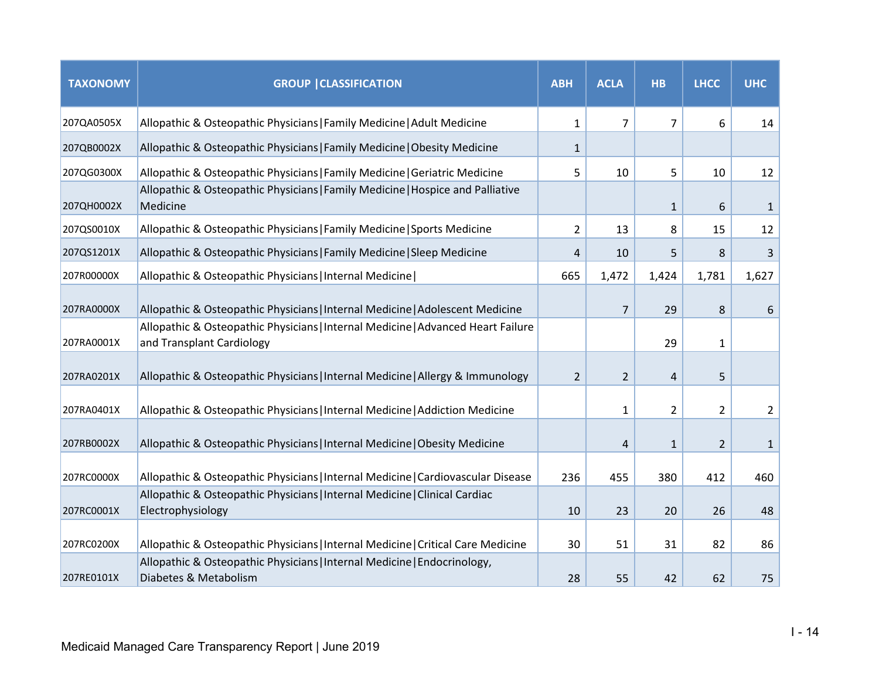| TAXONOMY | GROUP \|CLASSIFICATION | ABH | ACLA | HB | LHCC | UHC |
|---|---|---|---|---|---|---|
| 207QA0505X | Allopathic & Osteopathic Physicians\|Family Medicine\|Adult Medicine | 1 | 7 | 7 | 6 | 14 |
| 207QB0002X | Allopathic & Osteopathic Physicians\|Family Medicine\|Obesity Medicine | 1 | | | | |
| 207QG0300X | Allopathic & Osteopathic Physicians\|Family Medicine\|Geriatric Medicine | 5 | 10 | 5 | 10 | 12 |
| 207QH0002X | Allopathic & Osteopathic Physicians\|Family Medicine\|Hospice and Palliative Medicine | | | 1 | 6 | 1 |
| 207QS0010X | Allopathic & Osteopathic Physicians\|Family Medicine\|Sports Medicine | 2 | 13 | 8 | 15 | 12 |
| 207QS1201X | Allopathic & Osteopathic Physicians\|Family Medicine\|Sleep Medicine | 4 | 10 | 5 | 8 | 3 |
| 207R00000X | Allopathic & Osteopathic Physicians\|Internal Medicine\| | 665 | 1,472 | 1,424 | 1,781 | 1,627 |
| 207RA0000X | Allopathic & Osteopathic Physicians\|Internal Medicine\|Adolescent Medicine | | 7 | 29 | 8 | 6 |
| 207RA0001X | Allopathic & Osteopathic Physicians\|Internal Medicine\|Advanced Heart Failure and Transplant Cardiology | | | 29 | 1 | |
| 207RA0201X | Allopathic & Osteopathic Physicians\|Internal Medicine\|Allergy & Immunology | 2 | 2 | 4 | 5 | |
| 207RA0401X | Allopathic & Osteopathic Physicians\|Internal Medicine\|Addiction Medicine | | 1 | 2 | 2 | 2 |
| 207RB0002X | Allopathic & Osteopathic Physicians\|Internal Medicine\|Obesity Medicine | | 4 | 1 | 2 | 1 |
| 207RC0000X | Allopathic & Osteopathic Physicians\|Internal Medicine\|Cardiovascular Disease | 236 | 455 | 380 | 412 | 460 |
| 207RC0001X | Allopathic & Osteopathic Physicians\|Internal Medicine\|Clinical Cardiac Electrophysiology | 10 | 23 | 20 | 26 | 48 |
| 207RC0200X | Allopathic & Osteopathic Physicians\|Internal Medicine\|Critical Care Medicine | 30 | 51 | 31 | 82 | 86 |
| 207RE0101X | Allopathic & Osteopathic Physicians\|Internal Medicine\|Endocrinology, Diabetes & Metabolism | 28 | 55 | 42 | 62 | 75 |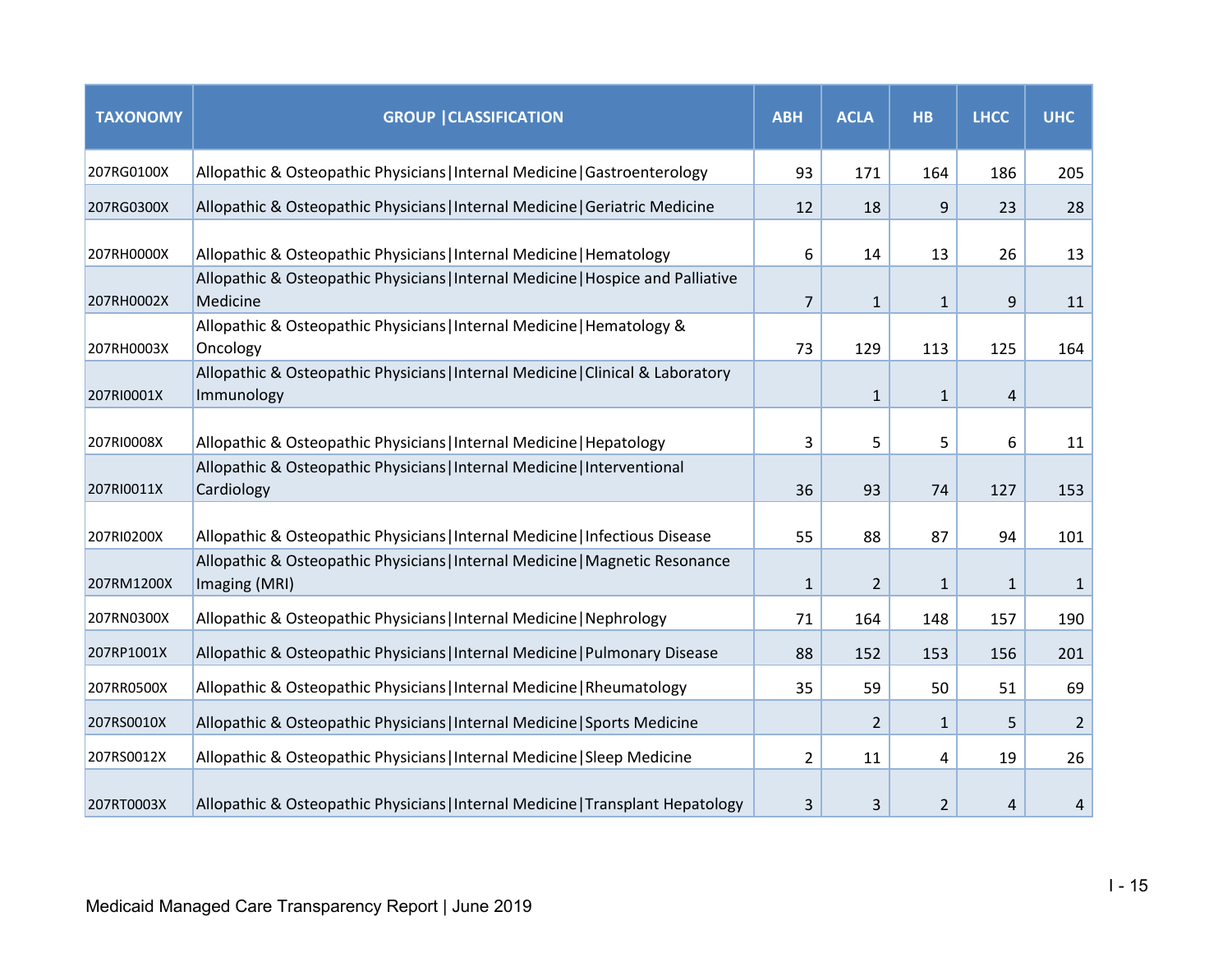| TAXONOMY | GROUP \|CLASSIFICATION | ABH | ACLA | HB | LHCC | UHC |
|---|---|---|---|---|---|---|
| 207RG0100X | Allopathic & Osteopathic Physicians\|Internal Medicine\|Gastroenterology | 93 | 171 | 164 | 186 | 205 |
| 207RG0300X | Allopathic & Osteopathic Physicians\|Internal Medicine\|Geriatric Medicine | 12 | 18 | 9 | 23 | 28 |
| 207RH0000X | Allopathic & Osteopathic Physicians\|Internal Medicine\|Hematology | 6 | 14 | 13 | 26 | 13 |
| 207RH0002X | Allopathic & Osteopathic Physicians\|Internal Medicine\|Hospice and Palliative Medicine | 7 | 1 | 1 | 9 | 11 |
| 207RH0003X | Allopathic & Osteopathic Physicians\|Internal Medicine\|Hematology & Oncology | 73 | 129 | 113 | 125 | 164 |
| 207RI0001X | Allopathic & Osteopathic Physicians\|Internal Medicine\|Clinical & Laboratory Immunology | | 1 | 1 | 4 | |
| 207RI0008X | Allopathic & Osteopathic Physicians\|Internal Medicine\|Hepatology | 3 | 5 | 5 | 6 | 11 |
| 207RI0011X | Allopathic & Osteopathic Physicians\|Internal Medicine\|Interventional Cardiology | 36 | 93 | 74 | 127 | 153 |
| 207RI0200X | Allopathic & Osteopathic Physicians\|Internal Medicine\|Infectious Disease | 55 | 88 | 87 | 94 | 101 |
| 207RM1200X | Allopathic & Osteopathic Physicians\|Internal Medicine\|Magnetic Resonance Imaging (MRI) | 1 | 2 | 1 | 1 | 1 |
| 207RN0300X | Allopathic & Osteopathic Physicians\|Internal Medicine\|Nephrology | 71 | 164 | 148 | 157 | 190 |
| 207RP1001X | Allopathic & Osteopathic Physicians\|Internal Medicine\|Pulmonary Disease | 88 | 152 | 153 | 156 | 201 |
| 207RR0500X | Allopathic & Osteopathic Physicians\|Internal Medicine\|Rheumatology | 35 | 59 | 50 | 51 | 69 |
| 207RS0010X | Allopathic & Osteopathic Physicians\|Internal Medicine\|Sports Medicine | | 2 | 1 | 5 | 2 |
| 207RS0012X | Allopathic & Osteopathic Physicians\|Internal Medicine\|Sleep Medicine | 2 | 11 | 4 | 19 | 26 |
| 207RT0003X | Allopathic & Osteopathic Physicians\|Internal Medicine\|Transplant Hepatology | 3 | 3 | 2 | 4 | 4 |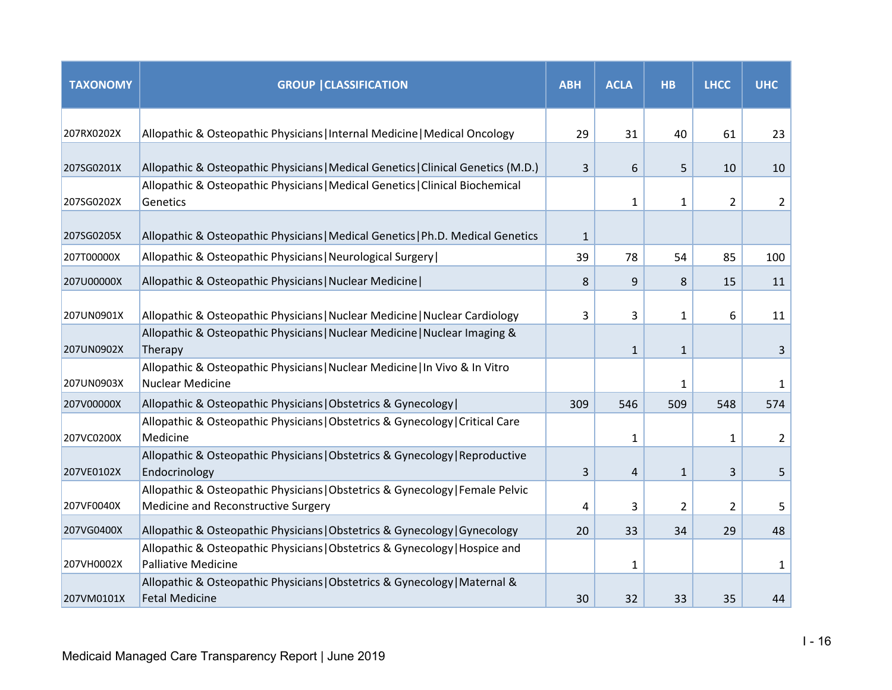| TAXONOMY | GROUP \|CLASSIFICATION | ABH | ACLA | HB | LHCC | UHC |
|---|---|---|---|---|---|---|
| 207RX0202X | Allopathic & Osteopathic Physicians\|Internal Medicine\|Medical Oncology | 29 | 31 | 40 | 61 | 23 |
| 207SG0201X | Allopathic & Osteopathic Physicians\|Medical Genetics\|Clinical Genetics (M.D.) | 3 | 6 | 5 | 10 | 10 |
| 207SG0202X | Allopathic & Osteopathic Physicians\|Medical Genetics\|Clinical Biochemical Genetics | | 1 | 1 | 2 | 2 |
| 207SG0205X | Allopathic & Osteopathic Physicians\|Medical Genetics\|Ph.D. Medical Genetics | 1 | | | | |
| 207T00000X | Allopathic & Osteopathic Physicians\|Neurological Surgery\| | 39 | 78 | 54 | 85 | 100 |
| 207U00000X | Allopathic & Osteopathic Physicians\|Nuclear Medicine\| | 8 | 9 | 8 | 15 | 11 |
| 207UN0901X | Allopathic & Osteopathic Physicians\|Nuclear Medicine\|Nuclear Cardiology | 3 | 3 | 1 | 6 | 11 |
| 207UN0902X | Allopathic & Osteopathic Physicians\|Nuclear Medicine\|Nuclear Imaging & Therapy | | 1 | 1 | | 3 |
| 207UN0903X | Allopathic & Osteopathic Physicians\|Nuclear Medicine\|In Vivo & In Vitro Nuclear Medicine | | | 1 | | 1 |
| 207V00000X | Allopathic & Osteopathic Physicians\|Obstetrics & Gynecology\| | 309 | 546 | 509 | 548 | 574 |
| 207VC0200X | Allopathic & Osteopathic Physicians\|Obstetrics & Gynecology\|Critical Care Medicine | | 1 | | 1 | 2 |
| 207VE0102X | Allopathic & Osteopathic Physicians\|Obstetrics & Gynecology\|Reproductive Endocrinology | 3 | 4 | 1 | 3 | 5 |
| 207VF0040X | Allopathic & Osteopathic Physicians\|Obstetrics & Gynecology\|Female Pelvic Medicine and Reconstructive Surgery | 4 | 3 | 2 | 2 | 5 |
| 207VG0400X | Allopathic & Osteopathic Physicians\|Obstetrics & Gynecology\|Gynecology | 20 | 33 | 34 | 29 | 48 |
| 207VH0002X | Allopathic & Osteopathic Physicians\|Obstetrics & Gynecology\|Hospice and Palliative Medicine | | 1 | | | 1 |
| 207VM0101X | Allopathic & Osteopathic Physicians\|Obstetrics & Gynecology\|Maternal & Fetal Medicine | 30 | 32 | 33 | 35 | 44 |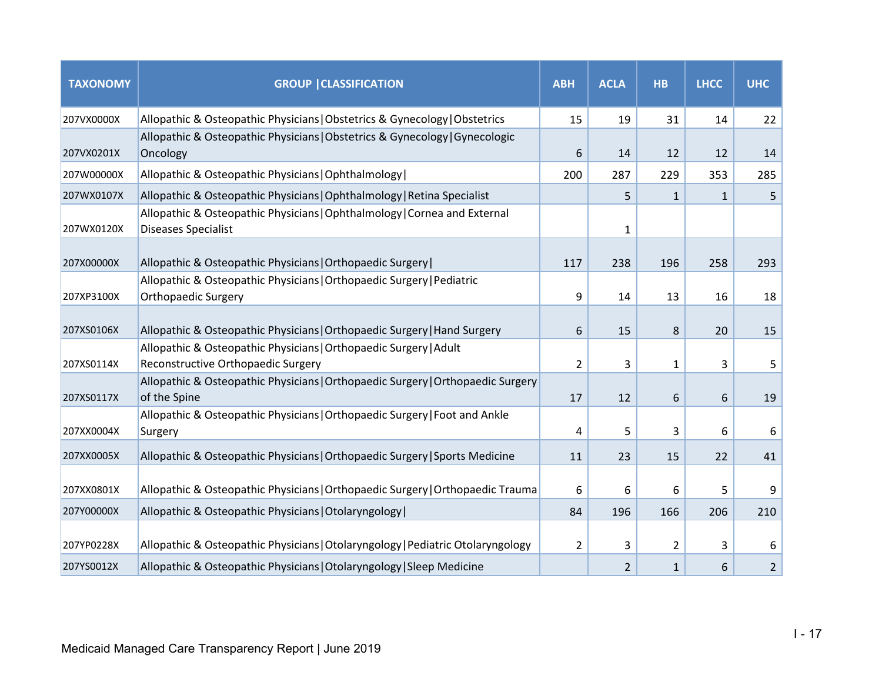| TAXONOMY | GROUP \|CLASSIFICATION | ABH | ACLA | HB | LHCC | UHC |
|---|---|---|---|---|---|---|
| 207VX0000X | Allopathic & Osteopathic Physicians\|Obstetrics & Gynecology\|Obstetrics | 15 | 19 | 31 | 14 | 22 |
| 207VX0201X | Allopathic & Osteopathic Physicians\|Obstetrics & Gynecology\|Gynecologic Oncology | 6 | 14 | 12 | 12 | 14 |
| 207W00000X | Allopathic & Osteopathic Physicians\|Ophthalmology\| | 200 | 287 | 229 | 353 | 285 |
| 207WX0107X | Allopathic & Osteopathic Physicians\|Ophthalmology\|Retina Specialist | | 5 | 1 | 1 | 5 |
| 207WX0120X | Allopathic & Osteopathic Physicians\|Ophthalmology\|Cornea and External Diseases Specialist | | 1 | | | |
| 207X00000X | Allopathic & Osteopathic Physicians\|Orthopaedic Surgery\| | 117 | 238 | 196 | 258 | 293 |
| 207XP3100X | Allopathic & Osteopathic Physicians\|Orthopaedic Surgery\|Pediatric Orthopaedic Surgery | 9 | 14 | 13 | 16 | 18 |
| 207XS0106X | Allopathic & Osteopathic Physicians\|Orthopaedic Surgery\|Hand Surgery | 6 | 15 | 8 | 20 | 15 |
| 207XS0114X | Allopathic & Osteopathic Physicians\|Orthopaedic Surgery\|Adult Reconstructive Orthopaedic Surgery | 2 | 3 | 1 | 3 | 5 |
| 207XS0117X | Allopathic & Osteopathic Physicians\|Orthopaedic Surgery\|Orthopaedic Surgery of the Spine | 17 | 12 | 6 | 6 | 19 |
| 207XX0004X | Allopathic & Osteopathic Physicians\|Orthopaedic Surgery\|Foot and Ankle Surgery | 4 | 5 | 3 | 6 | 6 |
| 207XX0005X | Allopathic & Osteopathic Physicians\|Orthopaedic Surgery\|Sports Medicine | 11 | 23 | 15 | 22 | 41 |
| 207XX0801X | Allopathic & Osteopathic Physicians\|Orthopaedic Surgery\|Orthopaedic Trauma | 6 | 6 | 6 | 5 | 9 |
| 207Y00000X | Allopathic & Osteopathic Physicians\|Otolaryngology\| | 84 | 196 | 166 | 206 | 210 |
| 207YP0228X | Allopathic & Osteopathic Physicians\|Otolaryngology\|Pediatric Otolaryngology | 2 | 3 | 2 | 3 | 6 |
| 207YS0012X | Allopathic & Osteopathic Physicians\|Otolaryngology\|Sleep Medicine | | 2 | 1 | 6 | 2 |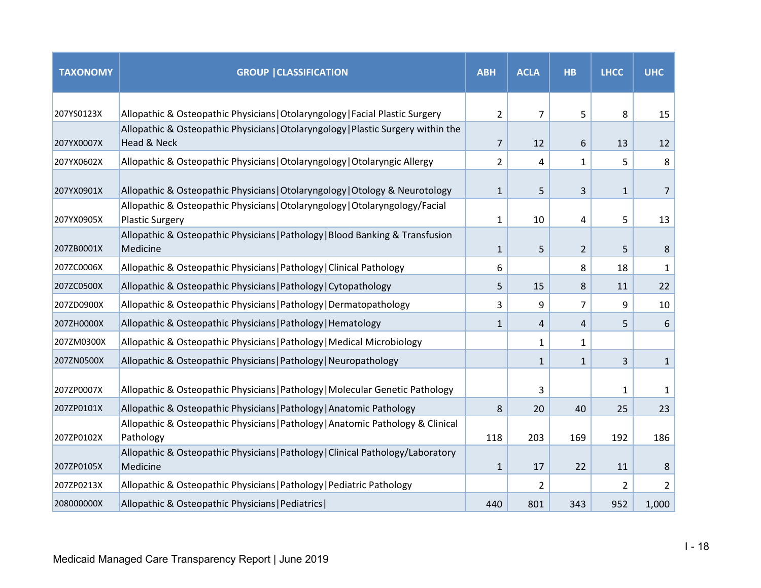| TAXONOMY | GROUP \|CLASSIFICATION | ABH | ACLA | HB | LHCC | UHC |
|---|---|---|---|---|---|---|
| 207YS0123X | Allopathic & Osteopathic Physicians\|Otolaryngology\|Facial Plastic Surgery | 2 | 7 | 5 | 8 | 15 |
| 207YX0007X | Allopathic & Osteopathic Physicians\|Otolaryngology\|Plastic Surgery within the Head & Neck | 7 | 12 | 6 | 13 | 12 |
| 207YX0602X | Allopathic & Osteopathic Physicians\|Otolaryngology\|Otolaryngic Allergy | 2 | 4 | 1 | 5 | 8 |
| 207YX0901X | Allopathic & Osteopathic Physicians\|Otolaryngology\|Otology & Neurotology | 1 | 5 | 3 | 1 | 7 |
| 207YX0905X | Allopathic & Osteopathic Physicians\|Otolaryngology\|Otolaryngology/Facial Plastic Surgery | 1 | 10 | 4 | 5 | 13 |
| 207ZB0001X | Allopathic & Osteopathic Physicians\|Pathology\|Blood Banking & Transfusion Medicine | 1 | 5 | 2 | 5 | 8 |
| 207ZC0006X | Allopathic & Osteopathic Physicians\|Pathology\|Clinical Pathology | 6 | | 8 | 18 | 1 |
| 207ZC0500X | Allopathic & Osteopathic Physicians\|Pathology\|Cytopathology | 5 | 15 | 8 | 11 | 22 |
| 207ZD0900X | Allopathic & Osteopathic Physicians\|Pathology\|Dermatopathology | 3 | 9 | 7 | 9 | 10 |
| 207ZH0000X | Allopathic & Osteopathic Physicians\|Pathology\|Hematology | 1 | 4 | 4 | 5 | 6 |
| 207ZM0300X | Allopathic & Osteopathic Physicians\|Pathology\|Medical Microbiology | | 1 | 1 | | |
| 207ZN0500X | Allopathic & Osteopathic Physicians\|Pathology\|Neuropathology | | 1 | 1 | 3 | 1 |
| 207ZP0007X | Allopathic & Osteopathic Physicians\|Pathology\|Molecular Genetic Pathology | | 3 | | 1 | 1 |
| 207ZP0101X | Allopathic & Osteopathic Physicians\|Pathology\|Anatomic Pathology | 8 | 20 | 40 | 25 | 23 |
| 207ZP0102X | Allopathic & Osteopathic Physicians\|Pathology\|Anatomic Pathology & Clinical Pathology | 118 | 203 | 169 | 192 | 186 |
| 207ZP0105X | Allopathic & Osteopathic Physicians\|Pathology\|Clinical Pathology/Laboratory Medicine | 1 | 17 | 22 | 11 | 8 |
| 207ZP0213X | Allopathic & Osteopathic Physicians\|Pathology\|Pediatric Pathology | | 2 | | 2 | 2 |
| 208000000X | Allopathic & Osteopathic Physicians\|Pediatrics\| | 440 | 801 | 343 | 952 | 1,000 |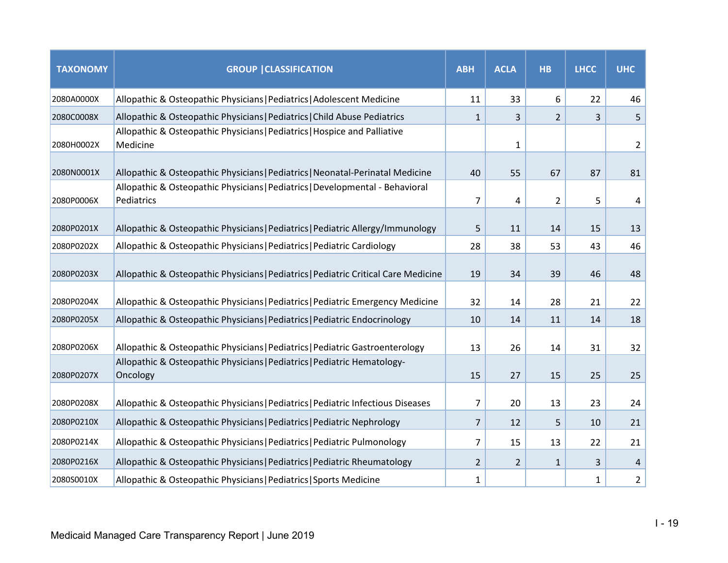| TAXONOMY | GROUP \|CLASSIFICATION | ABH | ACLA | HB | LHCC | UHC |
|---|---|---|---|---|---|---|
| 2080A0000X | Allopathic & Osteopathic Physicians\|Pediatrics\|Adolescent Medicine | 11 | 33 | 6 | 22 | 46 |
| 2080C0008X | Allopathic & Osteopathic Physicians\|Pediatrics\|Child Abuse Pediatrics | 1 | 3 | 2 | 3 | 5 |
| 2080H0002X | Allopathic & Osteopathic Physicians\|Pediatrics\|Hospice and Palliative Medicine | | 1 | | | 2 |
| 2080N0001X | Allopathic & Osteopathic Physicians\|Pediatrics\|Neonatal-Perinatal Medicine | 40 | 55 | 67 | 87 | 81 |
| 2080P0006X | Allopathic & Osteopathic Physicians\|Pediatrics\|Developmental - Behavioral Pediatrics | 7 | 4 | 2 | 5 | 4 |
| 2080P0201X | Allopathic & Osteopathic Physicians\|Pediatrics\|Pediatric Allergy/Immunology | 5 | 11 | 14 | 15 | 13 |
| 2080P0202X | Allopathic & Osteopathic Physicians\|Pediatrics\|Pediatric Cardiology | 28 | 38 | 53 | 43 | 46 |
| 2080P0203X | Allopathic & Osteopathic Physicians\|Pediatrics\|Pediatric Critical Care Medicine | 19 | 34 | 39 | 46 | 48 |
| 2080P0204X | Allopathic & Osteopathic Physicians\|Pediatrics\|Pediatric Emergency Medicine | 32 | 14 | 28 | 21 | 22 |
| 2080P0205X | Allopathic & Osteopathic Physicians\|Pediatrics\|Pediatric Endocrinology | 10 | 14 | 11 | 14 | 18 |
| 2080P0206X | Allopathic & Osteopathic Physicians\|Pediatrics\|Pediatric Gastroenterology | 13 | 26 | 14 | 31 | 32 |
| 2080P0207X | Allopathic & Osteopathic Physicians\|Pediatrics\|Pediatric Hematology-Oncology | 15 | 27 | 15 | 25 | 25 |
| 2080P0208X | Allopathic & Osteopathic Physicians\|Pediatrics\|Pediatric Infectious Diseases | 7 | 20 | 13 | 23 | 24 |
| 2080P0210X | Allopathic & Osteopathic Physicians\|Pediatrics\|Pediatric Nephrology | 7 | 12 | 5 | 10 | 21 |
| 2080P0214X | Allopathic & Osteopathic Physicians\|Pediatrics\|Pediatric Pulmonology | 7 | 15 | 13 | 22 | 21 |
| 2080P0216X | Allopathic & Osteopathic Physicians\|Pediatrics\|Pediatric Rheumatology | 2 | 2 | 1 | 3 | 4 |
| 2080S0010X | Allopathic & Osteopathic Physicians\|Pediatrics\|Sports Medicine | 1 | | | 1 | 2 |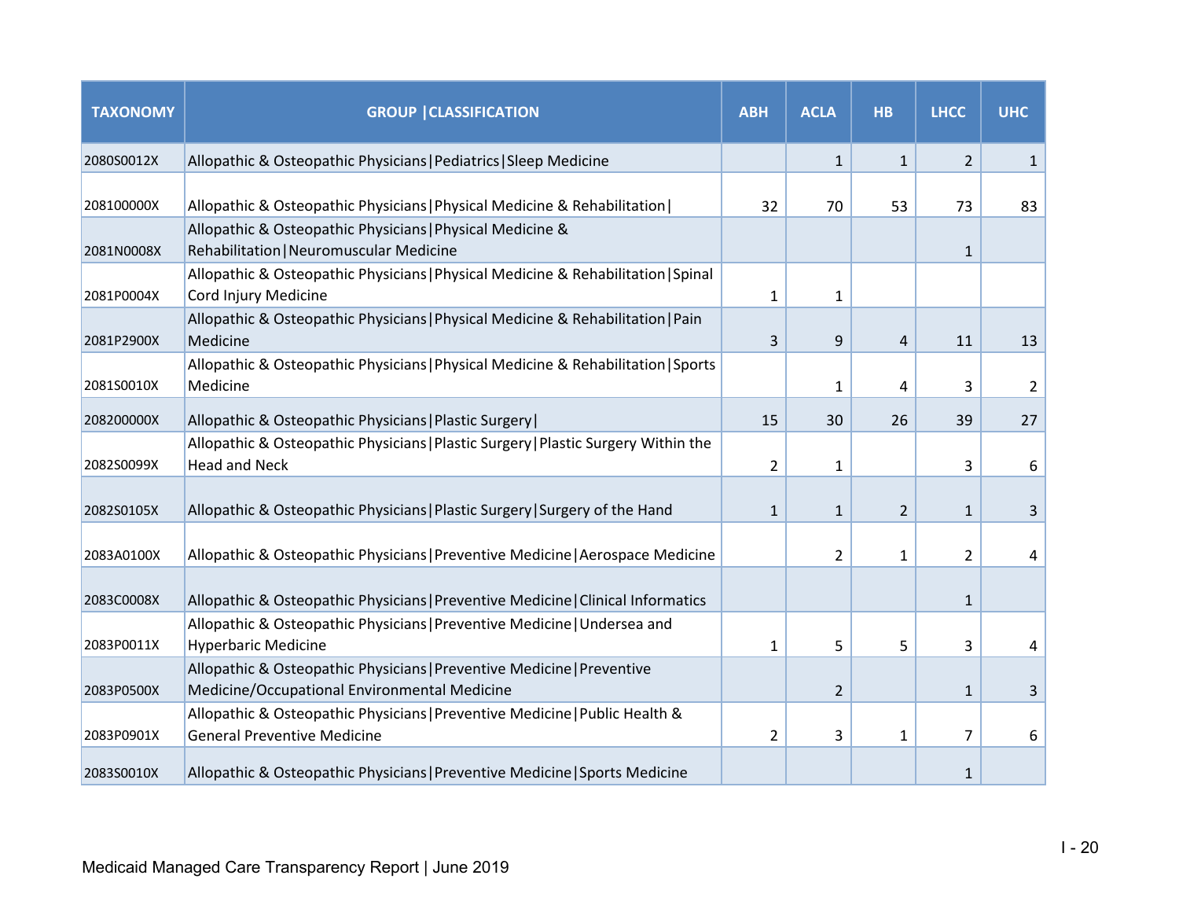| TAXONOMY | GROUP \|CLASSIFICATION | ABH | ACLA | HB | LHCC | UHC |
|---|---|---|---|---|---|---|
| 2080S0012X | Allopathic & Osteopathic Physicians\|Pediatrics\|Sleep Medicine | | 1 | 1 | 2 | 1 |
| 208100000X | Allopathic & Osteopathic Physicians\|Physical Medicine & Rehabilitation\| | 32 | 70 | 53 | 73 | 83 |
| 2081N0008X | Allopathic & Osteopathic Physicians\|Physical Medicine & Rehabilitation\|Neuromuscular Medicine | | | | 1 | |
| 2081P0004X | Allopathic & Osteopathic Physicians\|Physical Medicine & Rehabilitation\|Spinal Cord Injury Medicine | 1 | 1 | | | |
| 2081P2900X | Allopathic & Osteopathic Physicians\|Physical Medicine & Rehabilitation\|Pain Medicine | 3 | 9 | 4 | 11 | 13 |
| 2081S0010X | Allopathic & Osteopathic Physicians\|Physical Medicine & Rehabilitation\|Sports Medicine | | 1 | 4 | 3 | 2 |
| 208200000X | Allopathic & Osteopathic Physicians\|Plastic Surgery\| | 15 | 30 | 26 | 39 | 27 |
| 2082S0099X | Allopathic & Osteopathic Physicians\|Plastic Surgery\|Plastic Surgery Within the Head and Neck | 2 | 1 | | 3 | 6 |
| 2082S0105X | Allopathic & Osteopathic Physicians\|Plastic Surgery\|Surgery of the Hand | 1 | 1 | 2 | 1 | 3 |
| 2083A0100X | Allopathic & Osteopathic Physicians\|Preventive Medicine\|Aerospace Medicine | | 2 | 1 | 2 | 4 |
| 2083C0008X | Allopathic & Osteopathic Physicians\|Preventive Medicine\|Clinical Informatics | | | | 1 | |
| 2083P0011X | Allopathic & Osteopathic Physicians\|Preventive Medicine\|Undersea and Hyperbaric Medicine | 1 | 5 | 5 | 3 | 4 |
| 2083P0500X | Allopathic & Osteopathic Physicians\|Preventive Medicine\|Preventive Medicine/Occupational Environmental Medicine | | 2 | | 1 | 3 |
| 2083P0901X | Allopathic & Osteopathic Physicians\|Preventive Medicine\|Public Health & General Preventive Medicine | 2 | 3 | 1 | 7 | 6 |
| 2083S0010X | Allopathic & Osteopathic Physicians\|Preventive Medicine\|Sports Medicine | | | | 1 | |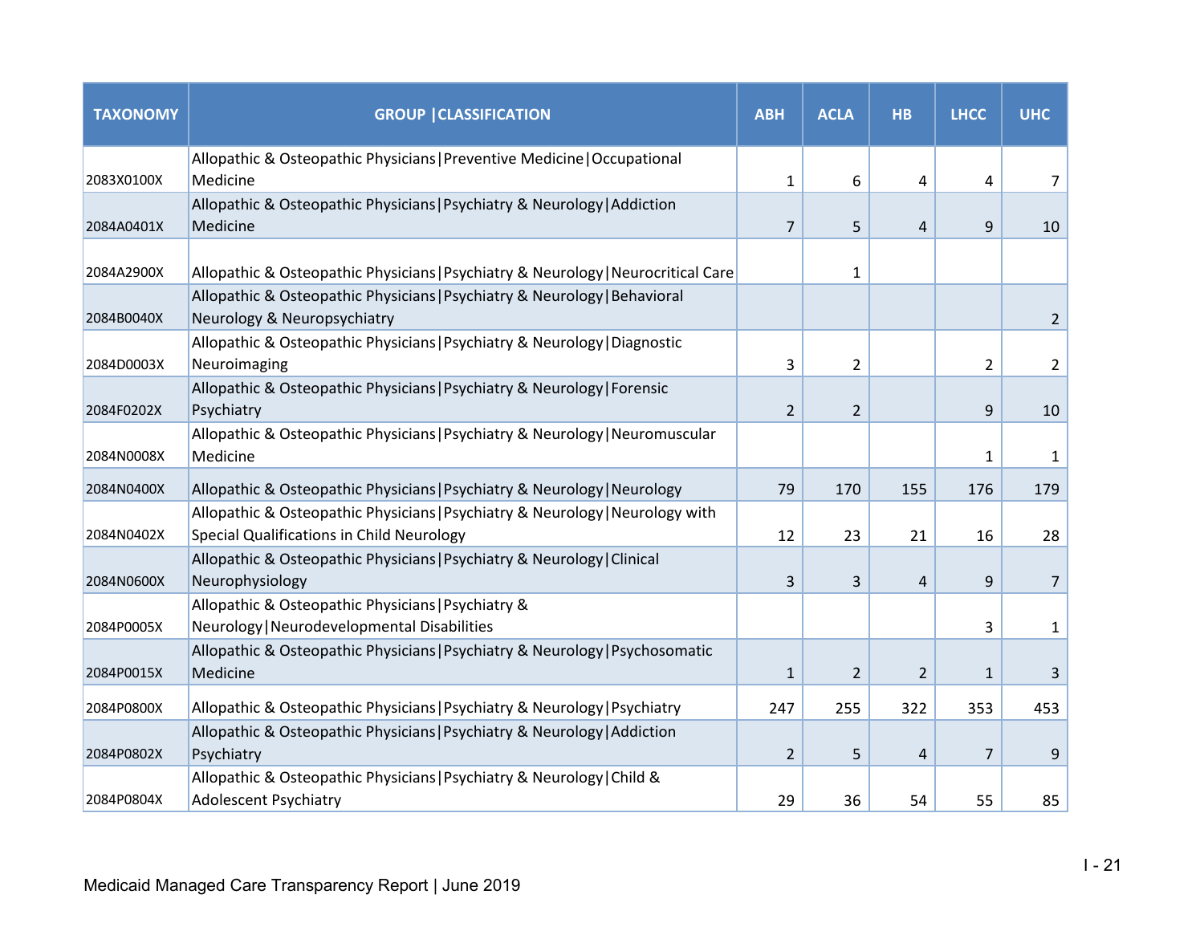| TAXONOMY | GROUP \|CLASSIFICATION | ABH | ACLA | HB | LHCC | UHC |
|---|---|---|---|---|---|---|
| 2083X0100X | Allopathic & Osteopathic Physicians\|Preventive Medicine\|Occupational Medicine | 1 | 6 | 4 | 4 | 7 |
| 2084A0401X | Allopathic & Osteopathic Physicians\|Psychiatry & Neurology\|Addiction Medicine | 7 | 5 | 4 | 9 | 10 |
| 2084A2900X | Allopathic & Osteopathic Physicians\|Psychiatry & Neurology\|Neurocritical Care | | 1 | | | |
| 2084B0040X | Allopathic & Osteopathic Physicians\|Psychiatry & Neurology\|Behavioral Neurology & Neuropsychiatry | | | | | 2 |
| 2084D0003X | Allopathic & Osteopathic Physicians\|Psychiatry & Neurology\|Diagnostic Neuroimaging | 3 | 2 | | 2 | 2 |
| 2084F0202X | Allopathic & Osteopathic Physicians\|Psychiatry & Neurology\|Forensic Psychiatry | 2 | 2 | | 9 | 10 |
| 2084N0008X | Allopathic & Osteopathic Physicians\|Psychiatry & Neurology\|Neuromuscular Medicine | | | | 1 | 1 |
| 2084N0400X | Allopathic & Osteopathic Physicians\|Psychiatry & Neurology\|Neurology | 79 | 170 | 155 | 176 | 179 |
| 2084N0402X | Allopathic & Osteopathic Physicians\|Psychiatry & Neurology\|Neurology with Special Qualifications in Child Neurology | 12 | 23 | 21 | 16 | 28 |
| 2084N0600X | Allopathic & Osteopathic Physicians\|Psychiatry & Neurology\|Clinical Neurophysiology | 3 | 3 | 4 | 9 | 7 |
| 2084P0005X | Allopathic & Osteopathic Physicians\|Psychiatry & Neurology\|Neurodevelopmental Disabilities | | | | 3 | 1 |
| 2084P0015X | Allopathic & Osteopathic Physicians\|Psychiatry & Neurology\|Psychosomatic Medicine | 1 | 2 | 2 | 1 | 3 |
| 2084P0800X | Allopathic & Osteopathic Physicians\|Psychiatry & Neurology\|Psychiatry | 247 | 255 | 322 | 353 | 453 |
| 2084P0802X | Allopathic & Osteopathic Physicians\|Psychiatry & Neurology\|Addiction Psychiatry | 2 | 5 | 4 | 7 | 9 |
| 2084P0804X | Allopathic & Osteopathic Physicians\|Psychiatry & Neurology\|Child & Adolescent Psychiatry | 29 | 36 | 54 | 55 | 85 |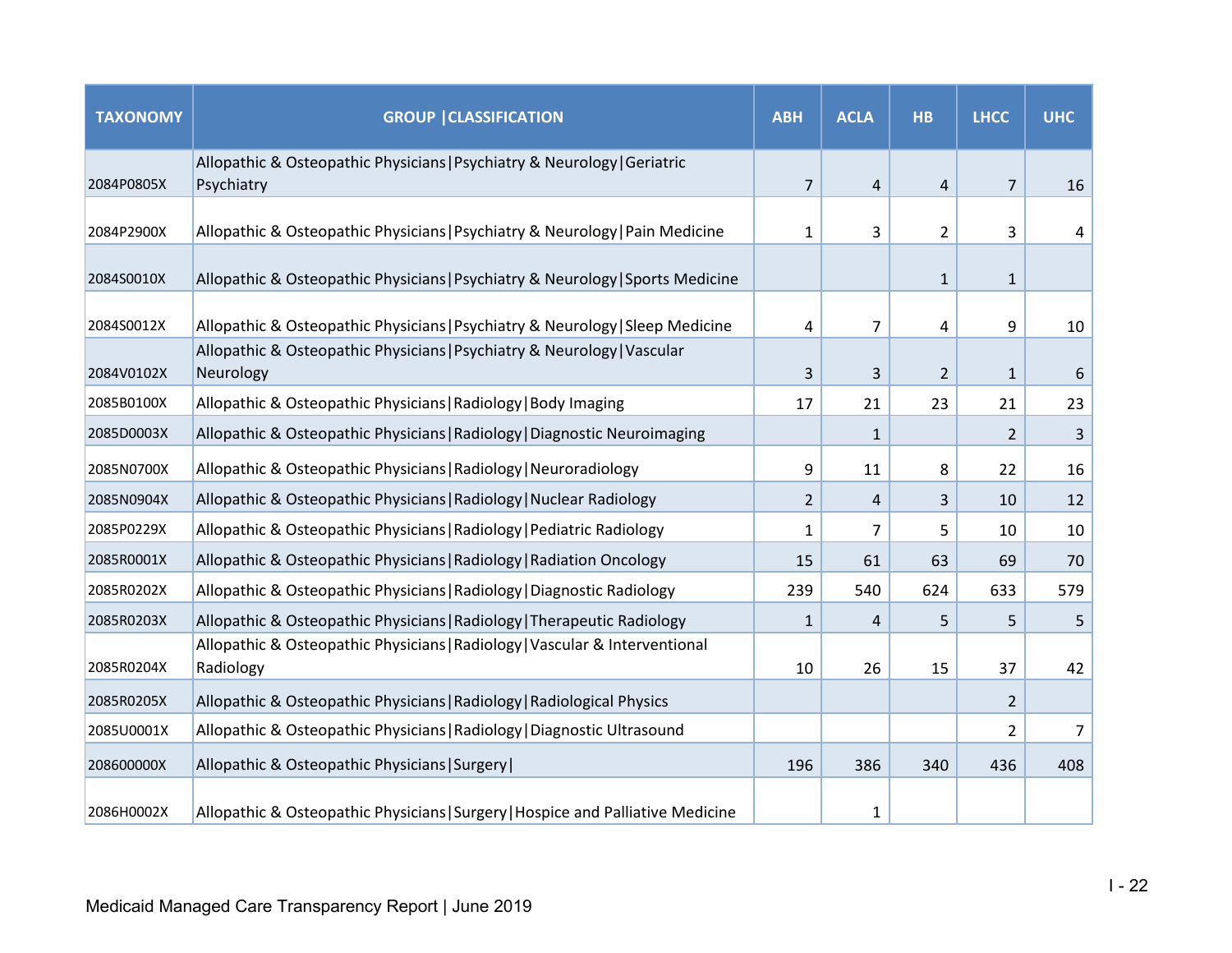| TAXONOMY | GROUP \|CLASSIFICATION | ABH | ACLA | HB | LHCC | UHC |
|---|---|---|---|---|---|---|
| 2084P0805X | Allopathic & Osteopathic Physicians\|Psychiatry & Neurology\|Geriatric Psychiatry | 7 | 4 | 4 | 7 | 16 |
| 2084P2900X | Allopathic & Osteopathic Physicians\|Psychiatry & Neurology\|Pain Medicine | 1 | 3 | 2 | 3 | 4 |
| 2084S0010X | Allopathic & Osteopathic Physicians\|Psychiatry & Neurology\|Sports Medicine | | | 1 | 1 | |
| 2084S0012X | Allopathic & Osteopathic Physicians\|Psychiatry & Neurology\|Sleep Medicine | 4 | 7 | 4 | 9 | 10 |
| 2084V0102X | Allopathic & Osteopathic Physicians\|Psychiatry & Neurology\|Vascular Neurology | 3 | 3 | 2 | 1 | 6 |
| 2085B0100X | Allopathic & Osteopathic Physicians\|Radiology\|Body Imaging | 17 | 21 | 23 | 21 | 23 |
| 2085D0003X | Allopathic & Osteopathic Physicians\|Radiology\|Diagnostic Neuroimaging | | 1 | | 2 | 3 |
| 2085N0700X | Allopathic & Osteopathic Physicians\|Radiology\|Neuroradiology | 9 | 11 | 8 | 22 | 16 |
| 2085N0904X | Allopathic & Osteopathic Physicians\|Radiology\|Nuclear Radiology | 2 | 4 | 3 | 10 | 12 |
| 2085P0229X | Allopathic & Osteopathic Physicians\|Radiology\|Pediatric Radiology | 1 | 7 | 5 | 10 | 10 |
| 2085R0001X | Allopathic & Osteopathic Physicians\|Radiology\|Radiation Oncology | 15 | 61 | 63 | 69 | 70 |
| 2085R0202X | Allopathic & Osteopathic Physicians\|Radiology\|Diagnostic Radiology | 239 | 540 | 624 | 633 | 579 |
| 2085R0203X | Allopathic & Osteopathic Physicians\|Radiology\|Therapeutic Radiology | 1 | 4 | 5 | 5 | 5 |
| 2085R0204X | Allopathic & Osteopathic Physicians\|Radiology\|Vascular & Interventional Radiology | 10 | 26 | 15 | 37 | 42 |
| 2085R0205X | Allopathic & Osteopathic Physicians\|Radiology\|Radiological Physics | | | | 2 | |
| 2085U0001X | Allopathic & Osteopathic Physicians\|Radiology\|Diagnostic Ultrasound | | | | 2 | 7 |
| 208600000X | Allopathic & Osteopathic Physicians\|Surgery\| | 196 | 386 | 340 | 436 | 408 |
| 2086H0002X | Allopathic & Osteopathic Physicians\|Surgery\|Hospice and Palliative Medicine | | 1 | | | |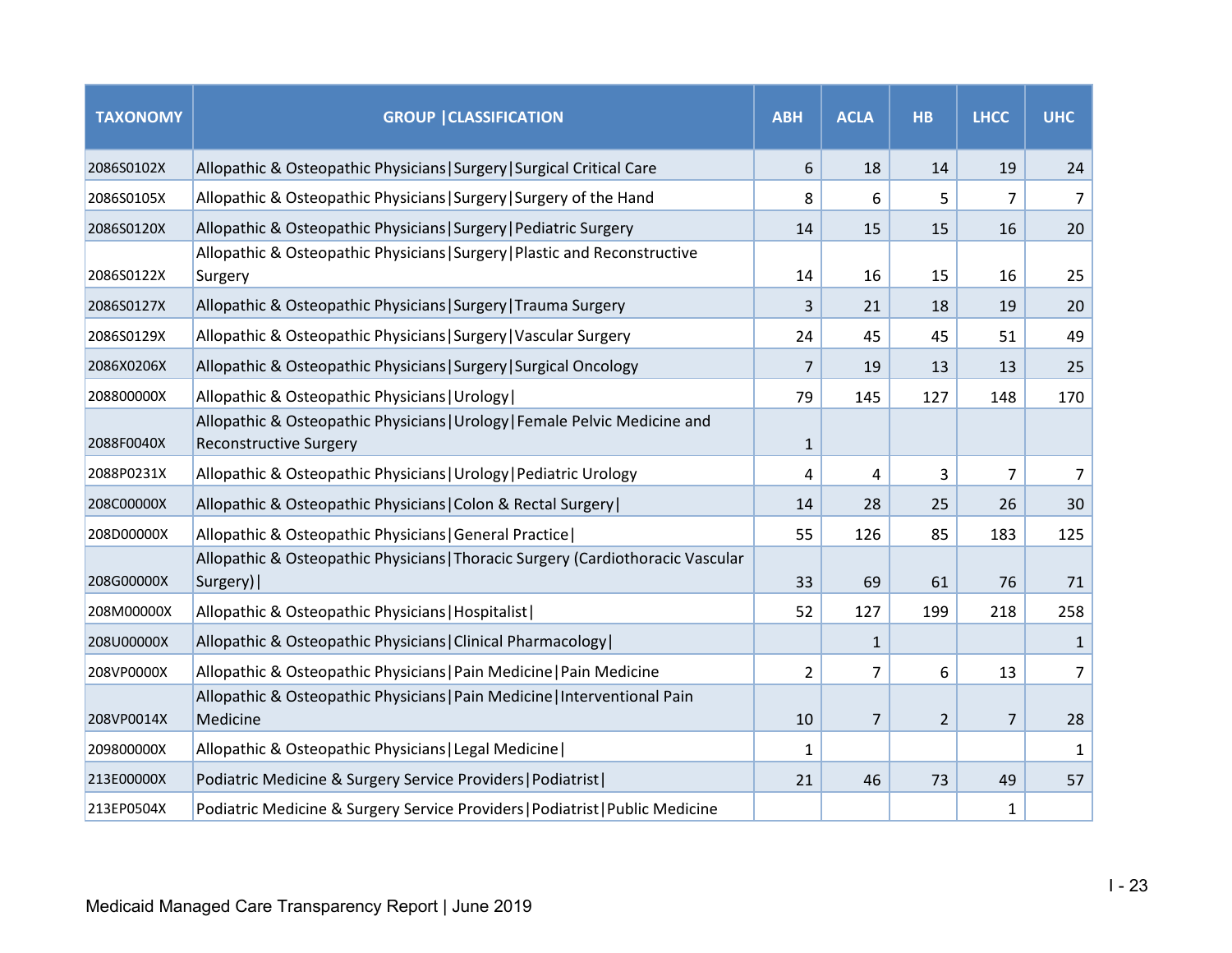| TAXONOMY | GROUP \|CLASSIFICATION | ABH | ACLA | HB | LHCC | UHC |
|---|---|---|---|---|---|---|
| 2086S0102X | Allopathic & Osteopathic Physicians\|Surgery\|Surgical Critical Care | 6 | 18 | 14 | 19 | 24 |
| 2086S0105X | Allopathic & Osteopathic Physicians\|Surgery\|Surgery of the Hand | 8 | 6 | 5 | 7 | 7 |
| 2086S0120X | Allopathic & Osteopathic Physicians\|Surgery\|Pediatric Surgery | 14 | 15 | 15 | 16 | 20 |
| 2086S0122X | Allopathic & Osteopathic Physicians\|Surgery\|Plastic and Reconstructive Surgery | 14 | 16 | 15 | 16 | 25 |
| 2086S0127X | Allopathic & Osteopathic Physicians\|Surgery\|Trauma Surgery | 3 | 21 | 18 | 19 | 20 |
| 2086S0129X | Allopathic & Osteopathic Physicians\|Surgery\|Vascular Surgery | 24 | 45 | 45 | 51 | 49 |
| 2086X0206X | Allopathic & Osteopathic Physicians\|Surgery\|Surgical Oncology | 7 | 19 | 13 | 13 | 25 |
| 208800000X | Allopathic & Osteopathic Physicians\|Urology\| | 79 | 145 | 127 | 148 | 170 |
| 2088F0040X | Allopathic & Osteopathic Physicians\|Urology\|Female Pelvic Medicine and Reconstructive Surgery | 1 | | | | |
| 2088P0231X | Allopathic & Osteopathic Physicians\|Urology\|Pediatric Urology | 4 | 4 | 3 | 7 | 7 |
| 208C00000X | Allopathic & Osteopathic Physicians\|Colon & Rectal Surgery\| | 14 | 28 | 25 | 26 | 30 |
| 208D00000X | Allopathic & Osteopathic Physicians\|General Practice\| | 55 | 126 | 85 | 183 | 125 |
| 208G00000X | Allopathic & Osteopathic Physicians\|Thoracic Surgery (Cardiothoracic Vascular Surgery)\| | 33 | 69 | 61 | 76 | 71 |
| 208M00000X | Allopathic & Osteopathic Physicians\|Hospitalist\| | 52 | 127 | 199 | 218 | 258 |
| 208U00000X | Allopathic & Osteopathic Physicians\|Clinical Pharmacology\| | | 1 | | | 1 |
| 208VP0000X | Allopathic & Osteopathic Physicians\|Pain Medicine\|Pain Medicine | 2 | 7 | 6 | 13 | 7 |
| 208VP0014X | Allopathic & Osteopathic Physicians\|Pain Medicine\|Interventional Pain Medicine | 10 | 7 | 2 | 7 | 28 |
| 209800000X | Allopathic & Osteopathic Physicians\|Legal Medicine\| | 1 | | | | 1 |
| 213E00000X | Podiatric Medicine & Surgery Service Providers\|Podiatrist\| | 21 | 46 | 73 | 49 | 57 |
| 213EP0504X | Podiatric Medicine & Surgery Service Providers\|Podiatrist\|Public Medicine | | | | 1 | |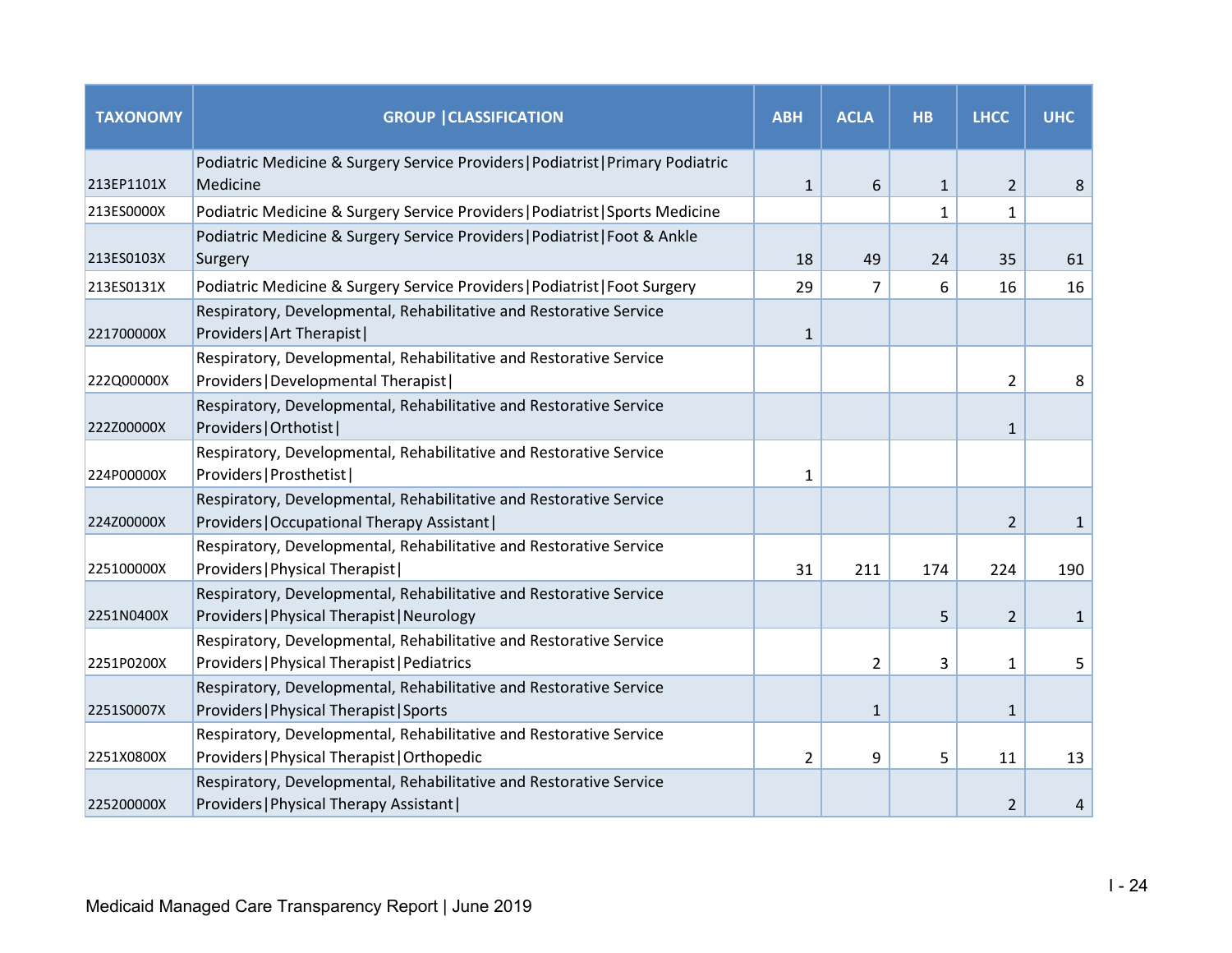| TAXONOMY | GROUP \|CLASSIFICATION | ABH | ACLA | HB | LHCC | UHC |
|---|---|---|---|---|---|---|
| 213EP1101X | Podiatric Medicine & Surgery Service Providers\|Podiatrist\|Primary Podiatric Medicine | 1 | 6 | 1 | 2 | 8 |
| 213ES0000X | Podiatric Medicine & Surgery Service Providers\|Podiatrist\|Sports Medicine | | | 1 | 1 | |
| 213ES0103X | Podiatric Medicine & Surgery Service Providers\|Podiatrist\|Foot & Ankle Surgery | 18 | 49 | 24 | 35 | 61 |
| 213ES0131X | Podiatric Medicine & Surgery Service Providers\|Podiatrist\|Foot Surgery | 29 | 7 | 6 | 16 | 16 |
| 221700000X | Respiratory, Developmental, Rehabilitative and Restorative Service Providers\|Art Therapist\| | 1 | | | | |
| 222Q00000X | Respiratory, Developmental, Rehabilitative and Restorative Service Providers\|Developmental Therapist\| | | | | 2 | 8 |
| 222Z00000X | Respiratory, Developmental, Rehabilitative and Restorative Service Providers\|Orthotist\| | | | | 1 | |
| 224P00000X | Respiratory, Developmental, Rehabilitative and Restorative Service Providers\|Prosthetist\| | 1 | | | | |
| 224Z00000X | Respiratory, Developmental, Rehabilitative and Restorative Service Providers\|Occupational Therapy Assistant\| | | | | 2 | 1 |
| 225100000X | Respiratory, Developmental, Rehabilitative and Restorative Service Providers\|Physical Therapist\| | 31 | 211 | 174 | 224 | 190 |
| 2251N0400X | Respiratory, Developmental, Rehabilitative and Restorative Service Providers\|Physical Therapist\|Neurology | | | 5 | 2 | 1 |
| 2251P0200X | Respiratory, Developmental, Rehabilitative and Restorative Service Providers\|Physical Therapist\|Pediatrics | | 2 | 3 | 1 | 5 |
| 2251S0007X | Respiratory, Developmental, Rehabilitative and Restorative Service Providers\|Physical Therapist\|Sports | | 1 | | 1 | |
| 2251X0800X | Respiratory, Developmental, Rehabilitative and Restorative Service Providers\|Physical Therapist\|Orthopedic | 2 | 9 | 5 | 11 | 13 |
| 225200000X | Respiratory, Developmental, Rehabilitative and Restorative Service Providers\|Physical Therapy Assistant\| | | | | 2 | 4 |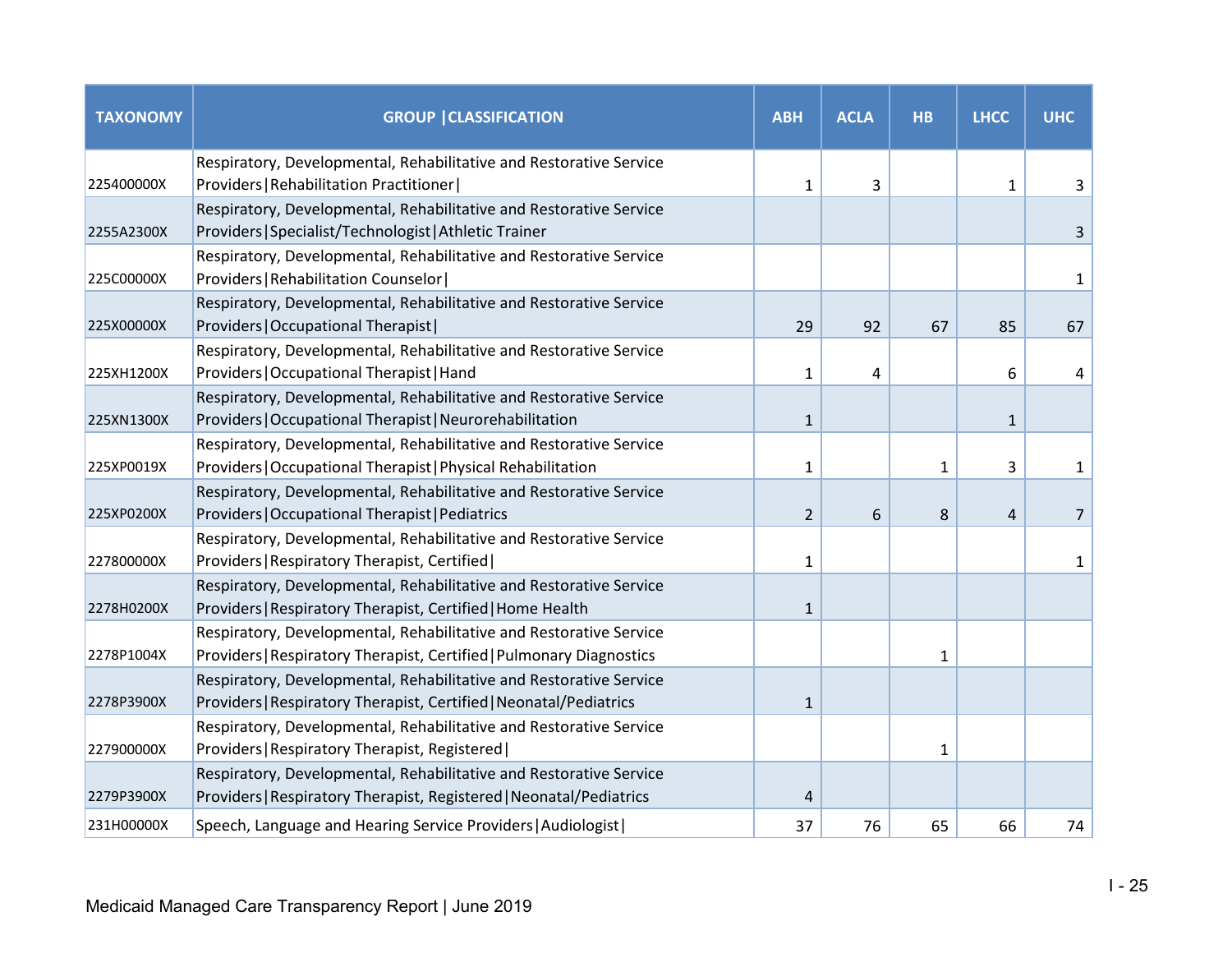| TAXONOMY | GROUP \|CLASSIFICATION | ABH | ACLA | HB | LHCC | UHC |
|---|---|---|---|---|---|---|
| 225400000X | Respiratory, Developmental, Rehabilitative and Restorative Service Providers\|Rehabilitation Practitioner\| | 1 | 3 | | 1 | 3 |
| 2255A2300X | Respiratory, Developmental, Rehabilitative and Restorative Service Providers\|Specialist/Technologist\|Athletic Trainer | | | | | 3 |
| 225C00000X | Respiratory, Developmental, Rehabilitative and Restorative Service Providers\|Rehabilitation Counselor\| | | | | | 1 |
| 225X00000X | Respiratory, Developmental, Rehabilitative and Restorative Service Providers\|Occupational Therapist\| | 29 | 92 | 67 | 85 | 67 |
| 225XH1200X | Respiratory, Developmental, Rehabilitative and Restorative Service Providers\|Occupational Therapist\|Hand | 1 | 4 | | 6 | 4 |
| 225XN1300X | Respiratory, Developmental, Rehabilitative and Restorative Service Providers\|Occupational Therapist\|Neurorehabilitation | 1 | | | 1 | |
| 225XP0019X | Respiratory, Developmental, Rehabilitative and Restorative Service Providers\|Occupational Therapist\|Physical Rehabilitation | 1 | | 1 | 3 | 1 |
| 225XP0200X | Respiratory, Developmental, Rehabilitative and Restorative Service Providers\|Occupational Therapist\|Pediatrics | 2 | 6 | 8 | 4 | 7 |
| 227800000X | Respiratory, Developmental, Rehabilitative and Restorative Service Providers\|Respiratory Therapist, Certified\| | 1 | | | | 1 |
| 2278H0200X | Respiratory, Developmental, Rehabilitative and Restorative Service Providers\|Respiratory Therapist, Certified\|Home Health | 1 | | | | |
| 2278P1004X | Respiratory, Developmental, Rehabilitative and Restorative Service Providers\|Respiratory Therapist, Certified\|Pulmonary Diagnostics | | | 1 | | |
| 2278P3900X | Respiratory, Developmental, Rehabilitative and Restorative Service Providers\|Respiratory Therapist, Certified\|Neonatal/Pediatrics | 1 | | | | |
| 227900000X | Respiratory, Developmental, Rehabilitative and Restorative Service Providers\|Respiratory Therapist, Registered\| | | | 1 | | |
| 2279P3900X | Respiratory, Developmental, Rehabilitative and Restorative Service Providers\|Respiratory Therapist, Registered\|Neonatal/Pediatrics | 4 | | | | |
| 231H00000X | Speech, Language and Hearing Service Providers\|Audiologist\| | 37 | 76 | 65 | 66 | 74 |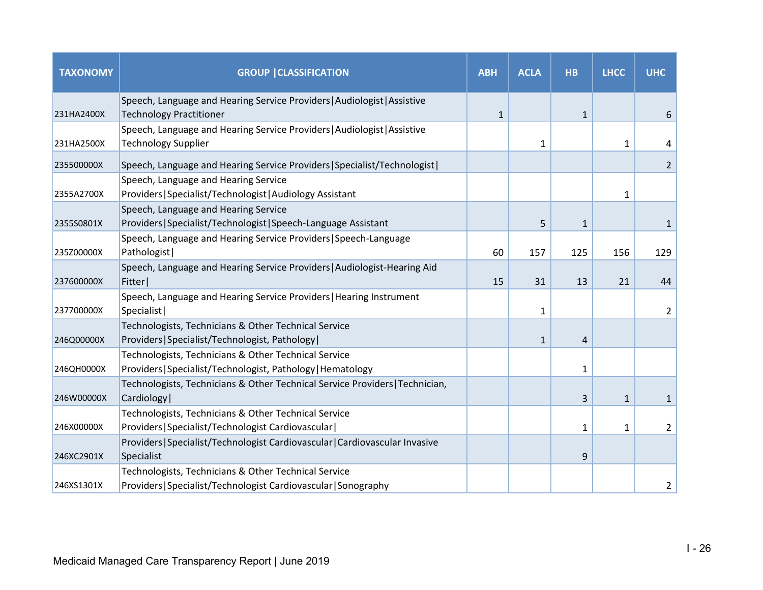| TAXONOMY | GROUP \|CLASSIFICATION | ABH | ACLA | HB | LHCC | UHC |
|---|---|---|---|---|---|---|
| 231HA2400X | Speech, Language and Hearing Service Providers\|Audiologist\|Assistive Technology Practitioner | 1 | | 1 | | 6 |
| 231HA2500X | Speech, Language and Hearing Service Providers\|Audiologist\|Assistive Technology Supplier | | 1 | | 1 | 4 |
| 235500000X | Speech, Language and Hearing Service Providers\|Specialist/Technologist\| | | | | | 2 |
| 2355A2700X | Speech, Language and Hearing Service Providers\|Specialist/Technologist\|Audiology Assistant | | | | 1 | |
| 2355S0801X | Speech, Language and Hearing Service Providers\|Specialist/Technologist\|Speech-Language Assistant | | 5 | 1 | | 1 |
| 235Z00000X | Speech, Language and Hearing Service Providers\|Speech-Language Pathologist\| | 60 | 157 | 125 | 156 | 129 |
| 237600000X | Speech, Language and Hearing Service Providers\|Audiologist-Hearing Aid Fitter\| | 15 | 31 | 13 | 21 | 44 |
| 237700000X | Speech, Language and Hearing Service Providers\|Hearing Instrument Specialist\| | | 1 | | | 2 |
| 246Q00000X | Technologists, Technicians & Other Technical Service Providers\|Specialist/Technologist, Pathology\| | | 1 | 4 | | |
| 246QH0000X | Technologists, Technicians & Other Technical Service Providers\|Specialist/Technologist, Pathology\|Hematology | | | 1 | | |
| 246W00000X | Technologists, Technicians & Other Technical Service Providers\|Technician, Cardiology\| | | | 3 | 1 | 1 |
| 246X00000X | Technologists, Technicians & Other Technical Service Providers\|Specialist/Technologist Cardiovascular\| | | | 1 | 1 | 2 |
| 246XC2901X | Providers\|Specialist/Technologist Cardiovascular\|Cardiovascular Invasive Specialist | | | 9 | | |
| 246XS1301X | Technologists, Technicians & Other Technical Service Providers\|Specialist/Technologist Cardiovascular\|Sonography | | | | | 2 |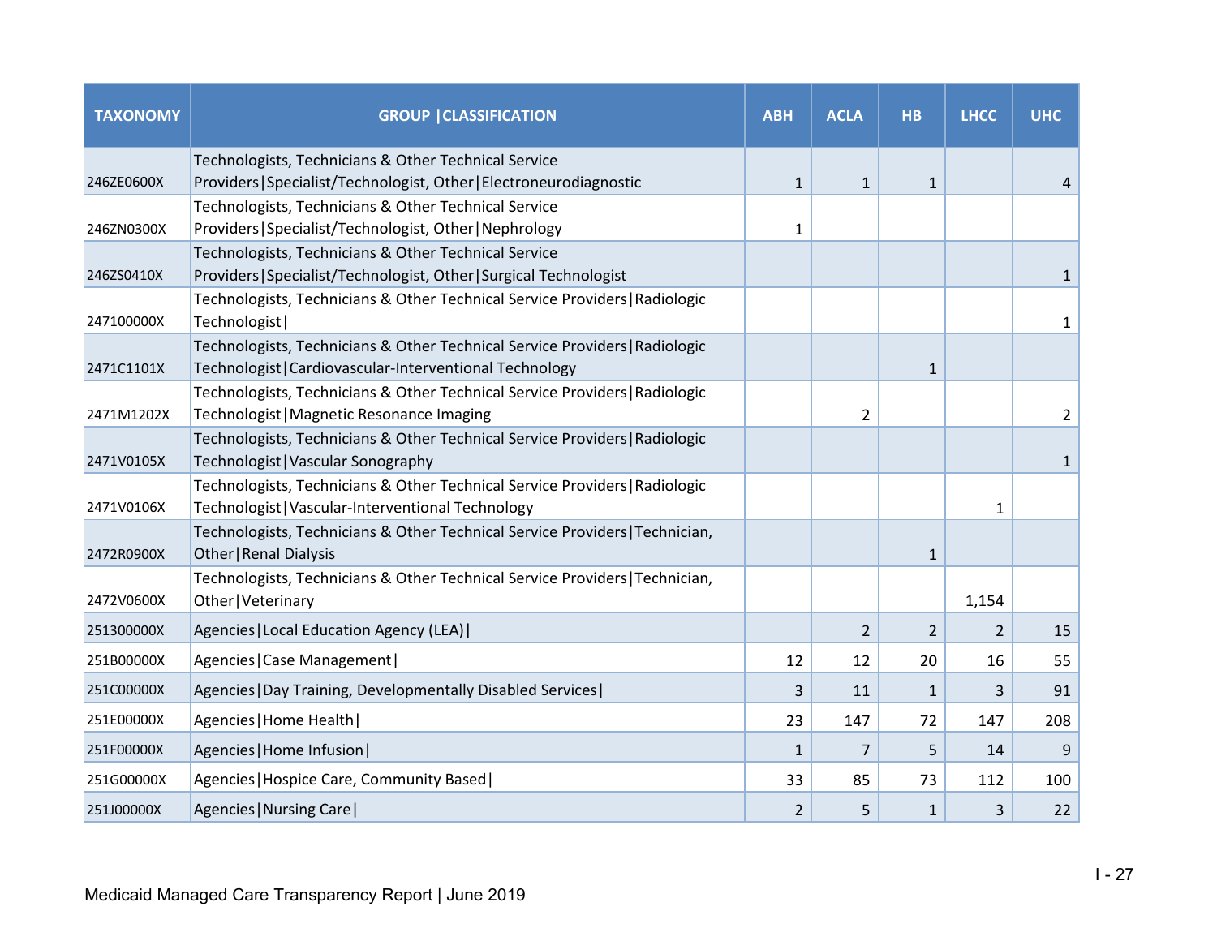| TAXONOMY | GROUP \|CLASSIFICATION | ABH | ACLA | HB | LHCC | UHC |
|---|---|---|---|---|---|---|
| 246ZE0600X | Technologists, Technicians & Other Technical Service Providers\|Specialist/Technologist, Other\|Electroneurodiagnostic | 1 | 1 | 1 | | 4 |
| 246ZN0300X | Technologists, Technicians & Other Technical Service Providers\|Specialist/Technologist, Other\|Nephrology | 1 | | | | |
| 246ZS0410X | Technologists, Technicians & Other Technical Service Providers\|Specialist/Technologist, Other\|Surgical Technologist | | | | | 1 |
| 247100000X | Technologists, Technicians & Other Technical Service Providers\|Radiologic Technologist\| | | | | | 1 |
| 2471C1101X | Technologists, Technicians & Other Technical Service Providers\|Radiologic Technologist\|Cardiovascular-Interventional Technology | | | 1 | | |
| 2471M1202X | Technologists, Technicians & Other Technical Service Providers\|Radiologic Technologist\|Magnetic Resonance Imaging | | 2 | | | 2 |
| 2471V0105X | Technologists, Technicians & Other Technical Service Providers\|Radiologic Technologist\|Vascular Sonography | | | | | 1 |
| 2471V0106X | Technologists, Technicians & Other Technical Service Providers\|Radiologic Technologist\|Vascular-Interventional Technology | | | | 1 | |
| 2472R0900X | Technologists, Technicians & Other Technical Service Providers\|Technician, Other\|Renal Dialysis | | | 1 | | |
| 2472V0600X | Technologists, Technicians & Other Technical Service Providers\|Technician, Other\|Veterinary | | | | 1,154 | |
| 251300000X | Agencies\|Local Education Agency (LEA)\| | | 2 | 2 | 2 | 15 |
| 251B00000X | Agencies\|Case Management\| | 12 | 12 | 20 | 16 | 55 |
| 251C00000X | Agencies\|Day Training, Developmentally Disabled Services\| | 3 | 11 | 1 | 3 | 91 |
| 251E00000X | Agencies\|Home Health\| | 23 | 147 | 72 | 147 | 208 |
| 251F00000X | Agencies\|Home Infusion\| | 1 | 7 | 5 | 14 | 9 |
| 251G00000X | Agencies\|Hospice Care, Community Based\| | 33 | 85 | 73 | 112 | 100 |
| 251J00000X | Agencies\|Nursing Care\| | 2 | 5 | 1 | 3 | 22 |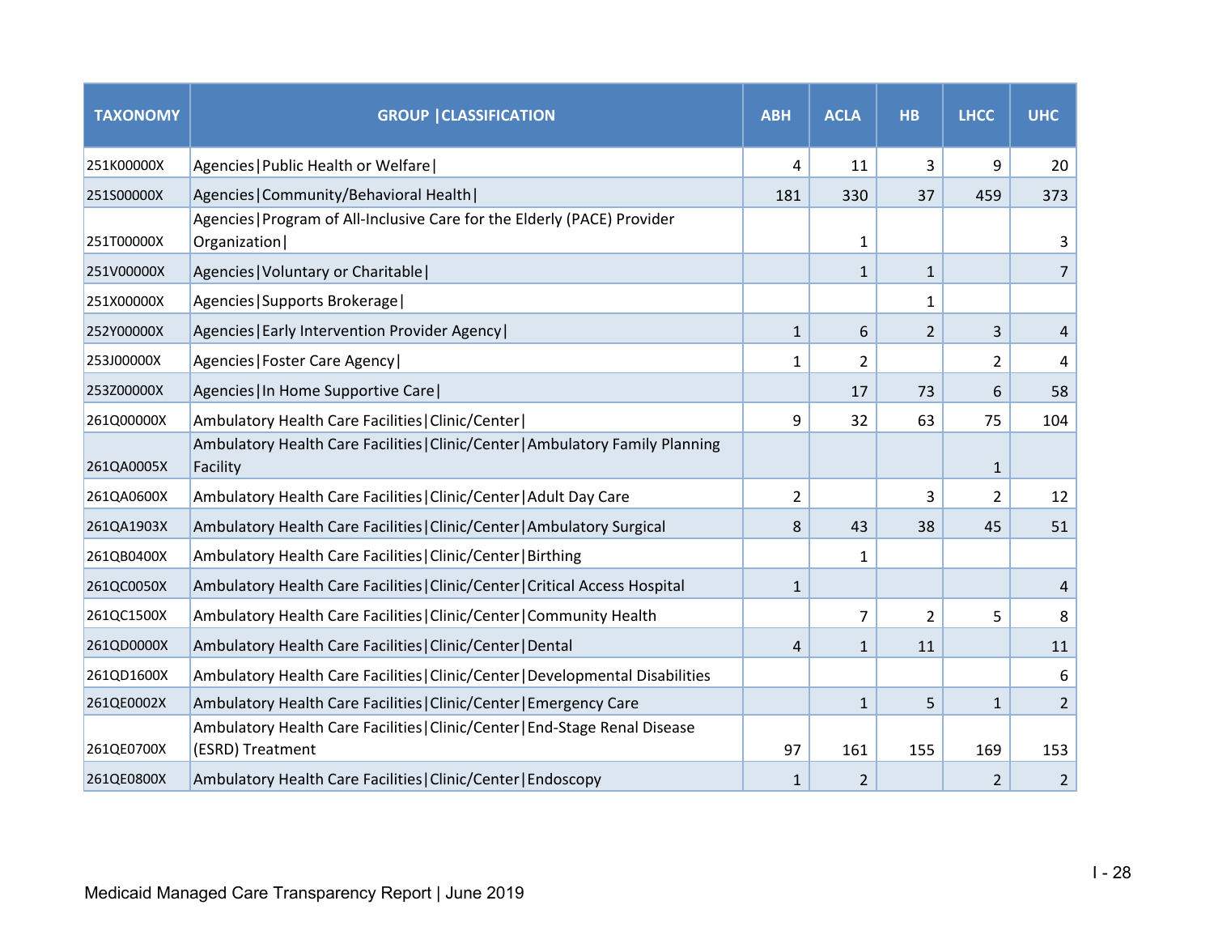| TAXONOMY | GROUP \|CLASSIFICATION | ABH | ACLA | HB | LHCC | UHC |
|---|---|---|---|---|---|---|
| 251K00000X | Agencies\|Public Health or Welfare\| | 4 | 11 | 3 | 9 | 20 |
| 251S00000X | Agencies\|Community/Behavioral Health\| | 181 | 330 | 37 | 459 | 373 |
| 251T00000X | Agencies\|Program of All-Inclusive Care for the Elderly (PACE) Provider Organization\| | | 1 | | | 3 |
| 251V00000X | Agencies\|Voluntary or Charitable\| | | 1 | 1 | | 7 |
| 251X00000X | Agencies\|Supports Brokerage\| | | | 1 | | |
| 252Y00000X | Agencies\|Early Intervention Provider Agency\| | 1 | 6 | 2 | 3 | 4 |
| 253J00000X | Agencies\|Foster Care Agency\| | 1 | 2 | | 2 | 4 |
| 253Z00000X | Agencies\|In Home Supportive Care\| | | 17 | 73 | 6 | 58 |
| 261Q00000X | Ambulatory Health Care Facilities\|Clinic/Center\| | 9 | 32 | 63 | 75 | 104 |
| 261QA0005X | Ambulatory Health Care Facilities\|Clinic/Center\|Ambulatory Family Planning Facility | | | | 1 | |
| 261QA0600X | Ambulatory Health Care Facilities\|Clinic/Center\|Adult Day Care | 2 | | 3 | 2 | 12 |
| 261QA1903X | Ambulatory Health Care Facilities\|Clinic/Center\|Ambulatory Surgical | 8 | 43 | 38 | 45 | 51 |
| 261QB0400X | Ambulatory Health Care Facilities\|Clinic/Center\|Birthing | | 1 | | | |
| 261QC0050X | Ambulatory Health Care Facilities\|Clinic/Center\|Critical Access Hospital | 1 | | | | 4 |
| 261QC1500X | Ambulatory Health Care Facilities\|Clinic/Center\|Community Health | | 7 | 2 | 5 | 8 |
| 261QD0000X | Ambulatory Health Care Facilities\|Clinic/Center\|Dental | 4 | 1 | 11 | | 11 |
| 261QD1600X | Ambulatory Health Care Facilities\|Clinic/Center\|Developmental Disabilities | | | | | 6 |
| 261QE0002X | Ambulatory Health Care Facilities\|Clinic/Center\|Emergency Care | | 1 | 5 | 1 | 2 |
| 261QE0700X | Ambulatory Health Care Facilities\|Clinic/Center\|End-Stage Renal Disease (ESRD) Treatment | 97 | 161 | 155 | 169 | 153 |
| 261QE0800X | Ambulatory Health Care Facilities\|Clinic/Center\|Endoscopy | 1 | 2 | | 2 | 2 |

Medicaid Managed Care Transparency Report | June 2019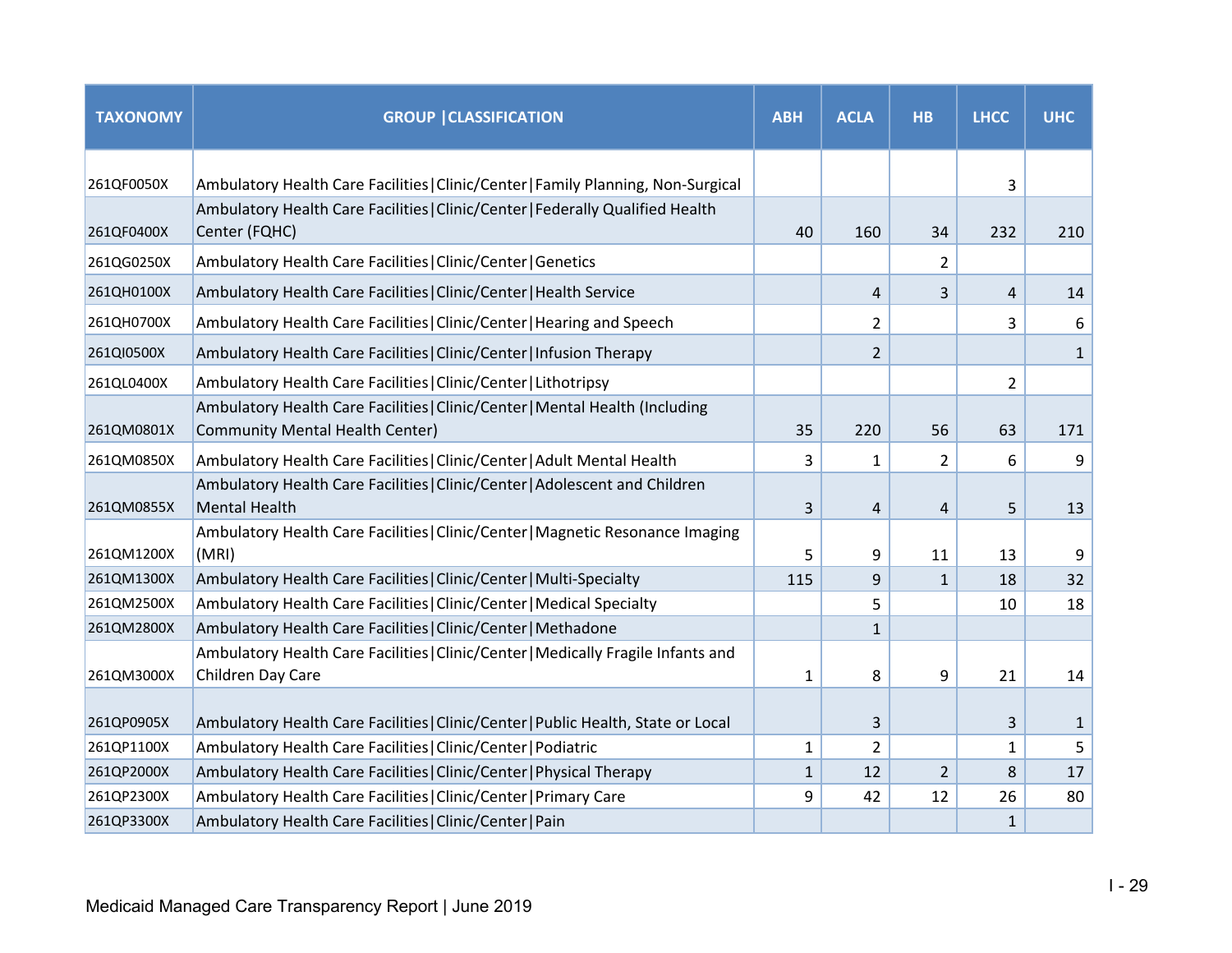| TAXONOMY | GROUP \|CLASSIFICATION | ABH | ACLA | HB | LHCC | UHC |
|---|---|---|---|---|---|---|
| 261QF0050X | Ambulatory Health Care Facilities\|Clinic/Center\|Family Planning, Non-Surgical | | | | 3 | |
| 261QF0400X | Ambulatory Health Care Facilities\|Clinic/Center\|Federally Qualified Health Center (FQHC) | 40 | 160 | 34 | 232 | 210 |
| 261QG0250X | Ambulatory Health Care Facilities\|Clinic/Center\|Genetics | | | 2 | | |
| 261QH0100X | Ambulatory Health Care Facilities\|Clinic/Center\|Health Service | | 4 | 3 | 4 | 14 |
| 261QH0700X | Ambulatory Health Care Facilities\|Clinic/Center\|Hearing and Speech | | 2 | | 3 | 6 |
| 261QI0500X | Ambulatory Health Care Facilities\|Clinic/Center\|Infusion Therapy | | 2 | | | 1 |
| 261QL0400X | Ambulatory Health Care Facilities\|Clinic/Center\|Lithotripsy | | | | 2 | |
| 261QM0801X | Ambulatory Health Care Facilities\|Clinic/Center\|Mental Health (Including Community Mental Health Center) | 35 | 220 | 56 | 63 | 171 |
| 261QM0850X | Ambulatory Health Care Facilities\|Clinic/Center\|Adult Mental Health | 3 | 1 | 2 | 6 | 9 |
| 261QM0855X | Ambulatory Health Care Facilities\|Clinic/Center\|Adolescent and Children Mental Health | 3 | 4 | 4 | 5 | 13 |
| 261QM1200X | Ambulatory Health Care Facilities\|Clinic/Center\|Magnetic Resonance Imaging (MRI) | 5 | 9 | 11 | 13 | 9 |
| 261QM1300X | Ambulatory Health Care Facilities\|Clinic/Center\|Multi-Specialty | 115 | 9 | 1 | 18 | 32 |
| 261QM2500X | Ambulatory Health Care Facilities\|Clinic/Center\|Medical Specialty | | 5 | | 10 | 18 |
| 261QM2800X | Ambulatory Health Care Facilities\|Clinic/Center\|Methadone | | 1 | | | |
| 261QM3000X | Ambulatory Health Care Facilities\|Clinic/Center\|Medically Fragile Infants and Children Day Care | 1 | 8 | 9 | 21 | 14 |
| 261QP0905X | Ambulatory Health Care Facilities\|Clinic/Center\|Public Health, State or Local | | 3 | | 3 | 1 |
| 261QP1100X | Ambulatory Health Care Facilities\|Clinic/Center\|Podiatric | 1 | 2 | | 1 | 5 |
| 261QP2000X | Ambulatory Health Care Facilities\|Clinic/Center\|Physical Therapy | 1 | 12 | 2 | 8 | 17 |
| 261QP2300X | Ambulatory Health Care Facilities\|Clinic/Center\|Primary Care | 9 | 42 | 12 | 26 | 80 |
| 261QP3300X | Ambulatory Health Care Facilities\|Clinic/Center\|Pain | | | | 1 | |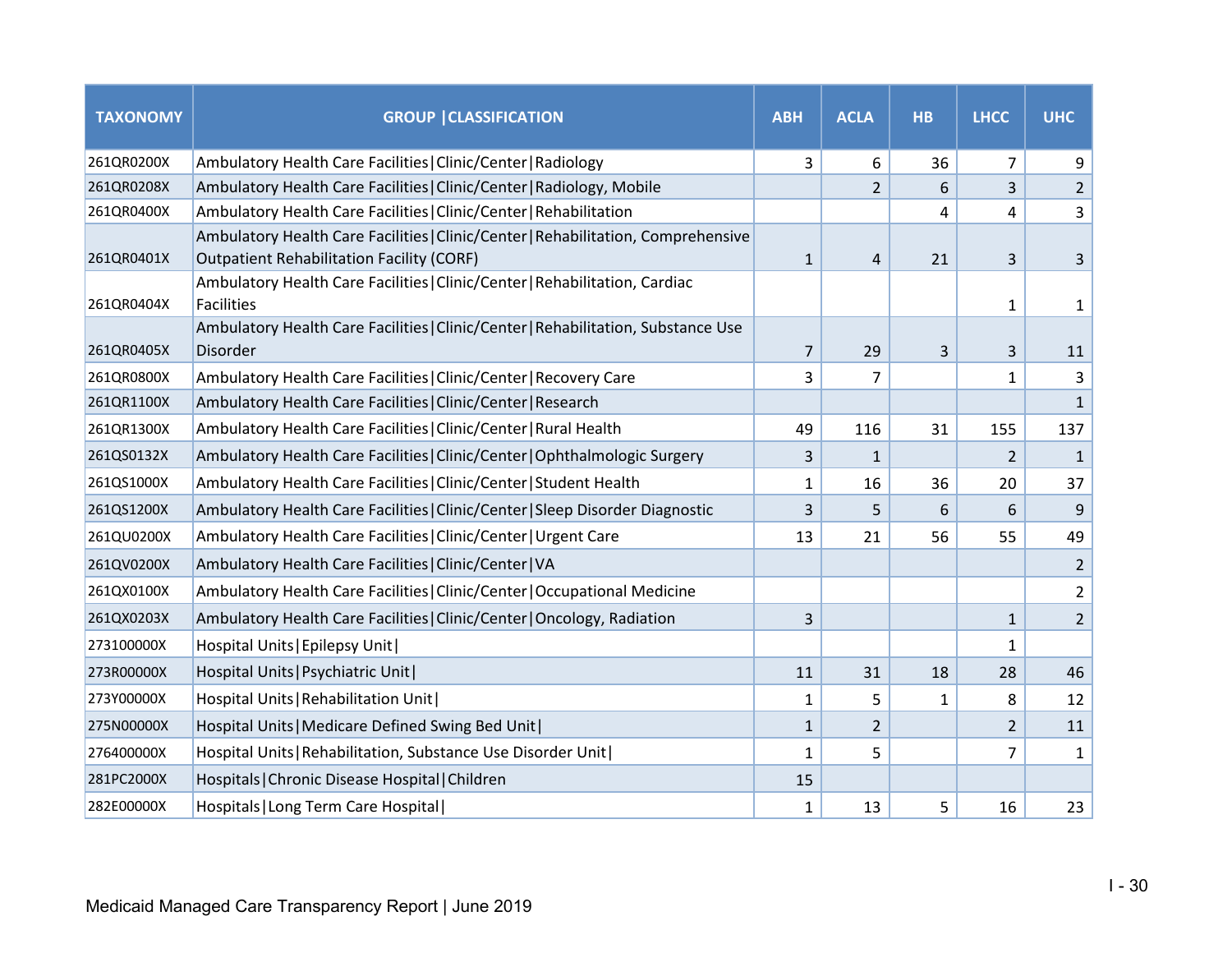| TAXONOMY | GROUP \|CLASSIFICATION | ABH | ACLA | HB | LHCC | UHC |
|---|---|---|---|---|---|---|
| 261QR0200X | Ambulatory Health Care Facilities\|Clinic/Center\|Radiology | 3 | 6 | 36 | 7 | 9 |
| 261QR0208X | Ambulatory Health Care Facilities\|Clinic/Center\|Radiology, Mobile | | 2 | 6 | 3 | 2 |
| 261QR0400X | Ambulatory Health Care Facilities\|Clinic/Center\|Rehabilitation | | | 4 | 4 | 3 |
| 261QR0401X | Ambulatory Health Care Facilities\|Clinic/Center\|Rehabilitation, Comprehensive Outpatient Rehabilitation Facility (CORF) | 1 | 4 | 21 | 3 | 3 |
| 261QR0404X | Ambulatory Health Care Facilities\|Clinic/Center\|Rehabilitation, Cardiac Facilities | | | | 1 | 1 |
| 261QR0405X | Ambulatory Health Care Facilities\|Clinic/Center\|Rehabilitation, Substance Use Disorder | 7 | 29 | 3 | 3 | 11 |
| 261QR0800X | Ambulatory Health Care Facilities\|Clinic/Center\|Recovery Care | 3 | 7 | | 1 | 3 |
| 261QR1100X | Ambulatory Health Care Facilities\|Clinic/Center\|Research | | | | | 1 |
| 261QR1300X | Ambulatory Health Care Facilities\|Clinic/Center\|Rural Health | 49 | 116 | 31 | 155 | 137 |
| 261QS0132X | Ambulatory Health Care Facilities\|Clinic/Center\|Ophthalmologic Surgery | 3 | 1 | | 2 | 1 |
| 261QS1000X | Ambulatory Health Care Facilities\|Clinic/Center\|Student Health | 1 | 16 | 36 | 20 | 37 |
| 261QS1200X | Ambulatory Health Care Facilities\|Clinic/Center\|Sleep Disorder Diagnostic | 3 | 5 | 6 | 6 | 9 |
| 261QU0200X | Ambulatory Health Care Facilities\|Clinic/Center\|Urgent Care | 13 | 21 | 56 | 55 | 49 |
| 261QV0200X | Ambulatory Health Care Facilities\|Clinic/Center\|VA | | | | | 2 |
| 261QX0100X | Ambulatory Health Care Facilities\|Clinic/Center\|Occupational Medicine | | | | | 2 |
| 261QX0203X | Ambulatory Health Care Facilities\|Clinic/Center\|Oncology, Radiation | 3 | | | 1 | 2 |
| 273100000X | Hospital Units\|Epilepsy Unit\| | | | | 1 | |
| 273R00000X | Hospital Units\|Psychiatric Unit\| | 11 | 31 | 18 | 28 | 46 |
| 273Y00000X | Hospital Units\|Rehabilitation Unit\| | 1 | 5 | 1 | 8 | 12 |
| 275N00000X | Hospital Units\|Medicare Defined Swing Bed Unit\| | 1 | 2 | | 2 | 11 |
| 276400000X | Hospital Units\|Rehabilitation, Substance Use Disorder Unit\| | 1 | 5 | | 7 | 1 |
| 281PC2000X | Hospitals\|Chronic Disease Hospital\|Children | 15 | | | | |
| 282E00000X | Hospitals\|Long Term Care Hospital\| | 1 | 13 | 5 | 16 | 23 |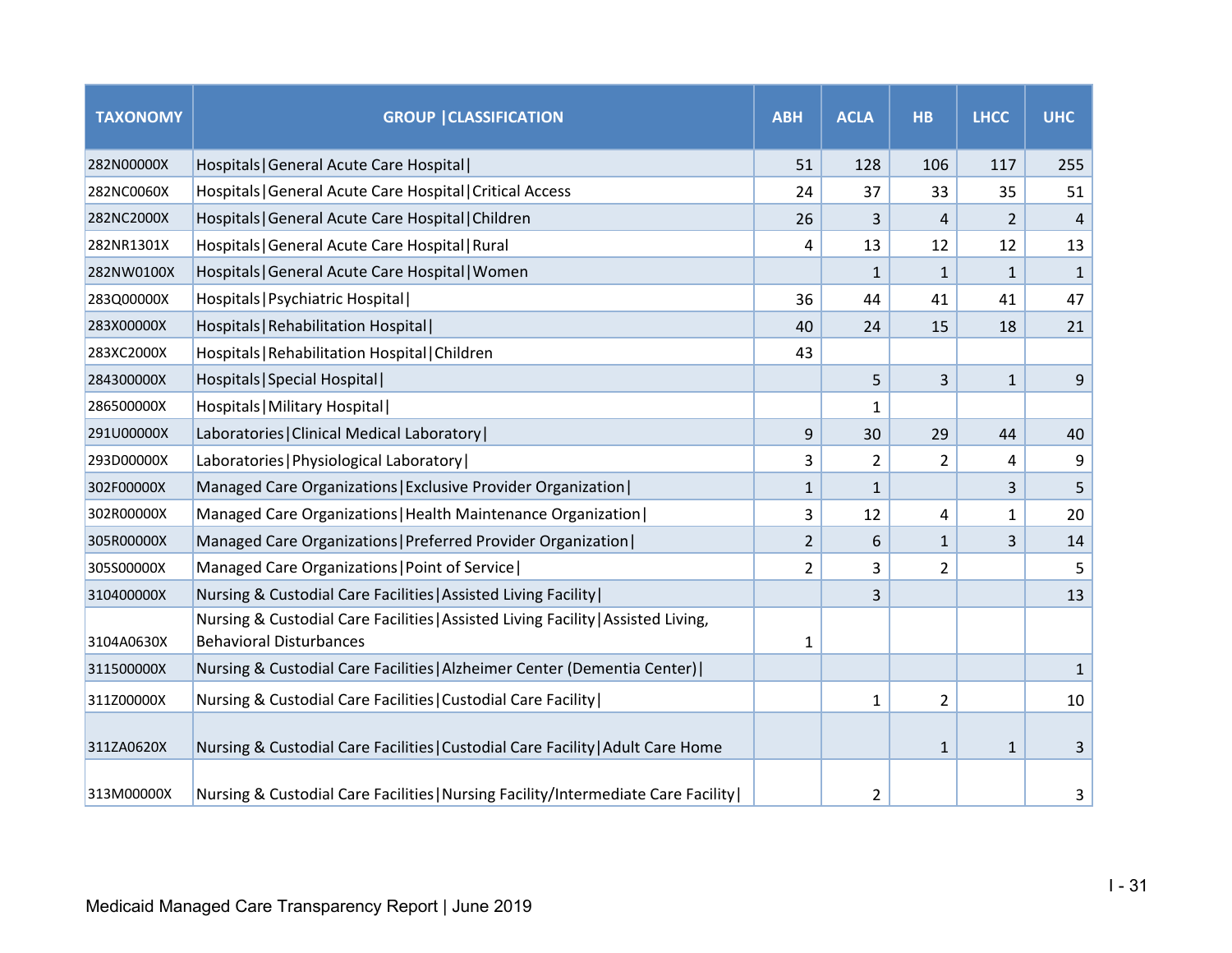| TAXONOMY | GROUP \|CLASSIFICATION | ABH | ACLA | HB | LHCC | UHC |
|---|---|---|---|---|---|---|
| 282N00000X | Hospitals\|General Acute Care Hospital\| | 51 | 128 | 106 | 117 | 255 |
| 282NC0060X | Hospitals\|General Acute Care Hospital\|Critical Access | 24 | 37 | 33 | 35 | 51 |
| 282NC2000X | Hospitals\|General Acute Care Hospital\|Children | 26 | 3 | 4 | 2 | 4 |
| 282NR1301X | Hospitals\|General Acute Care Hospital\|Rural | 4 | 13 | 12 | 12 | 13 |
| 282NW0100X | Hospitals\|General Acute Care Hospital\|Women | | 1 | 1 | 1 | 1 |
| 283Q00000X | Hospitals\|Psychiatric Hospital\| | 36 | 44 | 41 | 41 | 47 |
| 283X00000X | Hospitals\|Rehabilitation Hospital\| | 40 | 24 | 15 | 18 | 21 |
| 283XC2000X | Hospitals\|Rehabilitation Hospital\|Children | 43 | | | | |
| 284300000X | Hospitals\|Special Hospital\| | | 5 | 3 | 1 | 9 |
| 286500000X | Hospitals\|Military Hospital\| | | 1 | | | |
| 291U00000X | Laboratories\|Clinical Medical Laboratory\| | 9 | 30 | 29 | 44 | 40 |
| 293D00000X | Laboratories\|Physiological Laboratory\| | 3 | 2 | 2 | 4 | 9 |
| 302F00000X | Managed Care Organizations\|Exclusive Provider Organization\| | 1 | 1 | | 3 | 5 |
| 302R00000X | Managed Care Organizations\|Health Maintenance Organization\| | 3 | 12 | 4 | 1 | 20 |
| 305R00000X | Managed Care Organizations\|Preferred Provider Organization\| | 2 | 6 | 1 | 3 | 14 |
| 305S00000X | Managed Care Organizations\|Point of Service\| | 2 | 3 | 2 | | 5 |
| 310400000X | Nursing & Custodial Care Facilities\|Assisted Living Facility\| | | 3 | | | 13 |
| 3104A0630X | Nursing & Custodial Care Facilities\|Assisted Living Facility\|Assisted Living, Behavioral Disturbances | 1 | | | | |
| 311500000X | Nursing & Custodial Care Facilities\|Alzheimer Center (Dementia Center)\| | | | | | 1 |
| 311Z00000X | Nursing & Custodial Care Facilities\|Custodial Care Facility\| | | 1 | 2 | | 10 |
| 311ZA0620X | Nursing & Custodial Care Facilities\|Custodial Care Facility\|Adult Care Home | | | 1 | 1 | 3 |
| 313M00000X | Nursing & Custodial Care Facilities\|Nursing Facility/Intermediate Care Facility\| | | 2 | | | 3 |

Medicaid Managed Care Transparency Report | June 2019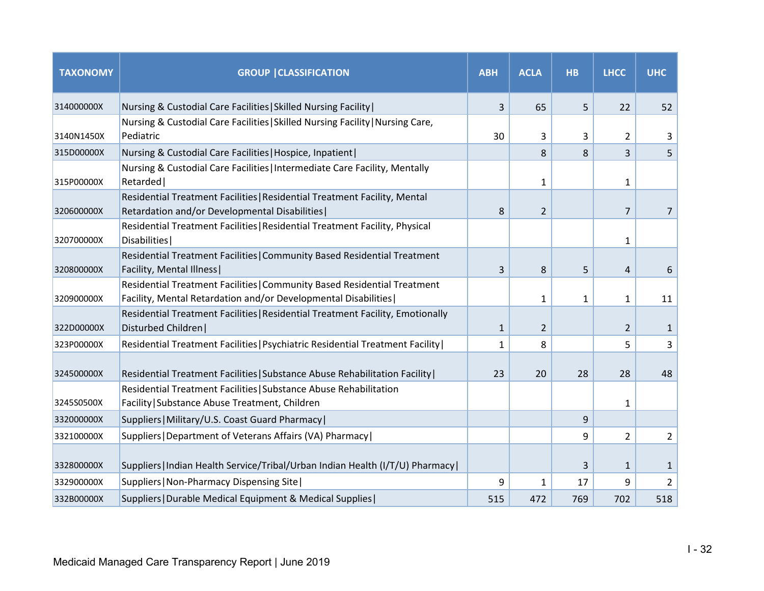| TAXONOMY | GROUP \|CLASSIFICATION | ABH | ACLA | HB | LHCC | UHC |
|---|---|---|---|---|---|---|
| 314000000X | Nursing & Custodial Care Facilities\|Skilled Nursing Facility\| | 3 | 65 | 5 | 22 | 52 |
| 3140N1450X | Nursing & Custodial Care Facilities\|Skilled Nursing Facility\|Nursing Care, Pediatric | 30 | 3 | 3 | 2 | 3 |
| 315D00000X | Nursing & Custodial Care Facilities\|Hospice, Inpatient\| | | 8 | 8 | 3 | 5 |
| 315P00000X | Nursing & Custodial Care Facilities\|Intermediate Care Facility, Mentally Retarded\| | | 1 | | 1 | |
| 320600000X | Residential Treatment Facilities\|Residential Treatment Facility, Mental Retardation and/or Developmental Disabilities\| | 8 | 2 | | 7 | 7 |
| 320700000X | Residential Treatment Facilities\|Residential Treatment Facility, Physical Disabilities\| | | | | 1 | |
| 320800000X | Residential Treatment Facilities\|Community Based Residential Treatment Facility, Mental Illness\| | 3 | 8 | 5 | 4 | 6 |
| 320900000X | Residential Treatment Facilities\|Community Based Residential Treatment Facility, Mental Retardation and/or Developmental Disabilities\| | | 1 | 1 | 1 | 11 |
| 322D00000X | Residential Treatment Facilities\|Residential Treatment Facility, Emotionally Disturbed Children\| | 1 | 2 | | 2 | 1 |
| 323P00000X | Residential Treatment Facilities\|Psychiatric Residential Treatment Facility\| | 1 | 8 | | 5 | 3 |
| 324500000X | Residential Treatment Facilities\|Substance Abuse Rehabilitation Facility\| | 23 | 20 | 28 | 28 | 48 |
| 3245S0500X | Residential Treatment Facilities\|Substance Abuse Rehabilitation Facility\|Substance Abuse Treatment, Children | | | | 1 | |
| 332000000X | Suppliers\|Military/U.S. Coast Guard Pharmacy\| | | | 9 | | |
| 332100000X | Suppliers\|Department of Veterans Affairs (VA) Pharmacy\| | | | 9 | 2 | 2 |
| 332800000X | Suppliers\|Indian Health Service/Tribal/Urban Indian Health (I/T/U) Pharmacy\| | | | 3 | 1 | 1 |
| 332900000X | Suppliers\|Non-Pharmacy Dispensing Site\| | 9 | 1 | 17 | 9 | 2 |
| 332B00000X | Suppliers\|Durable Medical Equipment & Medical Supplies\| | 515 | 472 | 769 | 702 | 518 |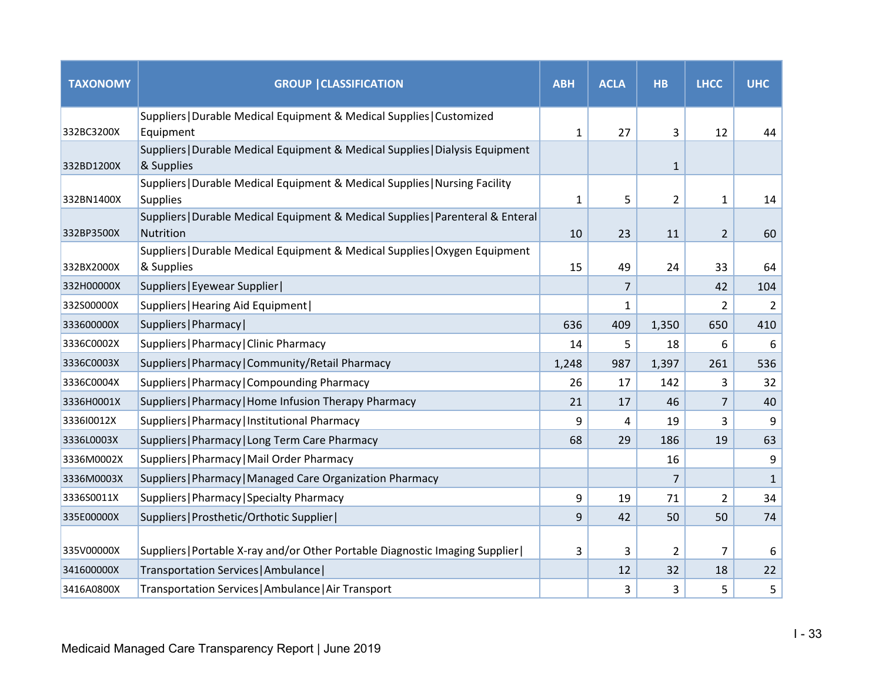| TAXONOMY | GROUP \|CLASSIFICATION | ABH | ACLA | HB | LHCC | UHC |
|---|---|---|---|---|---|---|
| 332BC3200X | Suppliers\|Durable Medical Equipment & Medical Supplies\|Customized Equipment | 1 | 27 | 3 | 12 | 44 |
| 332BD1200X | Suppliers\|Durable Medical Equipment & Medical Supplies\|Dialysis Equipment & Supplies | | | 1 | | |
| 332BN1400X | Suppliers\|Durable Medical Equipment & Medical Supplies\|Nursing Facility Supplies | 1 | 5 | 2 | 1 | 14 |
| 332BP3500X | Suppliers\|Durable Medical Equipment & Medical Supplies\|Parenteral & Enteral Nutrition | 10 | 23 | 11 | 2 | 60 |
| 332BX2000X | Suppliers\|Durable Medical Equipment & Medical Supplies\|Oxygen Equipment & Supplies | 15 | 49 | 24 | 33 | 64 |
| 332H00000X | Suppliers\|Eyewear Supplier\| | | 7 | | 42 | 104 |
| 332S00000X | Suppliers\|Hearing Aid Equipment\| | | 1 | | 2 | 2 |
| 333600000X | Suppliers\|Pharmacy\| | 636 | 409 | 1,350 | 650 | 410 |
| 3336C0002X | Suppliers\|Pharmacy\|Clinic Pharmacy | 14 | 5 | 18 | 6 | 6 |
| 3336C0003X | Suppliers\|Pharmacy\|Community/Retail Pharmacy | 1,248 | 987 | 1,397 | 261 | 536 |
| 3336C0004X | Suppliers\|Pharmacy\|Compounding Pharmacy | 26 | 17 | 142 | 3 | 32 |
| 3336H0001X | Suppliers\|Pharmacy\|Home Infusion Therapy Pharmacy | 21 | 17 | 46 | 7 | 40 |
| 3336I0012X | Suppliers\|Pharmacy\|Institutional Pharmacy | 9 | 4 | 19 | 3 | 9 |
| 3336L0003X | Suppliers\|Pharmacy\|Long Term Care Pharmacy | 68 | 29 | 186 | 19 | 63 |
| 3336M0002X | Suppliers\|Pharmacy\|Mail Order Pharmacy | | | 16 | | 9 |
| 3336M0003X | Suppliers\|Pharmacy\|Managed Care Organization Pharmacy | | | 7 | | 1 |
| 3336S0011X | Suppliers\|Pharmacy\|Specialty Pharmacy | 9 | 19 | 71 | 2 | 34 |
| 335E00000X | Suppliers\|Prosthetic/Orthotic Supplier\| | 9 | 42 | 50 | 50 | 74 |
| 335V00000X | Suppliers\|Portable X-ray and/or Other Portable Diagnostic Imaging Supplier\| | 3 | 3 | 2 | 7 | 6 |
| 341600000X | Transportation Services\|Ambulance\| | | 12 | 32 | 18 | 22 |
| 3416A0800X | Transportation Services\|Ambulance\|Air Transport | | 3 | 3 | 5 | 5 |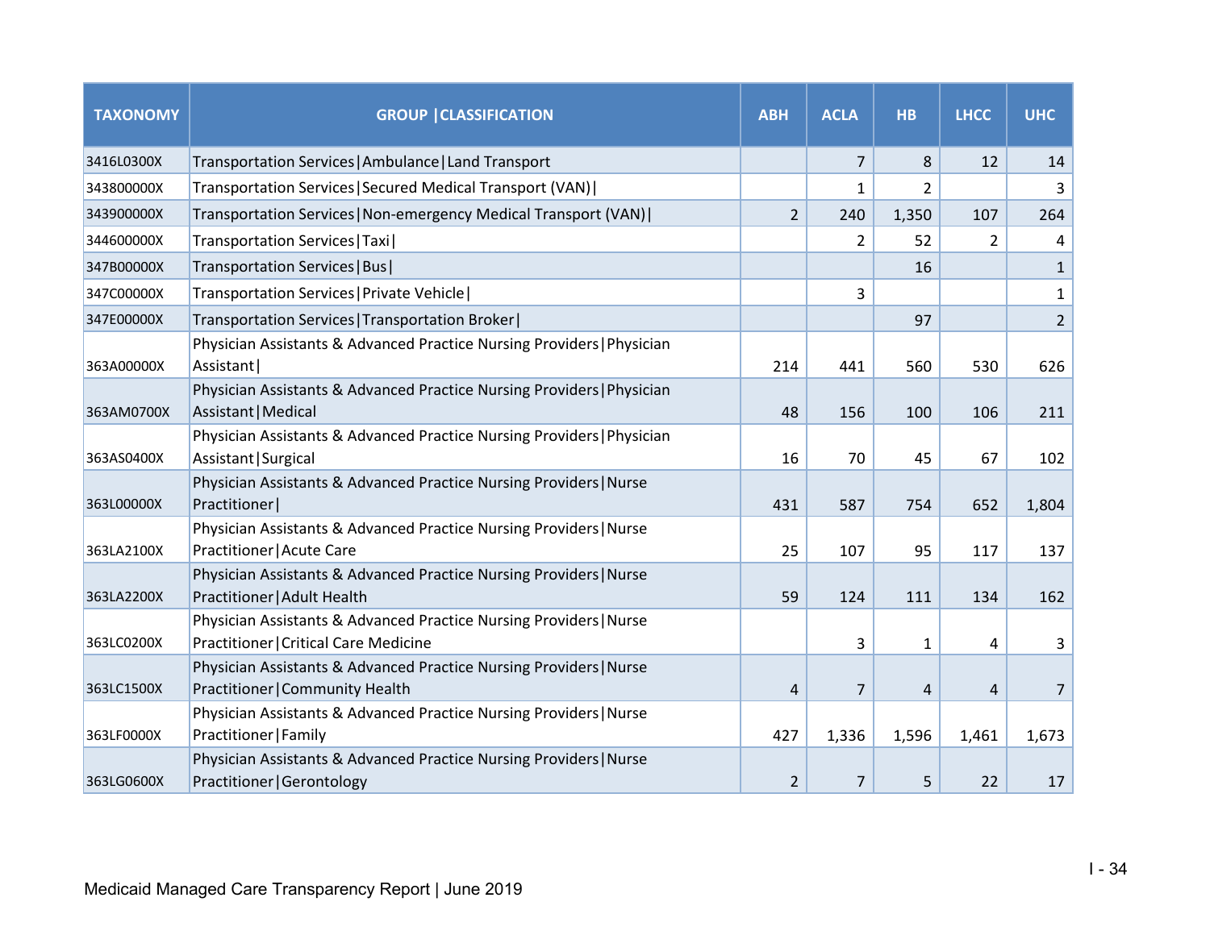| TAXONOMY | GROUP \|CLASSIFICATION | ABH | ACLA | HB | LHCC | UHC |
|---|---|---|---|---|---|---|
| 3416L0300X | Transportation Services\|Ambulance\|Land Transport | | 7 | 8 | 12 | 14 |
| 343800000X | Transportation Services\|Secured Medical Transport (VAN)\| | | 1 | 2 | | 3 |
| 343900000X | Transportation Services\|Non-emergency Medical Transport (VAN)\| | 2 | 240 | 1,350 | 107 | 264 |
| 344600000X | Transportation Services\|Taxi\| | | 2 | 52 | 2 | 4 |
| 347B00000X | Transportation Services\|Bus\| | | | 16 | | 1 |
| 347C00000X | Transportation Services\|Private Vehicle\| | | 3 | | | 1 |
| 347E00000X | Transportation Services\|Transportation Broker\| | | | 97 | | 2 |
| 363A00000X | Physician Assistants & Advanced Practice Nursing Providers\|Physician Assistant\| | 214 | 441 | 560 | 530 | 626 |
| 363AM0700X | Physician Assistants & Advanced Practice Nursing Providers\|Physician Assistant\|Medical | 48 | 156 | 100 | 106 | 211 |
| 363AS0400X | Physician Assistants & Advanced Practice Nursing Providers\|Physician Assistant\|Surgical | 16 | 70 | 45 | 67 | 102 |
| 363L00000X | Physician Assistants & Advanced Practice Nursing Providers\|Nurse Practitioner\| | 431 | 587 | 754 | 652 | 1,804 |
| 363LA2100X | Physician Assistants & Advanced Practice Nursing Providers\|Nurse Practitioner\|Acute Care | 25 | 107 | 95 | 117 | 137 |
| 363LA2200X | Physician Assistants & Advanced Practice Nursing Providers\|Nurse Practitioner\|Adult Health | 59 | 124 | 111 | 134 | 162 |
| 363LC0200X | Physician Assistants & Advanced Practice Nursing Providers\|Nurse Practitioner\|Critical Care Medicine | | 3 | 1 | 4 | 3 |
| 363LC1500X | Physician Assistants & Advanced Practice Nursing Providers\|Nurse Practitioner\|Community Health | 4 | 7 | 4 | 4 | 7 |
| 363LF0000X | Physician Assistants & Advanced Practice Nursing Providers\|Nurse Practitioner\|Family | 427 | 1,336 | 1,596 | 1,461 | 1,673 |
| 363LG0600X | Physician Assistants & Advanced Practice Nursing Providers\|Nurse Practitioner\|Gerontology | 2 | 7 | 5 | 22 | 17 |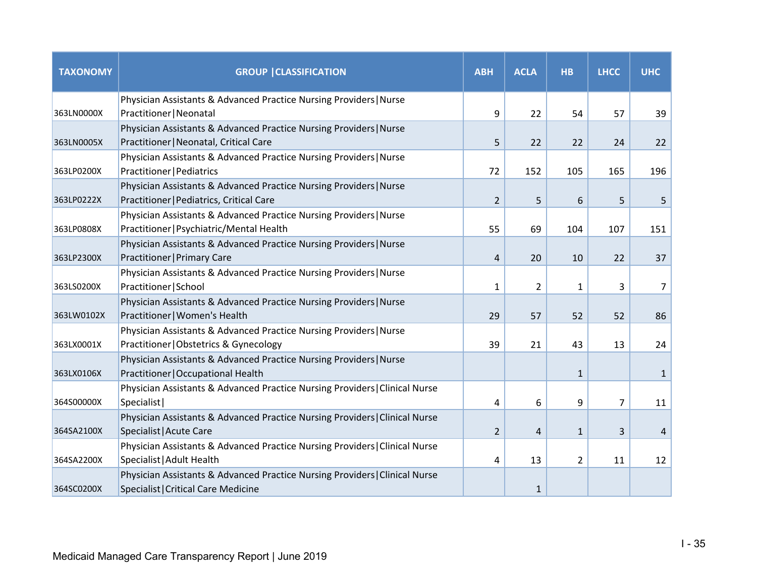| TAXONOMY | GROUP \|CLASSIFICATION | ABH | ACLA | HB | LHCC | UHC |
|---|---|---|---|---|---|---|
| 363LN0000X | Physician Assistants & Advanced Practice Nursing Providers\|Nurse Practitioner\|Neonatal | 9 | 22 | 54 | 57 | 39 |
| 363LN0005X | Physician Assistants & Advanced Practice Nursing Providers\|Nurse Practitioner\|Neonatal, Critical Care | 5 | 22 | 22 | 24 | 22 |
| 363LP0200X | Physician Assistants & Advanced Practice Nursing Providers\|Nurse Practitioner\|Pediatrics | 72 | 152 | 105 | 165 | 196 |
| 363LP0222X | Physician Assistants & Advanced Practice Nursing Providers\|Nurse Practitioner\|Pediatrics, Critical Care | 2 | 5 | 6 | 5 | 5 |
| 363LP0808X | Physician Assistants & Advanced Practice Nursing Providers\|Nurse Practitioner\|Psychiatric/Mental Health | 55 | 69 | 104 | 107 | 151 |
| 363LP2300X | Physician Assistants & Advanced Practice Nursing Providers\|Nurse Practitioner\|Primary Care | 4 | 20 | 10 | 22 | 37 |
| 363LS0200X | Physician Assistants & Advanced Practice Nursing Providers\|Nurse Practitioner\|School | 1 | 2 | 1 | 3 | 7 |
| 363LW0102X | Physician Assistants & Advanced Practice Nursing Providers\|Nurse Practitioner\|Women's Health | 29 | 57 | 52 | 52 | 86 |
| 363LX0001X | Physician Assistants & Advanced Practice Nursing Providers\|Nurse Practitioner\|Obstetrics & Gynecology | 39 | 21 | 43 | 13 | 24 |
| 363LX0106X | Physician Assistants & Advanced Practice Nursing Providers\|Nurse Practitioner\|Occupational Health | | | 1 | | 1 |
| 364S00000X | Physician Assistants & Advanced Practice Nursing Providers\|Clinical Nurse Specialist\| | 4 | 6 | 9 | 7 | 11 |
| 364SA2100X | Physician Assistants & Advanced Practice Nursing Providers\|Clinical Nurse Specialist\|Acute Care | 2 | 4 | 1 | 3 | 4 |
| 364SA2200X | Physician Assistants & Advanced Practice Nursing Providers\|Clinical Nurse Specialist\|Adult Health | 4 | 13 | 2 | 11 | 12 |
| 364SC0200X | Physician Assistants & Advanced Practice Nursing Providers\|Clinical Nurse Specialist\|Critical Care Medicine | | 1 | | | |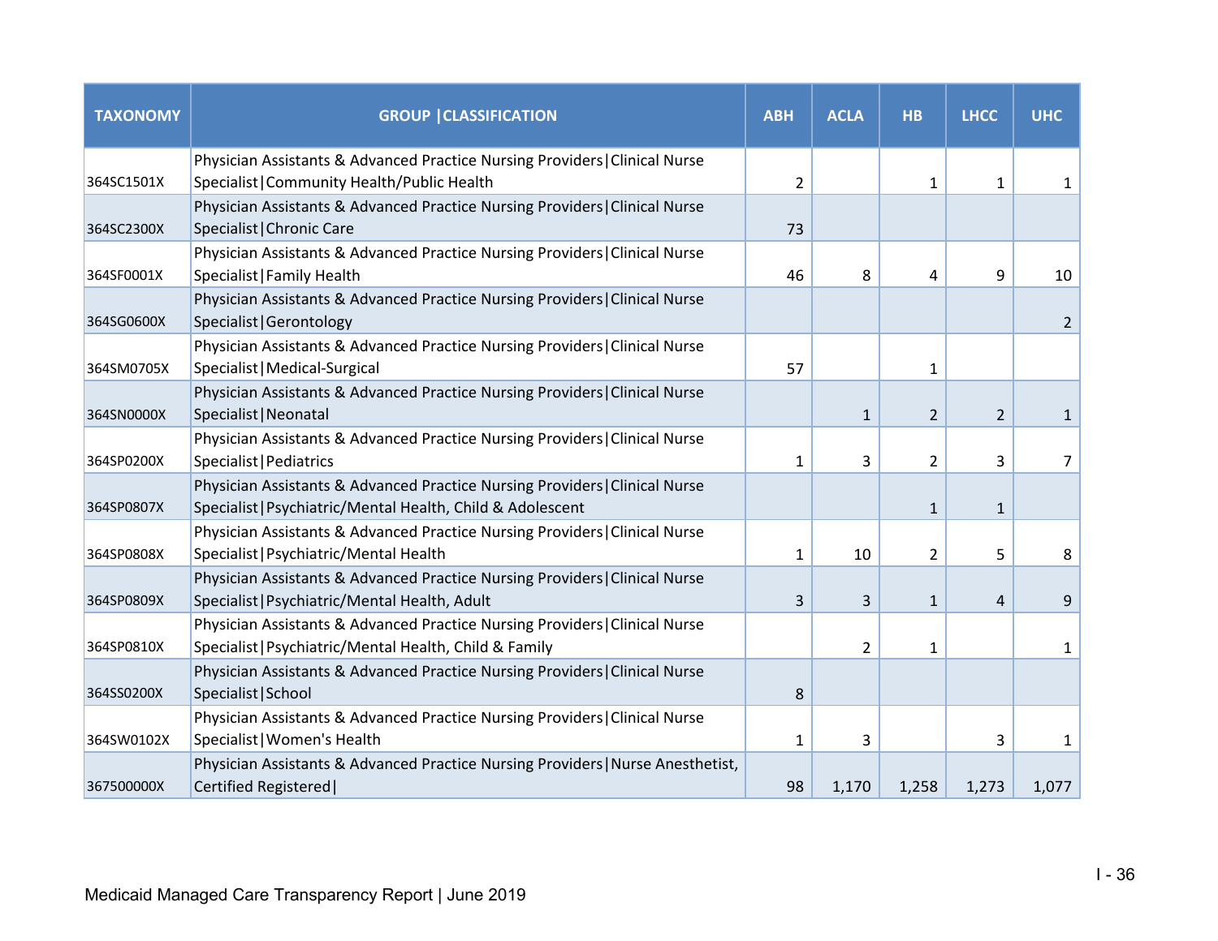| TAXONOMY | GROUP \|CLASSIFICATION | ABH | ACLA | HB | LHCC | UHC |
|---|---|---|---|---|---|---|
| 364SC1501X | Physician Assistants & Advanced Practice Nursing Providers\|Clinical Nurse Specialist\|Community Health/Public Health | 2 | | 1 | 1 | 1 |
| 364SC2300X | Physician Assistants & Advanced Practice Nursing Providers\|Clinical Nurse Specialist\|Chronic Care | 73 | | | | |
| 364SF0001X | Physician Assistants & Advanced Practice Nursing Providers\|Clinical Nurse Specialist\|Family Health | 46 | 8 | 4 | 9 | 10 |
| 364SG0600X | Physician Assistants & Advanced Practice Nursing Providers\|Clinical Nurse Specialist\|Gerontology | | | | | 2 |
| 364SM0705X | Physician Assistants & Advanced Practice Nursing Providers\|Clinical Nurse Specialist\|Medical-Surgical | 57 | | 1 | | |
| 364SN0000X | Physician Assistants & Advanced Practice Nursing Providers\|Clinical Nurse Specialist\|Neonatal | | 1 | 2 | 2 | 1 |
| 364SP0200X | Physician Assistants & Advanced Practice Nursing Providers\|Clinical Nurse Specialist\|Pediatrics | 1 | 3 | 2 | 3 | 7 |
| 364SP0807X | Physician Assistants & Advanced Practice Nursing Providers\|Clinical Nurse Specialist\|Psychiatric/Mental Health, Child & Adolescent | | | 1 | 1 | |
| 364SP0808X | Physician Assistants & Advanced Practice Nursing Providers\|Clinical Nurse Specialist\|Psychiatric/Mental Health | 1 | 10 | 2 | 5 | 8 |
| 364SP0809X | Physician Assistants & Advanced Practice Nursing Providers\|Clinical Nurse Specialist\|Psychiatric/Mental Health, Adult | 3 | 3 | 1 | 4 | 9 |
| 364SP0810X | Physician Assistants & Advanced Practice Nursing Providers\|Clinical Nurse Specialist\|Psychiatric/Mental Health, Child & Family | | 2 | 1 | | 1 |
| 364SS0200X | Physician Assistants & Advanced Practice Nursing Providers\|Clinical Nurse Specialist\|School | 8 | | | | |
| 364SW0102X | Physician Assistants & Advanced Practice Nursing Providers\|Clinical Nurse Specialist\|Women's Health | 1 | 3 | | 3 | 1 |
| 367500000X | Physician Assistants & Advanced Practice Nursing Providers\|Nurse Anesthetist, Certified Registered\| | 98 | 1,170 | 1,258 | 1,273 | 1,077 |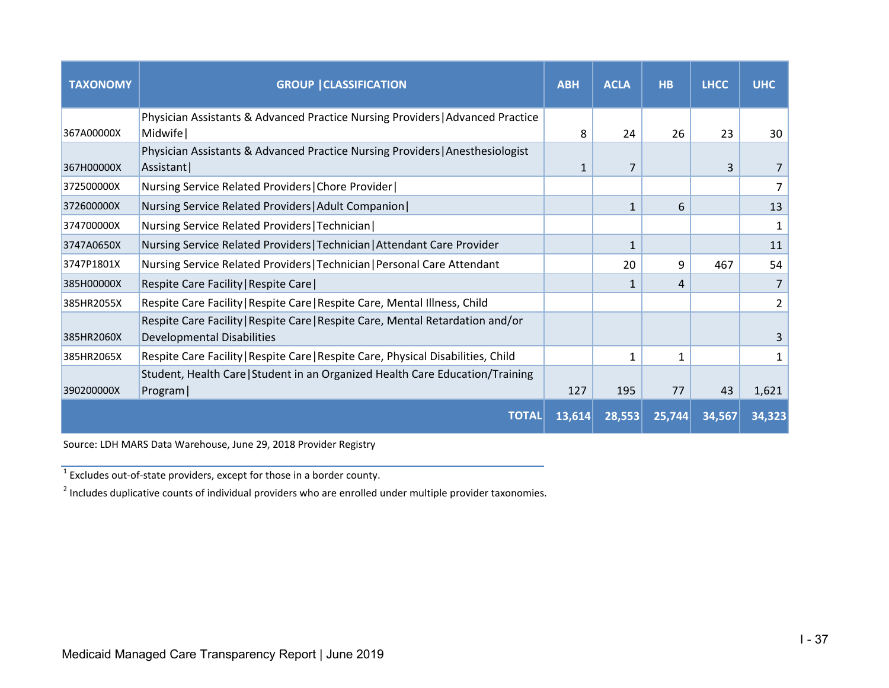| TAXONOMY | GROUP \|CLASSIFICATION | ABH | ACLA | HB | LHCC | UHC |
|---|---|---|---|---|---|---|
| 367A00000X | Physician Assistants & Advanced Practice Nursing Providers\|Advanced Practice Midwife\| | 8 | 24 | 26 | 23 | 30 |
| 367H00000X | Physician Assistants & Advanced Practice Nursing Providers\|Anesthesiologist Assistant\| | 1 | 7 | | 3 | 7 |
| 372500000X | Nursing Service Related Providers\|Chore Provider\| | | | | | 7 |
| 372600000X | Nursing Service Related Providers\|Adult Companion\| | | 1 | 6 | | 13 |
| 374700000X | Nursing Service Related Providers\|Technician\| | | | | | 1 |
| 3747A0650X | Nursing Service Related Providers\|Technician\|Attendant Care Provider | | 1 | | | 11 |
| 3747P1801X | Nursing Service Related Providers\|Technician\|Personal Care Attendant | | 20 | 9 | 467 | 54 |
| 385H00000X | Respite Care Facility\|Respite Care\| | | 1 | 4 | | 7 |
| 385HR2055X | Respite Care Facility\|Respite Care\|Respite Care, Mental Illness, Child | | | | | 2 |
| 385HR2060X | Respite Care Facility\|Respite Care\|Respite Care, Mental Retardation and/or Developmental Disabilities | | | | | 3 |
| 385HR2065X | Respite Care Facility\|Respite Care\|Respite Care, Physical Disabilities, Child | | 1 | 1 | | 1 |
| 390200000X | Student, Health Care\|Student in an Organized Health Care Education/Training Program\| | 127 | 195 | 77 | 43 | 1,621 |
| | **TOTAL** | **13,614** | **28,553** | **25,744** | **34,567** | **34,323** |

Source: LDH MARS Data Warehouse, June 29, 2018 Provider Registry

[1] Excludes out-of-state providers, except for those in a border county.

[2] Includes duplicative counts of individual providers who are enrolled under multiple provider taxonomies.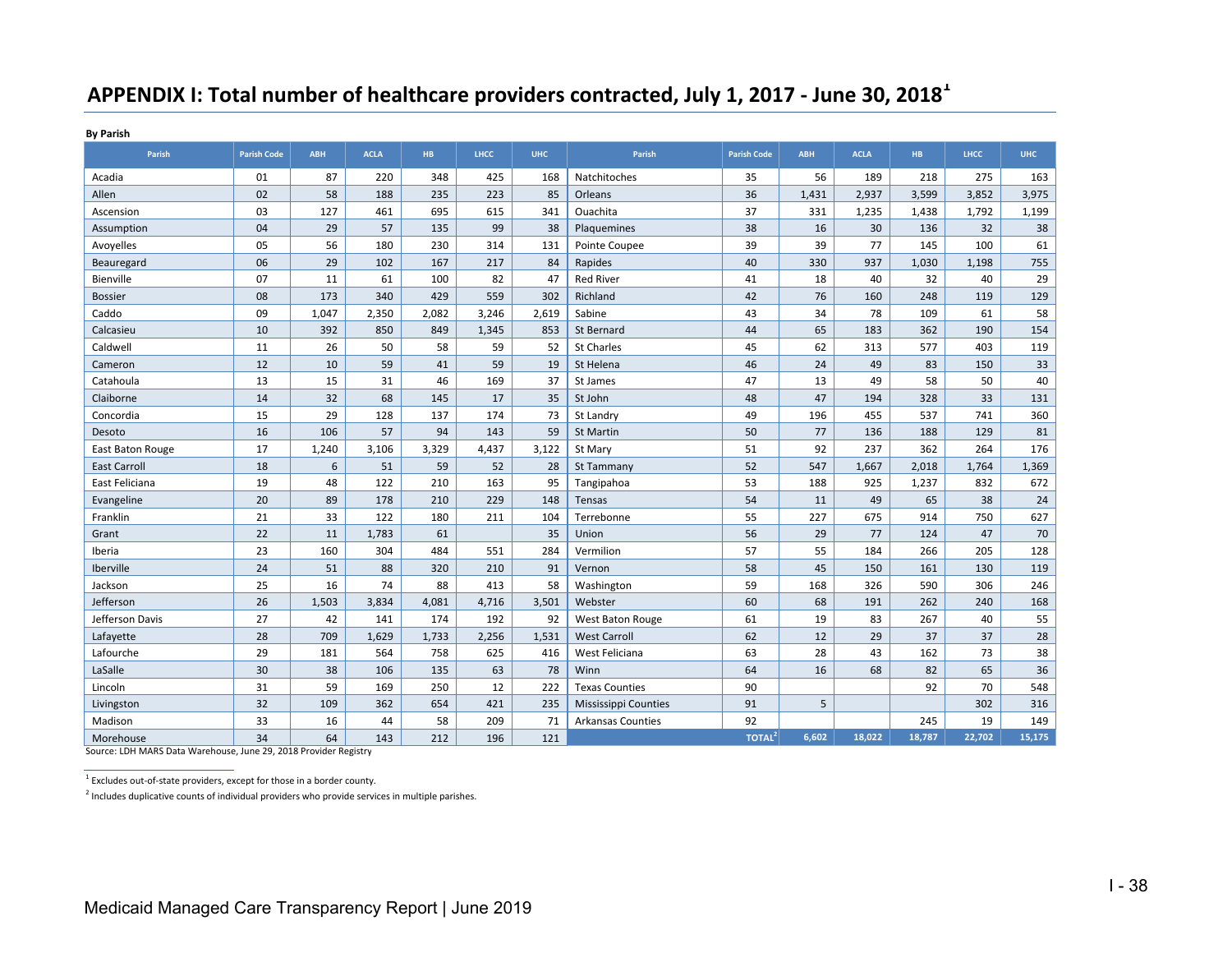## APPENDIX I: Total number of healthcare providers contracted, July 1, 2017 - June 30, 2018[1]

**By Parish**

| Parish | Parish Code | ABH | ACLA | HB | LHCC | UHC | Parish | Parish Code | ABH | ACLA | HB | LHCC | UHC |
|---|---|---|---|---|---|---|---|---|---|---|---|---|---|
| Acadia | 01 | 87 | 220 | 348 | 425 | 168 | Natchitoches | 35 | 56 | 189 | 218 | 275 | 163 |
| Allen | 02 | 58 | 188 | 235 | 223 | 85 | Orleans | 36 | 1,431 | 2,937 | 3,599 | 3,852 | 3,975 |
| Ascension | 03 | 127 | 461 | 695 | 615 | 341 | Ouachita | 37 | 331 | 1,235 | 1,438 | 1,792 | 1,199 |
| Assumption | 04 | 29 | 57 | 135 | 99 | 38 | Plaquemines | 38 | 16 | 30 | 136 | 32 | 38 |
| Avoyelles | 05 | 56 | 180 | 230 | 314 | 131 | Pointe Coupee | 39 | 39 | 77 | 145 | 100 | 61 |
| Beauregard | 06 | 29 | 102 | 167 | 217 | 84 | Rapides | 40 | 330 | 937 | 1,030 | 1,198 | 755 |
| Bienville | 07 | 11 | 61 | 100 | 82 | 47 | Red River | 41 | 18 | 40 | 32 | 40 | 29 |
| Bossier | 08 | 173 | 340 | 429 | 559 | 302 | Richland | 42 | 76 | 160 | 248 | 119 | 129 |
| Caddo | 09 | 1,047 | 2,350 | 2,082 | 3,246 | 2,619 | Sabine | 43 | 34 | 78 | 109 | 61 | 58 |
| Calcasieu | 10 | 392 | 850 | 849 | 1,345 | 853 | St Bernard | 44 | 65 | 183 | 362 | 190 | 154 |
| Caldwell | 11 | 26 | 50 | 58 | 59 | 52 | St Charles | 45 | 62 | 313 | 577 | 403 | 119 |
| Cameron | 12 | 10 | 59 | 41 | 59 | 19 | St Helena | 46 | 24 | 49 | 83 | 150 | 33 |
| Catahoula | 13 | 15 | 31 | 46 | 169 | 37 | St James | 47 | 13 | 49 | 58 | 50 | 40 |
| Claiborne | 14 | 32 | 68 | 145 | 17 | 35 | St John | 48 | 47 | 194 | 328 | 33 | 131 |
| Concordia | 15 | 29 | 128 | 137 | 174 | 73 | St Landry | 49 | 196 | 455 | 537 | 741 | 360 |
| Desoto | 16 | 106 | 57 | 94 | 143 | 59 | St Martin | 50 | 77 | 136 | 188 | 129 | 81 |
| East Baton Rouge | 17 | 1,240 | 3,106 | 3,329 | 4,437 | 3,122 | St Mary | 51 | 92 | 237 | 362 | 264 | 176 |
| East Carroll | 18 | 6 | 51 | 59 | 52 | 28 | St Tammany | 52 | 547 | 1,667 | 2,018 | 1,764 | 1,369 |
| East Feliciana | 19 | 48 | 122 | 210 | 163 | 95 | Tangipahoa | 53 | 188 | 925 | 1,237 | 832 | 672 |
| Evangeline | 20 | 89 | 178 | 210 | 229 | 148 | Tensas | 54 | 11 | 49 | 65 | 38 | 24 |
| Franklin | 21 | 33 | 122 | 180 | 211 | 104 | Terrebonne | 55 | 227 | 675 | 914 | 750 | 627 |
| Grant | 22 | 11 | 1,783 | 61 | | 35 | Union | 56 | 29 | 77 | 124 | 47 | 70 |
| Iberia | 23 | 160 | 304 | 484 | 551 | 284 | Vermilion | 57 | 55 | 184 | 266 | 205 | 128 |
| Iberville | 24 | 51 | 88 | 320 | 210 | 91 | Vernon | 58 | 45 | 150 | 161 | 130 | 119 |
| Jackson | 25 | 16 | 74 | 88 | 413 | 58 | Washington | 59 | 168 | 326 | 590 | 306 | 246 |
| Jefferson | 26 | 1,503 | 3,834 | 4,081 | 4,716 | 3,501 | Webster | 60 | 68 | 191 | 262 | 240 | 168 |
| Jefferson Davis | 27 | 42 | 141 | 174 | 192 | 92 | West Baton Rouge | 61 | 19 | 83 | 267 | 40 | 55 |
| Lafayette | 28 | 709 | 1,629 | 1,733 | 2,256 | 1,531 | West Carroll | 62 | 12 | 29 | 37 | 37 | 28 |
| Lafourche | 29 | 181 | 564 | 758 | 625 | 416 | West Feliciana | 63 | 28 | 43 | 162 | 73 | 38 |
| LaSalle | 30 | 38 | 106 | 135 | 63 | 78 | Winn | 64 | 16 | 68 | 82 | 65 | 36 |
| Lincoln | 31 | 59 | 169 | 250 | 12 | 222 | Texas Counties | 90 | | | 92 | 70 | 548 |
| Livingston | 32 | 109 | 362 | 654 | 421 | 235 | Mississippi Counties | 91 | 5 | | | 302 | 316 |
| Madison | 33 | 16 | 44 | 58 | 209 | 71 | Arkansas Counties | 92 | | | 245 | 19 | 149 |
| Morehouse | 34 | 64 | 143 | 212 | 196 | 121 | | TOTAL[2] | 6,602 | 18,022 | 18,787 | 22,702 | 15,175 |

Source: LDH MARS Data Warehouse, June 29, 2018 Provider Registry

[1] Excludes out-of-state providers, except for those in a border county.

[2] Includes duplicative counts of individual providers who provide services in multiple parishes.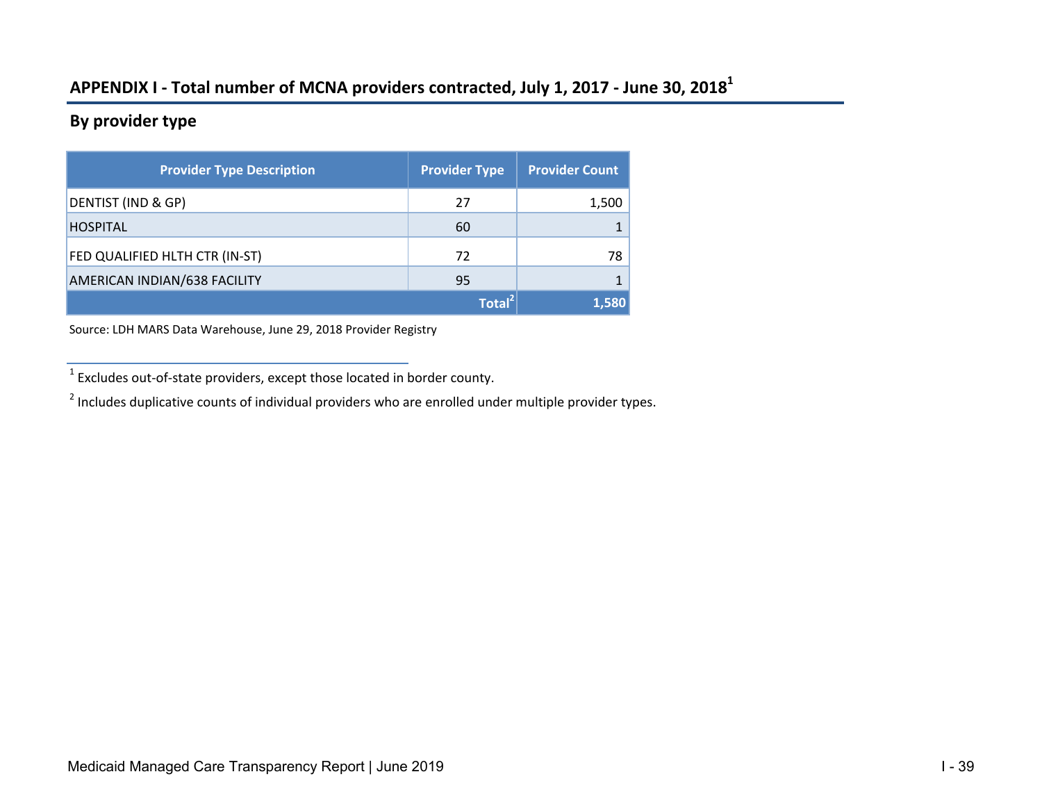## APPENDIX I - Total number of MCNA providers contracted, July 1, 2017 - June 30, 2018[1]

### By provider type

| Provider Type Description | Provider Type | Provider Count |
|---|---|---|
| DENTIST (IND & GP) | 27 | 1,500 |
| HOSPITAL | 60 | 1 |
| FED QUALIFIED HLTH CTR (IN-ST) | 72 | 78 |
| AMERICAN INDIAN/638 FACILITY | 95 | 1 |
| | **Total[2]** | **1,580** |

Source: LDH MARS Data Warehouse, June 29, 2018 Provider Registry

[1] Excludes out-of-state providers, except those located in border county.

[2] Includes duplicative counts of individual providers who are enrolled under multiple provider types.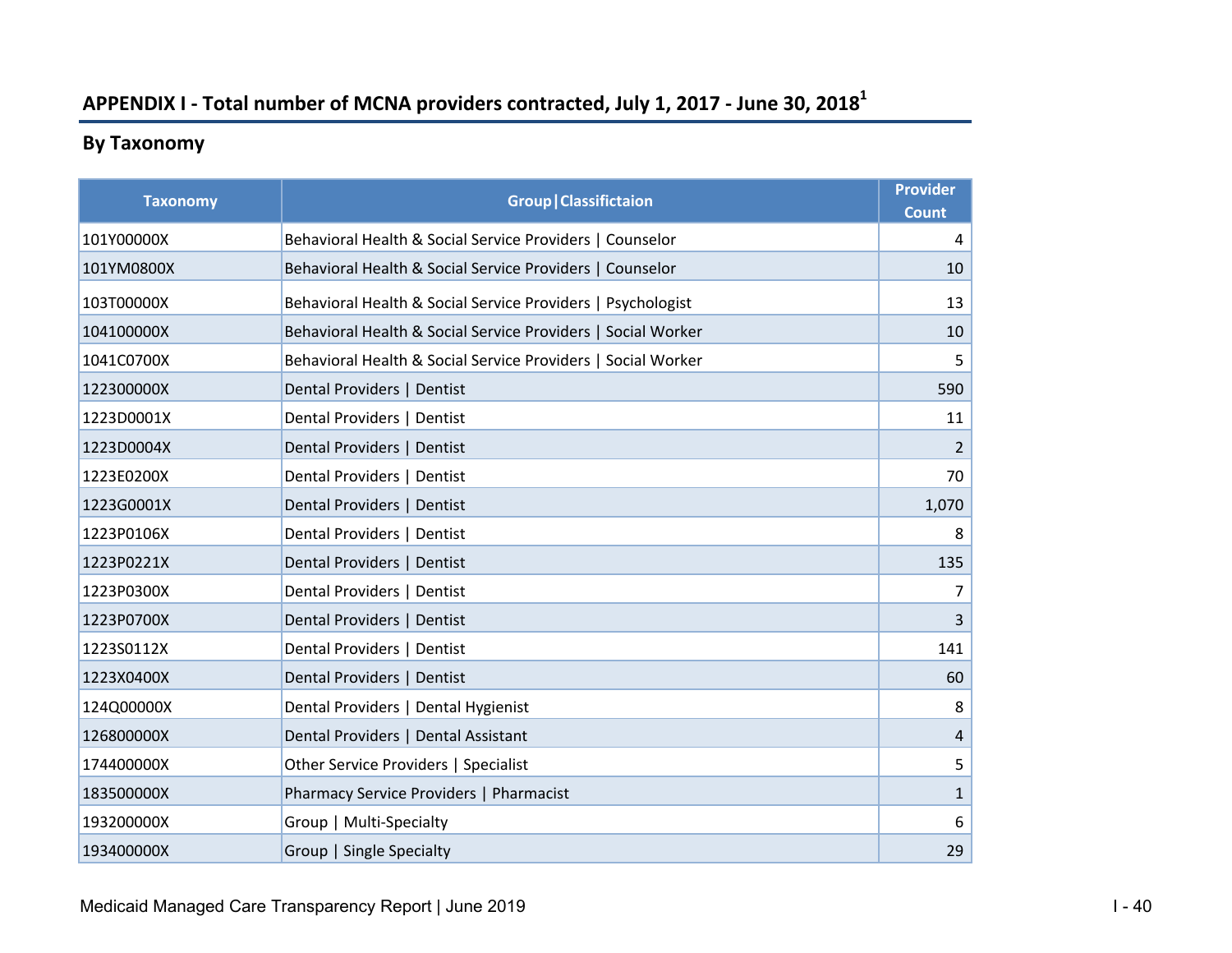## APPENDIX I - Total number of MCNA providers contracted, July 1, 2017 - June 30, 2018[1]

### By Taxonomy

| Taxonomy | Group\|Classifictaion | Provider Count |
|---|---|---|
| 101Y00000X | Behavioral Health & Social Service Providers \| Counselor | 4 |
| 101YM0800X | Behavioral Health & Social Service Providers \| Counselor | 10 |
| 103T00000X | Behavioral Health & Social Service Providers \| Psychologist | 13 |
| 104100000X | Behavioral Health & Social Service Providers \| Social Worker | 10 |
| 1041C0700X | Behavioral Health & Social Service Providers \| Social Worker | 5 |
| 122300000X | Dental Providers \| Dentist | 590 |
| 1223D0001X | Dental Providers \| Dentist | 11 |
| 1223D0004X | Dental Providers \| Dentist | 2 |
| 1223E0200X | Dental Providers \| Dentist | 70 |
| 1223G0001X | Dental Providers \| Dentist | 1,070 |
| 1223P0106X | Dental Providers \| Dentist | 8 |
| 1223P0221X | Dental Providers \| Dentist | 135 |
| 1223P0300X | Dental Providers \| Dentist | 7 |
| 1223P0700X | Dental Providers \| Dentist | 3 |
| 1223S0112X | Dental Providers \| Dentist | 141 |
| 1223X0400X | Dental Providers \| Dentist | 60 |
| 124Q00000X | Dental Providers \| Dental Hygienist | 8 |
| 126800000X | Dental Providers \| Dental Assistant | 4 |
| 174400000X | Other Service Providers \| Specialist | 5 |
| 183500000X | Pharmacy Service Providers \| Pharmacist | 1 |
| 193200000X | Group \| Multi-Specialty | 6 |
| 193400000X | Group \| Single Specialty | 29 |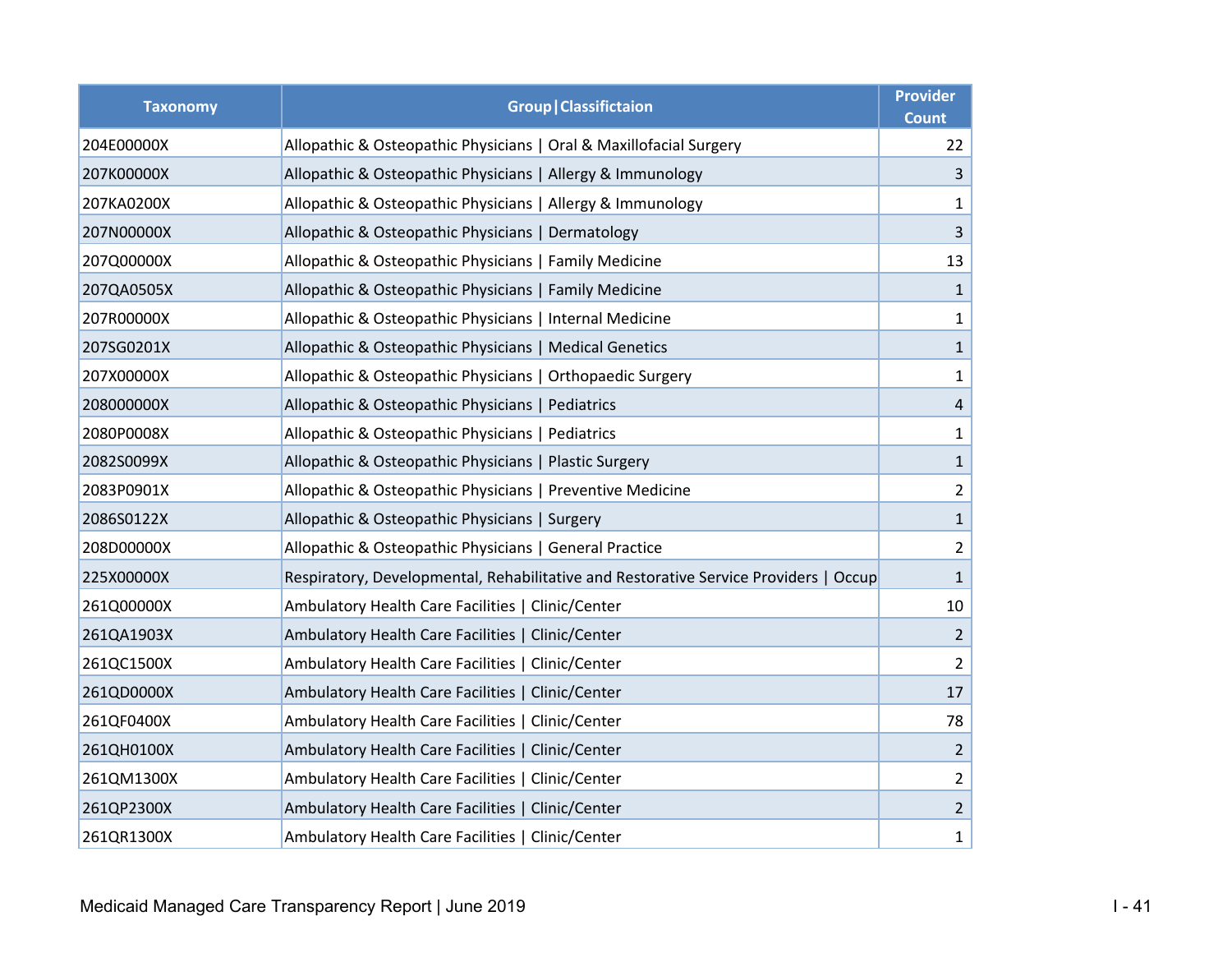| Taxonomy | Group\|Classifictaion | Provider Count |
|---|---|---|
| 204E00000X | Allopathic & Osteopathic Physicians \| Oral & Maxillofacial Surgery | 22 |
| 207K00000X | Allopathic & Osteopathic Physicians \| Allergy & Immunology | 3 |
| 207KA0200X | Allopathic & Osteopathic Physicians \| Allergy & Immunology | 1 |
| 207N00000X | Allopathic & Osteopathic Physicians \| Dermatology | 3 |
| 207Q00000X | Allopathic & Osteopathic Physicians \| Family Medicine | 13 |
| 207QA0505X | Allopathic & Osteopathic Physicians \| Family Medicine | 1 |
| 207R00000X | Allopathic & Osteopathic Physicians \| Internal Medicine | 1 |
| 207SG0201X | Allopathic & Osteopathic Physicians \| Medical Genetics | 1 |
| 207X00000X | Allopathic & Osteopathic Physicians \| Orthopaedic Surgery | 1 |
| 208000000X | Allopathic & Osteopathic Physicians \| Pediatrics | 4 |
| 2080P0008X | Allopathic & Osteopathic Physicians \| Pediatrics | 1 |
| 2082S0099X | Allopathic & Osteopathic Physicians \| Plastic Surgery | 1 |
| 2083P0901X | Allopathic & Osteopathic Physicians \| Preventive Medicine | 2 |
| 2086S0122X | Allopathic & Osteopathic Physicians \| Surgery | 1 |
| 208D00000X | Allopathic & Osteopathic Physicians \| General Practice | 2 |
| 225X00000X | Respiratory, Developmental, Rehabilitative and Restorative Service Providers \| Occup | 1 |
| 261Q00000X | Ambulatory Health Care Facilities \| Clinic/Center | 10 |
| 261QA1903X | Ambulatory Health Care Facilities \| Clinic/Center | 2 |
| 261QC1500X | Ambulatory Health Care Facilities \| Clinic/Center | 2 |
| 261QD0000X | Ambulatory Health Care Facilities \| Clinic/Center | 17 |
| 261QF0400X | Ambulatory Health Care Facilities \| Clinic/Center | 78 |
| 261QH0100X | Ambulatory Health Care Facilities \| Clinic/Center | 2 |
| 261QM1300X | Ambulatory Health Care Facilities \| Clinic/Center | 2 |
| 261QP2300X | Ambulatory Health Care Facilities \| Clinic/Center | 2 |
| 261QR1300X | Ambulatory Health Care Facilities \| Clinic/Center | 1 |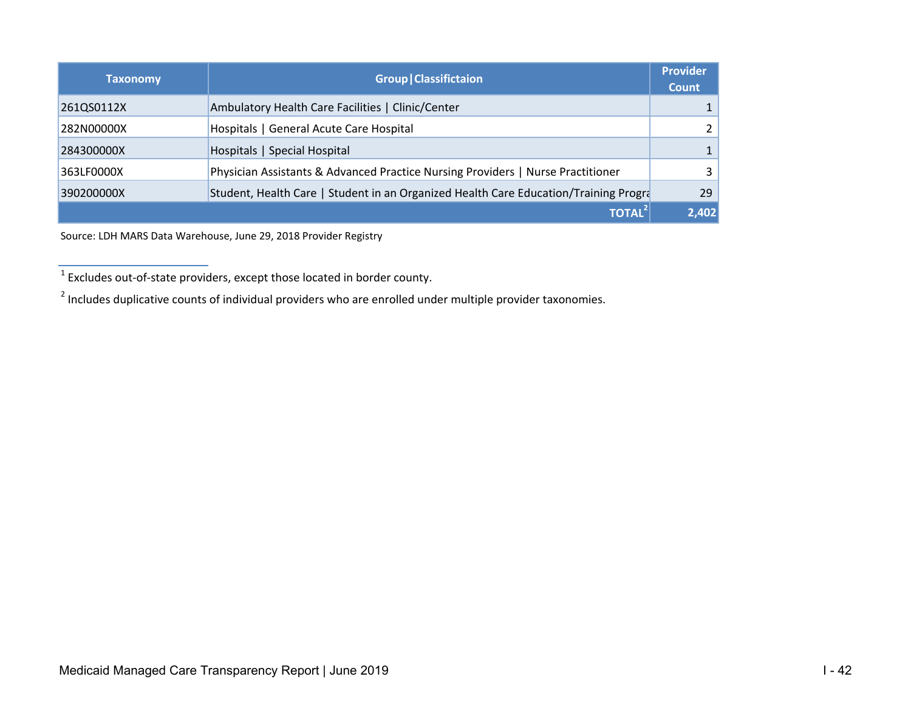| Taxonomy | Group\|Classifictaion | Provider Count |
|---|---|---|
| 261QS0112X | Ambulatory Health Care Facilities \| Clinic/Center | 1 |
| 282N00000X | Hospitals \| General Acute Care Hospital | 2 |
| 284300000X | Hospitals \| Special Hospital | 1 |
| 363LF0000X | Physician Assistants & Advanced Practice Nursing Providers \| Nurse Practitioner | 3 |
| 390200000X | Student, Health Care \| Student in an Organized Health Care Education/Training Progra | 29 |
| | TOTAL[2] | 2,402 |

Source: LDH MARS Data Warehouse, June 29, 2018 Provider Registry

[1] Excludes out-of-state providers, except those located in border county.

[2] Includes duplicative counts of individual providers who are enrolled under multiple provider taxonomies.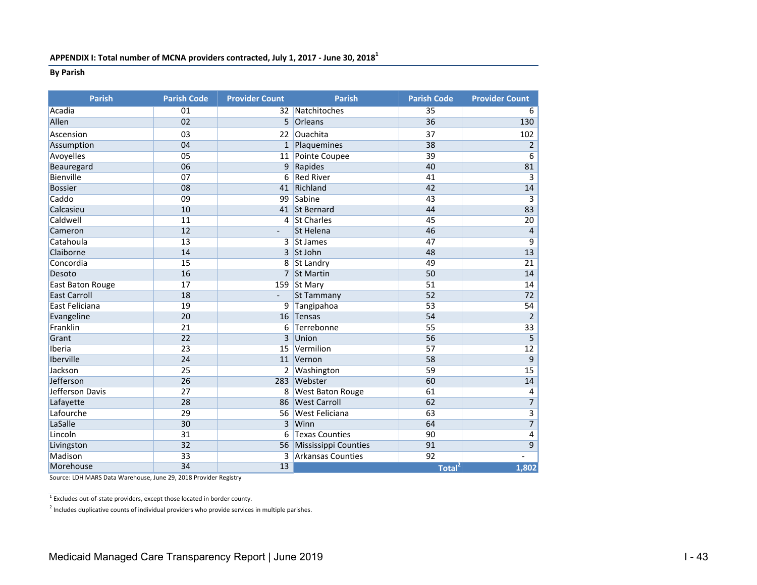**APPENDIX I: Total number of MCNA providers contracted, July 1, 2017 - June 30, 2018**[1]

**By Parish**

| Parish | Parish Code | Provider Count | Parish | Parish Code | Provider Count |
|---|---|---|---|---|---|
| Acadia | 01 | 32 | Natchitoches | 35 | 6 |
| Allen | 02 | 5 | Orleans | 36 | 130 |
| Ascension | 03 | 22 | Ouachita | 37 | 102 |
| Assumption | 04 | 1 | Plaquemines | 38 | 2 |
| Avoyelles | 05 | 11 | Pointe Coupee | 39 | 6 |
| Beauregard | 06 | 9 | Rapides | 40 | 81 |
| Bienville | 07 | 6 | Red River | 41 | 3 |
| Bossier | 08 | 41 | Richland | 42 | 14 |
| Caddo | 09 | 99 | Sabine | 43 | 3 |
| Calcasieu | 10 | 41 | St Bernard | 44 | 83 |
| Caldwell | 11 | 4 | St Charles | 45 | 20 |
| Cameron | 12 | - | St Helena | 46 | 4 |
| Catahoula | 13 | 3 | St James | 47 | 9 |
| Claiborne | 14 | 3 | St John | 48 | 13 |
| Concordia | 15 | 8 | St Landry | 49 | 21 |
| Desoto | 16 | 7 | St Martin | 50 | 14 |
| East Baton Rouge | 17 | 159 | St Mary | 51 | 14 |
| East Carroll | 18 | - | St Tammany | 52 | 72 |
| East Feliciana | 19 | 9 | Tangipahoa | 53 | 54 |
| Evangeline | 20 | 16 | Tensas | 54 | 2 |
| Franklin | 21 | 6 | Terrebonne | 55 | 33 |
| Grant | 22 | 3 | Union | 56 | 5 |
| Iberia | 23 | 15 | Vermilion | 57 | 12 |
| Iberville | 24 | 11 | Vernon | 58 | 9 |
| Jackson | 25 | 2 | Washington | 59 | 15 |
| Jefferson | 26 | 283 | Webster | 60 | 14 |
| Jefferson Davis | 27 | 8 | West Baton Rouge | 61 | 4 |
| Lafayette | 28 | 86 | West Carroll | 62 | 7 |
| Lafourche | 29 | 56 | West Feliciana | 63 | 3 |
| LaSalle | 30 | 3 | Winn | 64 | 7 |
| Lincoln | 31 | 6 | Texas Counties | 90 | 4 |
| Livingston | 32 | 56 | Mississippi Counties | 91 | 9 |
| Madison | 33 | 3 | Arkansas Counties | 92 | - |
| Morehouse | 34 | 13 | | **Total**[2] | **1,802** |

Source: LDH MARS Data Warehouse, June 29, 2018 Provider Registry

[1] Excludes out-of-state providers, except those located in border county.

[2] Includes duplicative counts of individual providers who provide services in multiple parishes.

Medicaid Managed Care Transparency Report | June 2019